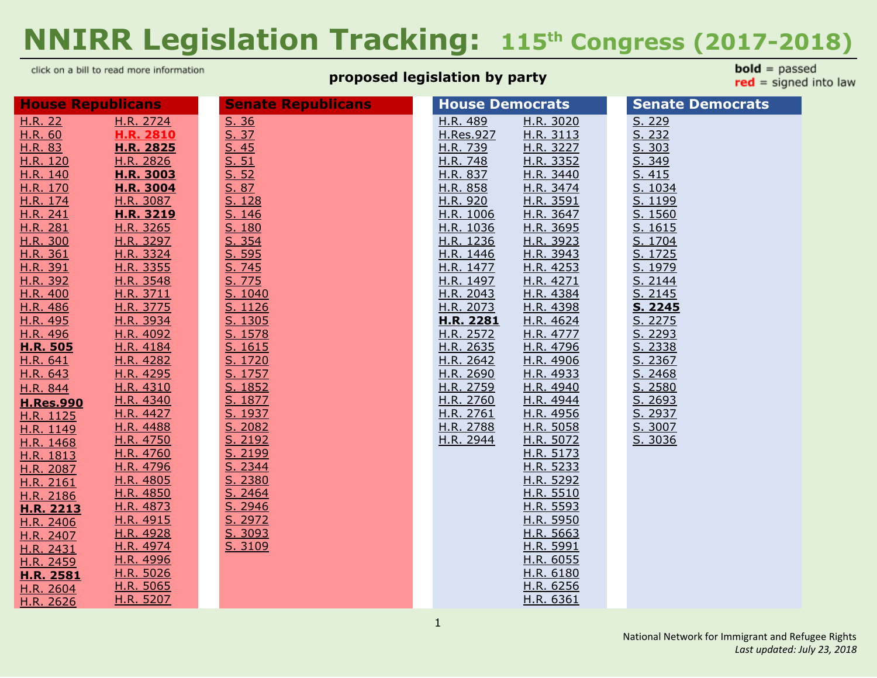# NNIRR Legislation Tracking: 115th Congress (2017-2018)

click on a bill to read more information

**proposed legislation by party**

**bold** = passed
red = signed into law

## House Republicans

H.R. 22
H.R. 60
H.R. 83
H.R. 120
H.R. 140
H.R. 170
H.R. 174
H.R. 241
H.R. 281
H.R. 300
H.R. 361
H.R. 391
H.R. 392
H.R. 400
H.R. 486
H.R. 495
H.R. 496
**H.R. 505**
H.R. 641
H.R. 643
H.R. 844
**H.Res.990**
H.R. 1125
H.R. 1149
H.R. 1468
H.R. 1813
H.R. 2087
H.R. 2161
H.R. 2186
**H.R. 2213**
H.R. 2406
H.R. 2407
H.R. 2431
H.R. 2459
**H.R. 2581**
H.R. 2604
H.R. 2626
H.R. 2724
**H.R. 2810** (signed into law)
**H.R. 2825**
H.R. 2826
**H.R. 3003**
**H.R. 3004**
H.R. 3087
**H.R. 3219**
H.R. 3265
H.R. 3297
H.R. 3324
H.R. 3355
H.R. 3548
H.R. 3711
H.R. 3775
H.R. 3934
H.R. 4092
H.R. 4184
H.R. 4282
H.R. 4295
H.R. 4310
H.R. 4340
H.R. 4427
H.R. 4488
H.R. 4750
H.R. 4760
H.R. 4796
H.R. 4805
H.R. 4850
H.R. 4873
H.R. 4915
H.R. 4928
H.R. 4974
H.R. 4996
H.R. 5026
H.R. 5065
H.R. 5207

## Senate Republicans

S. 36
S. 37
S. 45
S. 51
S. 52
S. 87
S. 128
S. 146
S. 180
S. 354
S. 595
S. 745
S. 775
S. 1040
S. 1126
S. 1305
S. 1578
S. 1615
S. 1720
S. 1757
S. 1852
S. 1877
S. 1937
S. 2082
S. 2192
S. 2199
S. 2344
S. 2380
S. 2464
S. 2946
S. 2972
S. 3093
S. 3109

## House Democrats

H.R. 489
H.Res.927
H.R. 739
H.R. 748
H.R. 837
H.R. 858
H.R. 920
H.R. 1006
H.R. 1036
H.R. 1236
H.R. 1446
H.R. 1477
H.R. 1497
H.R. 2043
H.R. 2073
**H.R. 2281**
H.R. 2572
H.R. 2635
H.R. 2642
H.R. 2690
H.R. 2759
H.R. 2760
H.R. 2761
H.R. 2788
H.R. 2944
H.R. 3020
H.R. 3113
H.R. 3227
H.R. 3352
H.R. 3440
H.R. 3474
H.R. 3591
H.R. 3647
H.R. 3695
H.R. 3923
H.R. 3943
H.R. 4253
H.R. 4271
H.R. 4384
H.R. 4398
H.R. 4624
H.R. 4777
H.R. 4796
H.R. 4906
H.R. 4933
H.R. 4940
H.R. 4944
H.R. 4956
H.R. 5058
H.R. 5072
H.R. 5173
H.R. 5233
H.R. 5292
H.R. 5510
H.R. 5593
H.R. 5950
H.R. 5663
H.R. 5991
H.R. 6055
H.R. 6180
H.R. 6256
H.R. 6361

## Senate Democrats

S. 229
S. 232
S. 303
S. 349
S. 415
S. 1034
S. 1199
S. 1560
S. 1615
S. 1704
S. 1725
S. 1979
S. 2144
S. 2145
**S. 2245**
S. 2275
S. 2293
S. 2338
S. 2367
S. 2468
S. 2580
S. 2693
S. 2937
S. 3007
S. 3036

National Network for Immigrant and Refugee Rights
*Last updated: July 23, 2018*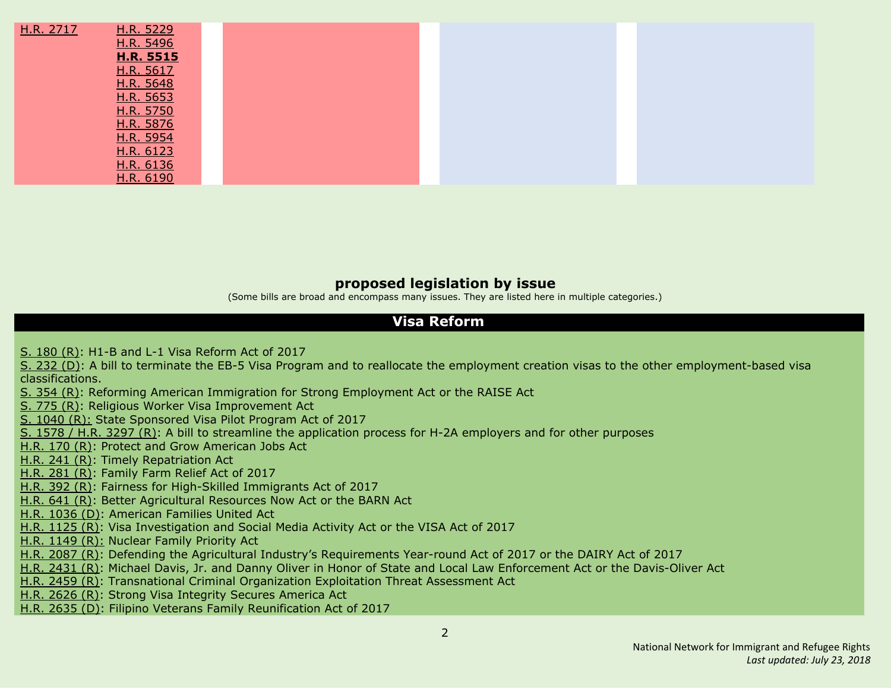| | | | | | | |
|---|---|---|---|---|---|---|
| H.R. 2717 | H.R. 5229<br>H.R. 5496<br>**H.R. 5515**<br>H.R. 5617<br>H.R. 5648<br>H.R. 5653<br>H.R. 5750<br>H.R. 5876<br>H.R. 5954<br>H.R. 6123<br>H.R. 6136<br>H.R. 6190 | | | | | |

## proposed legislation by issue

(Some bills are broad and encompass many issues. They are listed here in multiple categories.)

### Visa Reform

S. 180 (R): H1-B and L-1 Visa Reform Act of 2017
S. 232 (D): A bill to terminate the EB-5 Visa Program and to reallocate the employment creation visas to the other employment-based visa classifications.
S. 354 (R): Reforming American Immigration for Strong Employment Act or the RAISE Act
S. 775 (R): Religious Worker Visa Improvement Act
S. 1040 (R): State Sponsored Visa Pilot Program Act of 2017
S. 1578 / H.R. 3297 (R): A bill to streamline the application process for H-2A employers and for other purposes
H.R. 170 (R): Protect and Grow American Jobs Act
H.R. 241 (R): Timely Repatriation Act
H.R. 281 (R): Family Farm Relief Act of 2017
H.R. 392 (R): Fairness for High-Skilled Immigrants Act of 2017
H.R. 641 (R): Better Agricultural Resources Now Act or the BARN Act
H.R. 1036 (D): American Families United Act
H.R. 1125 (R): Visa Investigation and Social Media Activity Act or the VISA Act of 2017
H.R. 1149 (R): Nuclear Family Priority Act
H.R. 2087 (R): Defending the Agricultural Industry's Requirements Year-round Act of 2017 or the DAIRY Act of 2017
H.R. 2431 (R): Michael Davis, Jr. and Danny Oliver in Honor of State and Local Law Enforcement Act or the Davis-Oliver Act
H.R. 2459 (R): Transnational Criminal Organization Exploitation Threat Assessment Act
H.R. 2626 (R): Strong Visa Integrity Secures America Act
H.R. 2635 (D): Filipino Veterans Family Reunification Act of 2017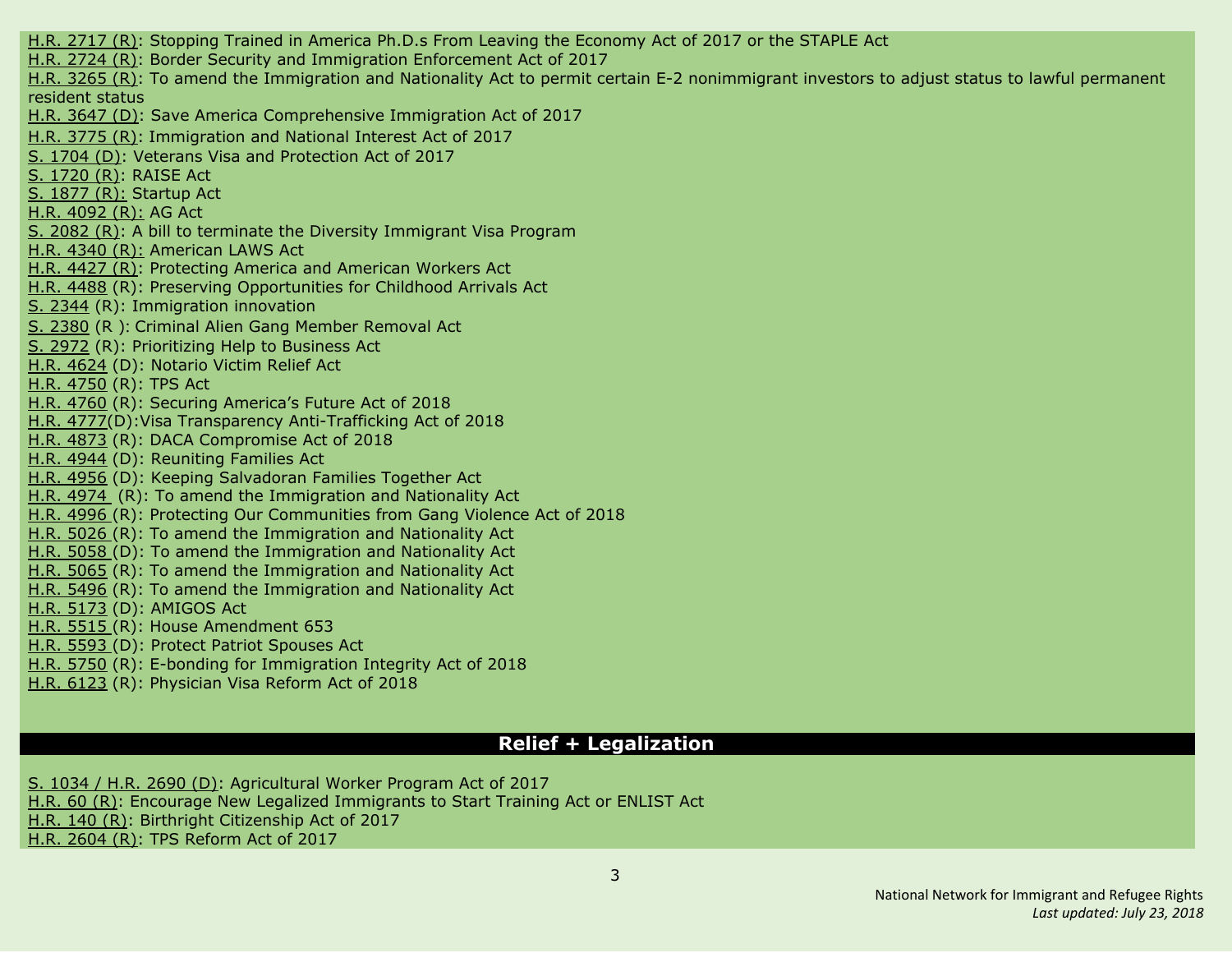H.R. 2717 (R): Stopping Trained in America Ph.D.s From Leaving the Economy Act of 2017 or the STAPLE Act
H.R. 2724 (R): Border Security and Immigration Enforcement Act of 2017
H.R. 3265 (R): To amend the Immigration and Nationality Act to permit certain E-2 nonimmigrant investors to adjust status to lawful permanent resident status
H.R. 3647 (D): Save America Comprehensive Immigration Act of 2017
H.R. 3775 (R): Immigration and National Interest Act of 2017
S. 1704 (D): Veterans Visa and Protection Act of 2017
S. 1720 (R): RAISE Act
S. 1877 (R): Startup Act
H.R. 4092 (R): AG Act
S. 2082 (R): A bill to terminate the Diversity Immigrant Visa Program
H.R. 4340 (R): American LAWS Act
H.R. 4427 (R): Protecting America and American Workers Act
H.R. 4488 (R): Preserving Opportunities for Childhood Arrivals Act
S. 2344 (R): Immigration innovation
S. 2380 (R ): Criminal Alien Gang Member Removal Act
S. 2972 (R): Prioritizing Help to Business Act
H.R. 4624 (D): Notario Victim Relief Act
H.R. 4750 (R): TPS Act
H.R. 4760 (R): Securing America's Future Act of 2018
H.R. 4777(D):Visa Transparency Anti-Trafficking Act of 2018
H.R. 4873 (R): DACA Compromise Act of 2018
H.R. 4944 (D): Reuniting Families Act
H.R. 4956 (D): Keeping Salvadoran Families Together Act
H.R. 4974 (R): To amend the Immigration and Nationality Act
H.R. 4996 (R): Protecting Our Communities from Gang Violence Act of 2018
H.R. 5026 (R): To amend the Immigration and Nationality Act
H.R. 5058 (D): To amend the Immigration and Nationality Act
H.R. 5065 (R): To amend the Immigration and Nationality Act
H.R. 5496 (R): To amend the Immigration and Nationality Act
H.R. 5173 (D): AMIGOS Act
H.R. 5515 (R): House Amendment 653
H.R. 5593 (D): Protect Patriot Spouses Act
H.R. 5750 (R): E-bonding for Immigration Integrity Act of 2018
H.R. 6123 (R): Physician Visa Reform Act of 2018

## Relief + Legalization

S. 1034 / H.R. 2690 (D): Agricultural Worker Program Act of 2017
H.R. 60 (R): Encourage New Legalized Immigrants to Start Training Act or ENLIST Act
H.R. 140 (R): Birthright Citizenship Act of 2017
H.R. 2604 (R): TPS Reform Act of 2017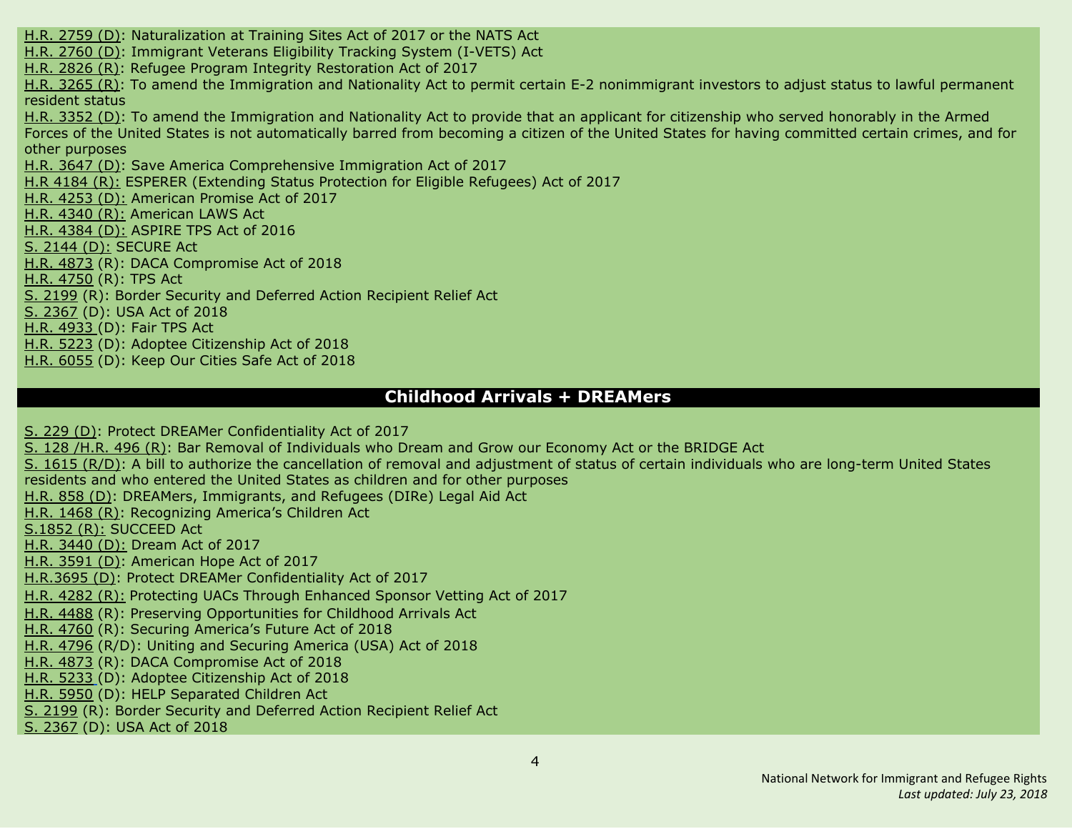H.R. 2759 (D): Naturalization at Training Sites Act of 2017 or the NATS Act
H.R. 2760 (D): Immigrant Veterans Eligibility Tracking System (I-VETS) Act
H.R. 2826 (R): Refugee Program Integrity Restoration Act of 2017
H.R. 3265 (R): To amend the Immigration and Nationality Act to permit certain E-2 nonimmigrant investors to adjust status to lawful permanent resident status
H.R. 3352 (D): To amend the Immigration and Nationality Act to provide that an applicant for citizenship who served honorably in the Armed Forces of the United States is not automatically barred from becoming a citizen of the United States for having committed certain crimes, and for other purposes
H.R. 3647 (D): Save America Comprehensive Immigration Act of 2017
H.R 4184 (R): ESPERER (Extending Status Protection for Eligible Refugees) Act of 2017
H.R. 4253 (D): American Promise Act of 2017
H.R. 4340 (R): American LAWS Act
H.R. 4384 (D): ASPIRE TPS Act of 2016
S. 2144 (D): SECURE Act
H.R. 4873 (R): DACA Compromise Act of 2018
H.R. 4750 (R): TPS Act
S. 2199 (R): Border Security and Deferred Action Recipient Relief Act
S. 2367 (D): USA Act of 2018
H.R. 4933 (D): Fair TPS Act
H.R. 5223 (D): Adoptee Citizenship Act of 2018
H.R. 6055 (D): Keep Our Cities Safe Act of 2018

## Childhood Arrivals + DREAMers

S. 229 (D): Protect DREAMer Confidentiality Act of 2017
S. 128 /H.R. 496 (R): Bar Removal of Individuals who Dream and Grow our Economy Act or the BRIDGE Act
S. 1615 (R/D): A bill to authorize the cancellation of removal and adjustment of status of certain individuals who are long-term United States residents and who entered the United States as children and for other purposes
H.R. 858 (D): DREAMers, Immigrants, and Refugees (DIRe) Legal Aid Act
H.R. 1468 (R): Recognizing America's Children Act
S.1852 (R): SUCCEED Act
H.R. 3440 (D): Dream Act of 2017
H.R. 3591 (D): American Hope Act of 2017
H.R.3695 (D): Protect DREAMer Confidentiality Act of 2017
H.R. 4282 (R): Protecting UACs Through Enhanced Sponsor Vetting Act of 2017
H.R. 4488 (R): Preserving Opportunities for Childhood Arrivals Act
H.R. 4760 (R): Securing America's Future Act of 2018
H.R. 4796 (R/D): Uniting and Securing America (USA) Act of 2018
H.R. 4873 (R): DACA Compromise Act of 2018
H.R. 5233 (D): Adoptee Citizenship Act of 2018
H.R. 5950 (D): HELP Separated Children Act
S. 2199 (R): Border Security and Deferred Action Recipient Relief Act
S. 2367 (D): USA Act of 2018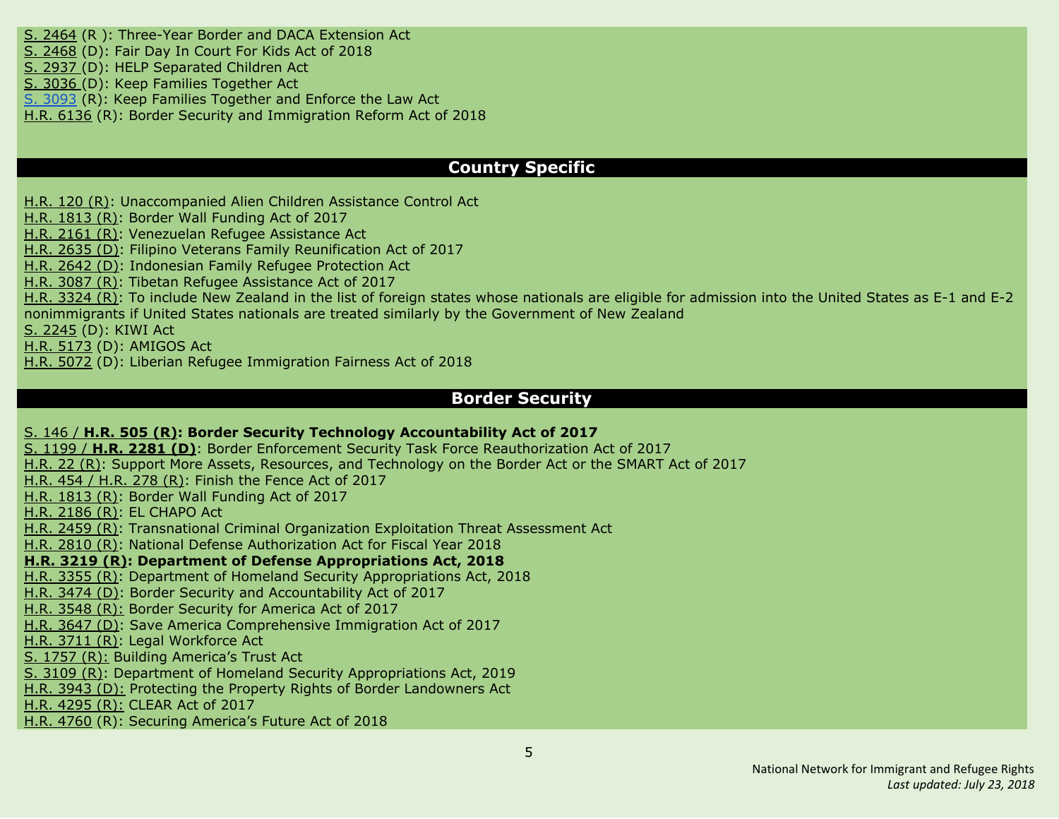S. 2464 (R ): Three-Year Border and DACA Extension Act
S. 2468 (D): Fair Day In Court For Kids Act of 2018
S. 2937 (D): HELP Separated Children Act
S. 3036 (D): Keep Families Together Act
S. 3093 (R): Keep Families Together and Enforce the Law Act
H.R. 6136 (R): Border Security and Immigration Reform Act of 2018

## Country Specific

H.R. 120 (R): Unaccompanied Alien Children Assistance Control Act
H.R. 1813 (R): Border Wall Funding Act of 2017
H.R. 2161 (R): Venezuelan Refugee Assistance Act
H.R. 2635 (D): Filipino Veterans Family Reunification Act of 2017
H.R. 2642 (D): Indonesian Family Refugee Protection Act
H.R. 3087 (R): Tibetan Refugee Assistance Act of 2017
H.R. 3324 (R): To include New Zealand in the list of foreign states whose nationals are eligible for admission into the United States as E-1 and E-2 nonimmigrants if United States nationals are treated similarly by the Government of New Zealand
S. 2245 (D): KIWI Act
H.R. 5173 (D): AMIGOS Act
H.R. 5072 (D): Liberian Refugee Immigration Fairness Act of 2018

## Border Security

S. 146 / **H.R. 505 (R): Border Security Technology Accountability Act of 2017**
S. 1199 / **H.R. 2281 (D)**: Border Enforcement Security Task Force Reauthorization Act of 2017
H.R. 22 (R): Support More Assets, Resources, and Technology on the Border Act or the SMART Act of 2017
H.R. 454 / H.R. 278 (R): Finish the Fence Act of 2017
H.R. 1813 (R): Border Wall Funding Act of 2017
H.R. 2186 (R): EL CHAPO Act
H.R. 2459 (R): Transnational Criminal Organization Exploitation Threat Assessment Act
H.R. 2810 (R): National Defense Authorization Act for Fiscal Year 2018
**H.R. 3219 (R): Department of Defense Appropriations Act, 2018**
H.R. 3355 (R): Department of Homeland Security Appropriations Act, 2018
H.R. 3474 (D): Border Security and Accountability Act of 2017
H.R. 3548 (R): Border Security for America Act of 2017
H.R. 3647 (D): Save America Comprehensive Immigration Act of 2017
H.R. 3711 (R): Legal Workforce Act
S. 1757 (R): Building America's Trust Act
S. 3109 (R): Department of Homeland Security Appropriations Act, 2019
H.R. 3943 (D): Protecting the Property Rights of Border Landowners Act
H.R. 4295 (R): CLEAR Act of 2017
H.R. 4760 (R): Securing America's Future Act of 2018

National Network for Immigrant and Refugee Rights
*Last updated: July 23, 2018*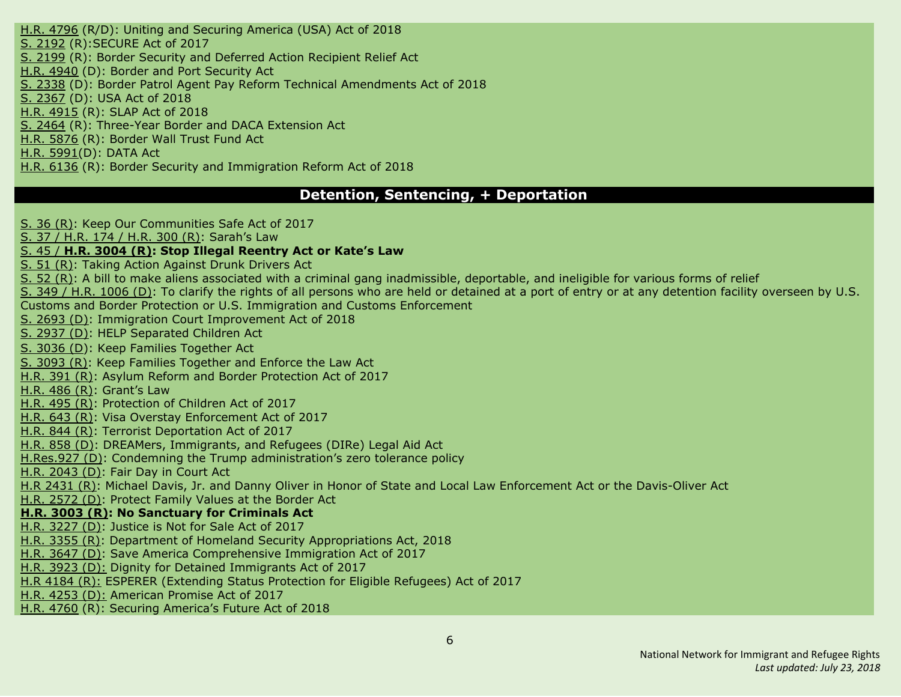H.R. 4796 (R/D): Uniting and Securing America (USA) Act of 2018
S. 2192 (R):SECURE Act of 2017
S. 2199 (R): Border Security and Deferred Action Recipient Relief Act
H.R. 4940 (D): Border and Port Security Act
S. 2338 (D): Border Patrol Agent Pay Reform Technical Amendments Act of 2018
S. 2367 (D): USA Act of 2018
H.R. 4915 (R): SLAP Act of 2018
S. 2464 (R): Three-Year Border and DACA Extension Act
H.R. 5876 (R): Border Wall Trust Fund Act
H.R. 5991(D): DATA Act
H.R. 6136 (R): Border Security and Immigration Reform Act of 2018

## Detention, Sentencing, + Deportation

S. 36 (R): Keep Our Communities Safe Act of 2017
S. 37 / H.R. 174 / H.R. 300 (R): Sarah's Law
S. 45 / **H.R. 3004 (R): Stop Illegal Reentry Act or Kate's Law**
S. 51 (R): Taking Action Against Drunk Drivers Act
S. 52 (R): A bill to make aliens associated with a criminal gang inadmissible, deportable, and ineligible for various forms of relief
S. 349 / H.R. 1006 (D): To clarify the rights of all persons who are held or detained at a port of entry or at any detention facility overseen by U.S. Customs and Border Protection or U.S. Immigration and Customs Enforcement
S. 2693 (D): Immigration Court Improvement Act of 2018
S. 2937 (D): HELP Separated Children Act
S. 3036 (D): Keep Families Together Act
S. 3093 (R): Keep Families Together and Enforce the Law Act
H.R. 391 (R): Asylum Reform and Border Protection Act of 2017
H.R. 486 (R): Grant's Law
H.R. 495 (R): Protection of Children Act of 2017
H.R. 643 (R): Visa Overstay Enforcement Act of 2017
H.R. 844 (R): Terrorist Deportation Act of 2017
H.R. 858 (D): DREAMers, Immigrants, and Refugees (DIRe) Legal Aid Act
H.Res.927 (D): Condemning the Trump administration's zero tolerance policy
H.R. 2043 (D): Fair Day in Court Act
H.R 2431 (R): Michael Davis, Jr. and Danny Oliver in Honor of State and Local Law Enforcement Act or the Davis-Oliver Act
H.R. 2572 (D): Protect Family Values at the Border Act
**H.R. 3003 (R): No Sanctuary for Criminals Act**
H.R. 3227 (D): Justice is Not for Sale Act of 2017
H.R. 3355 (R): Department of Homeland Security Appropriations Act, 2018
H.R. 3647 (D): Save America Comprehensive Immigration Act of 2017
H.R. 3923 (D): Dignity for Detained Immigrants Act of 2017
H.R 4184 (R): ESPERER (Extending Status Protection for Eligible Refugees) Act of 2017
H.R. 4253 (D): American Promise Act of 2017
H.R. 4760 (R): Securing America's Future Act of 2018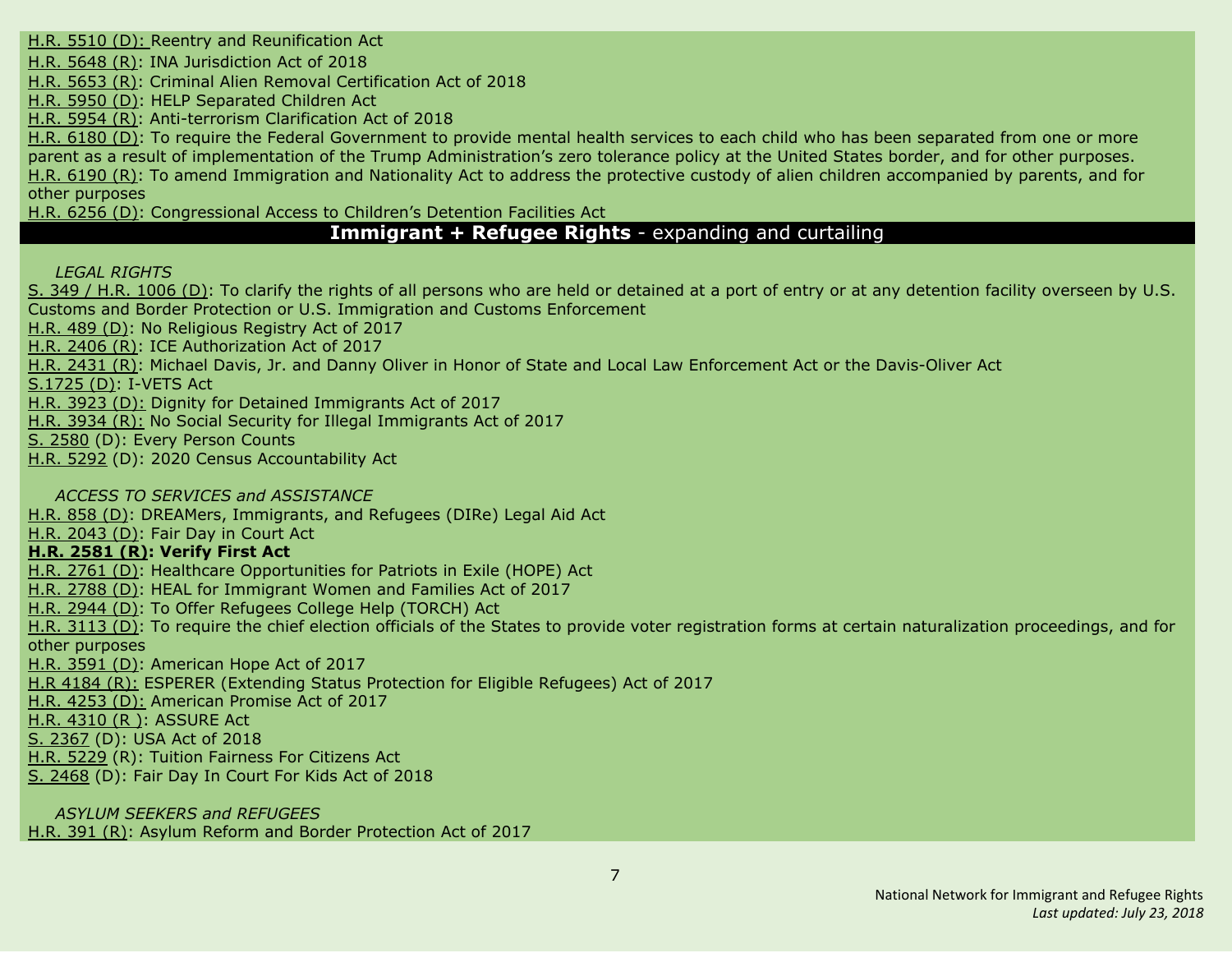H.R. 5510 (D): Reentry and Reunification Act
H.R. 5648 (R): INA Jurisdiction Act of 2018
H.R. 5653 (R): Criminal Alien Removal Certification Act of 2018
H.R. 5950 (D): HELP Separated Children Act
H.R. 5954 (R): Anti-terrorism Clarification Act of 2018
H.R. 6180 (D): To require the Federal Government to provide mental health services to each child who has been separated from one or more parent as a result of implementation of the Trump Administration's zero tolerance policy at the United States border, and for other purposes.
H.R. 6190 (R): To amend Immigration and Nationality Act to address the protective custody of alien children accompanied by parents, and for other purposes
H.R. 6256 (D): Congressional Access to Children's Detention Facilities Act

## **Immigrant + Refugee Rights** - expanding and curtailing

*LEGAL RIGHTS*

S. 349 / H.R. 1006 (D): To clarify the rights of all persons who are held or detained at a port of entry or at any detention facility overseen by U.S. Customs and Border Protection or U.S. Immigration and Customs Enforcement
H.R. 489 (D): No Religious Registry Act of 2017
H.R. 2406 (R): ICE Authorization Act of 2017
H.R. 2431 (R): Michael Davis, Jr. and Danny Oliver in Honor of State and Local Law Enforcement Act or the Davis-Oliver Act
S.1725 (D): I-VETS Act
H.R. 3923 (D): Dignity for Detained Immigrants Act of 2017
H.R. 3934 (R): No Social Security for Illegal Immigrants Act of 2017
S. 2580 (D): Every Person Counts
H.R. 5292 (D): 2020 Census Accountability Act

*ACCESS TO SERVICES and ASSISTANCE*

H.R. 858 (D): DREAMers, Immigrants, and Refugees (DIRe) Legal Aid Act
H.R. 2043 (D): Fair Day in Court Act
**H.R. 2581 (R): Verify First Act**
H.R. 2761 (D): Healthcare Opportunities for Patriots in Exile (HOPE) Act
H.R. 2788 (D): HEAL for Immigrant Women and Families Act of 2017
H.R. 2944 (D): To Offer Refugees College Help (TORCH) Act
H.R. 3113 (D): To require the chief election officials of the States to provide voter registration forms at certain naturalization proceedings, and for other purposes
H.R. 3591 (D): American Hope Act of 2017
H.R 4184 (R): ESPERER (Extending Status Protection for Eligible Refugees) Act of 2017
H.R. 4253 (D): American Promise Act of 2017
H.R. 4310 (R ): ASSURE Act
S. 2367 (D): USA Act of 2018
H.R. 5229 (R): Tuition Fairness For Citizens Act
S. 2468 (D): Fair Day In Court For Kids Act of 2018

*ASYLUM SEEKERS and REFUGEES*

H.R. 391 (R): Asylum Reform and Border Protection Act of 2017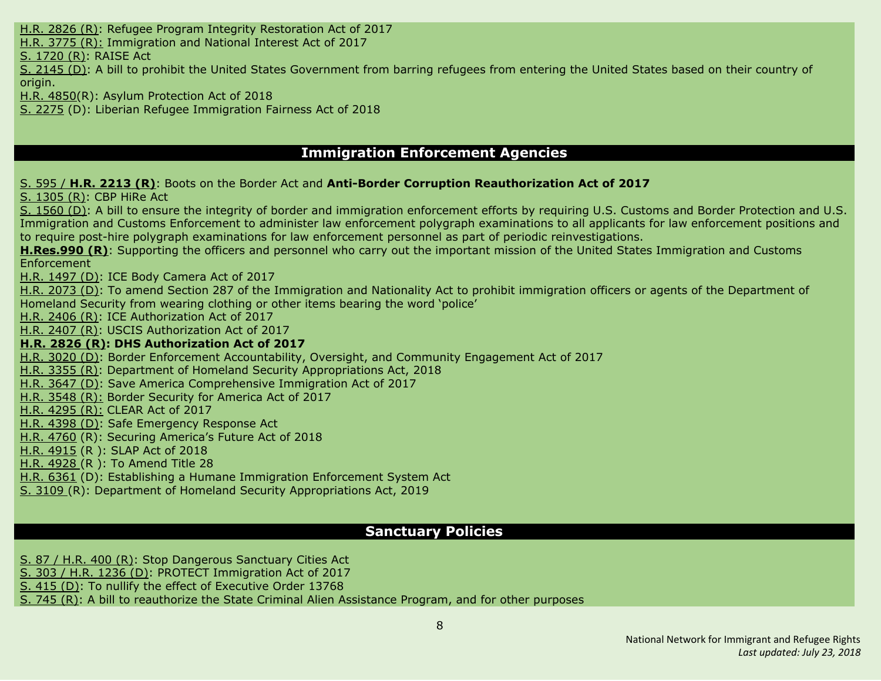H.R. 2826 (R): Refugee Program Integrity Restoration Act of 2017
H.R. 3775 (R): Immigration and National Interest Act of 2017
S. 1720 (R): RAISE Act
S. 2145 (D): A bill to prohibit the United States Government from barring refugees from entering the United States based on their country of origin.
H.R. 4850(R): Asylum Protection Act of 2018
S. 2275 (D): Liberian Refugee Immigration Fairness Act of 2018

## Immigration Enforcement Agencies

S. 595 / **H.R. 2213 (R)**: Boots on the Border Act and **Anti-Border Corruption Reauthorization Act of 2017**
S. 1305 (R): CBP HiRe Act
S. 1560 (D): A bill to ensure the integrity of border and immigration enforcement efforts by requiring U.S. Customs and Border Protection and U.S. Immigration and Customs Enforcement to administer law enforcement polygraph examinations to all applicants for law enforcement positions and to require post-hire polygraph examinations for law enforcement personnel as part of periodic reinvestigations.
**H.Res.990 (R)**: Supporting the officers and personnel who carry out the important mission of the United States Immigration and Customs Enforcement
H.R. 1497 (D): ICE Body Camera Act of 2017
H.R. 2073 (D): To amend Section 287 of the Immigration and Nationality Act to prohibit immigration officers or agents of the Department of Homeland Security from wearing clothing or other items bearing the word 'police'
H.R. 2406 (R): ICE Authorization Act of 2017
H.R. 2407 (R): USCIS Authorization Act of 2017
**H.R. 2826 (R): DHS Authorization Act of 2017**
H.R. 3020 (D): Border Enforcement Accountability, Oversight, and Community Engagement Act of 2017
H.R. 3355 (R): Department of Homeland Security Appropriations Act, 2018
H.R. 3647 (D): Save America Comprehensive Immigration Act of 2017
H.R. 3548 (R): Border Security for America Act of 2017
H.R. 4295 (R): CLEAR Act of 2017
H.R. 4398 (D): Safe Emergency Response Act
H.R. 4760 (R): Securing America's Future Act of 2018
H.R. 4915 (R ): SLAP Act of 2018
H.R. 4928 (R ): To Amend Title 28
H.R. 6361 (D): Establishing a Humane Immigration Enforcement System Act
S. 3109 (R): Department of Homeland Security Appropriations Act, 2019

## Sanctuary Policies

S. 87 / H.R. 400 (R): Stop Dangerous Sanctuary Cities Act
S. 303 / H.R. 1236 (D): PROTECT Immigration Act of 2017
S. 415 (D): To nullify the effect of Executive Order 13768
S. 745 (R): A bill to reauthorize the State Criminal Alien Assistance Program, and for other purposes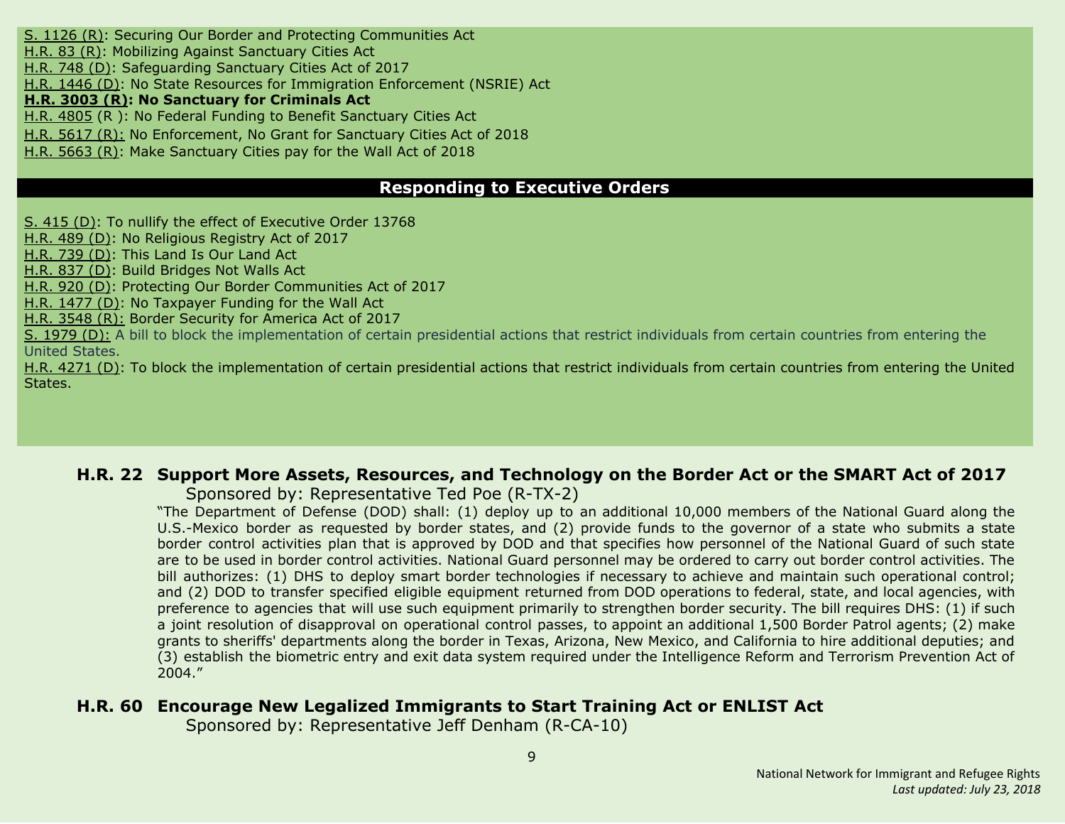S. 1126 (R): Securing Our Border and Protecting Communities Act
H.R. 83 (R): Mobilizing Against Sanctuary Cities Act
H.R. 748 (D): Safeguarding Sanctuary Cities Act of 2017
H.R. 1446 (D): No State Resources for Immigration Enforcement (NSRIE) Act
**H.R. 3003 (R): No Sanctuary for Criminals Act**
H.R. 4805 (R ): No Federal Funding to Benefit Sanctuary Cities Act
H.R. 5617 (R): No Enforcement, No Grant for Sanctuary Cities Act of 2018
H.R. 5663 (R): Make Sanctuary Cities pay for the Wall Act of 2018

## Responding to Executive Orders

S. 415 (D): To nullify the effect of Executive Order 13768
H.R. 489 (D): No Religious Registry Act of 2017
H.R. 739 (D): This Land Is Our Land Act
H.R. 837 (D): Build Bridges Not Walls Act
H.R. 920 (D): Protecting Our Border Communities Act of 2017
H.R. 1477 (D): No Taxpayer Funding for the Wall Act
H.R. 3548 (R): Border Security for America Act of 2017
S. 1979 (D): A bill to block the implementation of certain presidential actions that restrict individuals from certain countries from entering the United States.
H.R. 4271 (D): To block the implementation of certain presidential actions that restrict individuals from certain countries from entering the United States.

### H.R. 22 Support More Assets, Resources, and Technology on the Border Act or the SMART Act of 2017

Sponsored by: Representative Ted Poe (R-TX-2)

"The Department of Defense (DOD) shall: (1) deploy up to an additional 10,000 members of the National Guard along the U.S.-Mexico border as requested by border states, and (2) provide funds to the governor of a state who submits a state border control activities plan that is approved by DOD and that specifies how personnel of the National Guard of such state are to be used in border control activities. National Guard personnel may be ordered to carry out border control activities. The bill authorizes: (1) DHS to deploy smart border technologies if necessary to achieve and maintain such operational control; and (2) DOD to transfer specified eligible equipment returned from DOD operations to federal, state, and local agencies, with preference to agencies that will use such equipment primarily to strengthen border security. The bill requires DHS: (1) if such a joint resolution of disapproval on operational control passes, to appoint an additional 1,500 Border Patrol agents; (2) make grants to sheriffs' departments along the border in Texas, Arizona, New Mexico, and California to hire additional deputies; and (3) establish the biometric entry and exit data system required under the Intelligence Reform and Terrorism Prevention Act of 2004."

### H.R. 60 Encourage New Legalized Immigrants to Start Training Act or ENLIST Act

Sponsored by: Representative Jeff Denham (R-CA-10)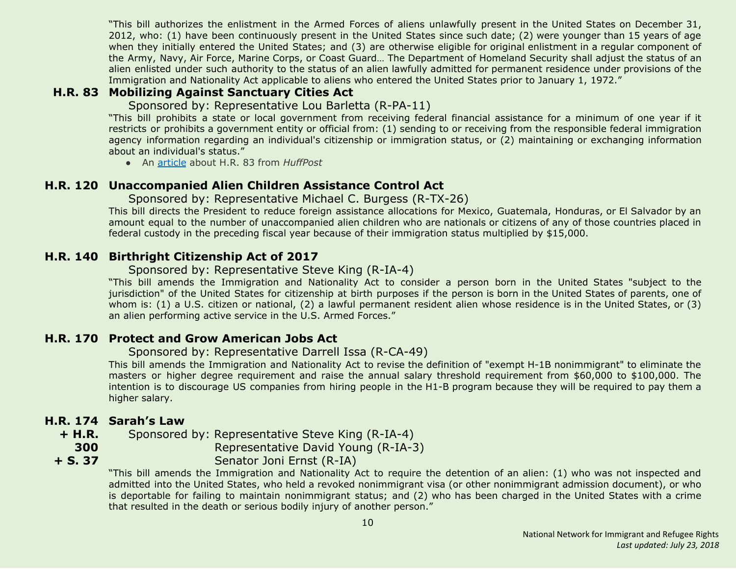"This bill authorizes the enlistment in the Armed Forces of aliens unlawfully present in the United States on December 31, 2012, who: (1) have been continuously present in the United States since such date; (2) were younger than 15 years of age when they initially entered the United States; and (3) are otherwise eligible for original enlistment in a regular component of the Army, Navy, Air Force, Marine Corps, or Coast Guard… The Department of Homeland Security shall adjust the status of an alien enlisted under such authority to the status of an alien lawfully admitted for permanent residence under provisions of the Immigration and Nationality Act applicable to aliens who entered the United States prior to January 1, 1972."

### H.R. 83 Mobilizing Against Sanctuary Cities Act

Sponsored by: Representative Lou Barletta (R-PA-11)

"This bill prohibits a state or local government from receiving federal financial assistance for a minimum of one year if it restricts or prohibits a government entity or official from: (1) sending to or receiving from the responsible federal immigration agency information regarding an individual's citizenship or immigration status, or (2) maintaining or exchanging information about an individual's status."

- An article about H.R. 83 from *HuffPost*

### H.R. 120 Unaccompanied Alien Children Assistance Control Act

Sponsored by: Representative Michael C. Burgess (R-TX-26)

This bill directs the President to reduce foreign assistance allocations for Mexico, Guatemala, Honduras, or El Salvador by an amount equal to the number of unaccompanied alien children who are nationals or citizens of any of those countries placed in federal custody in the preceding fiscal year because of their immigration status multiplied by $15,000.

### H.R. 140 Birthright Citizenship Act of 2017

Sponsored by: Representative Steve King (R-IA-4)

"This bill amends the Immigration and Nationality Act to consider a person born in the United States "subject to the jurisdiction" of the United States for citizenship at birth purposes if the person is born in the United States of parents, one of whom is: (1) a U.S. citizen or national, (2) a lawful permanent resident alien whose residence is in the United States, or (3) an alien performing active service in the U.S. Armed Forces."

### H.R. 170 Protect and Grow American Jobs Act

Sponsored by: Representative Darrell Issa (R-CA-49)

This bill amends the Immigration and Nationality Act to revise the definition of "exempt H-1B nonimmigrant" to eliminate the masters or higher degree requirement and raise the annual salary threshold requirement from $60,000 to $100,000. The intention is to discourage US companies from hiring people in the H1-B program because they will be required to pay them a higher salary.

### H.R. 174 + H.R. 300 + S. 37 Sarah's Law

Sponsored by: Representative Steve King (R-IA-4)
Representative David Young (R-IA-3)
Senator Joni Ernst (R-IA)

"This bill amends the Immigration and Nationality Act to require the detention of an alien: (1) who was not inspected and admitted into the United States, who held a revoked nonimmigrant visa (or other nonimmigrant admission document), or who is deportable for failing to maintain nonimmigrant status; and (2) who has been charged in the United States with a crime that resulted in the death or serious bodily injury of another person."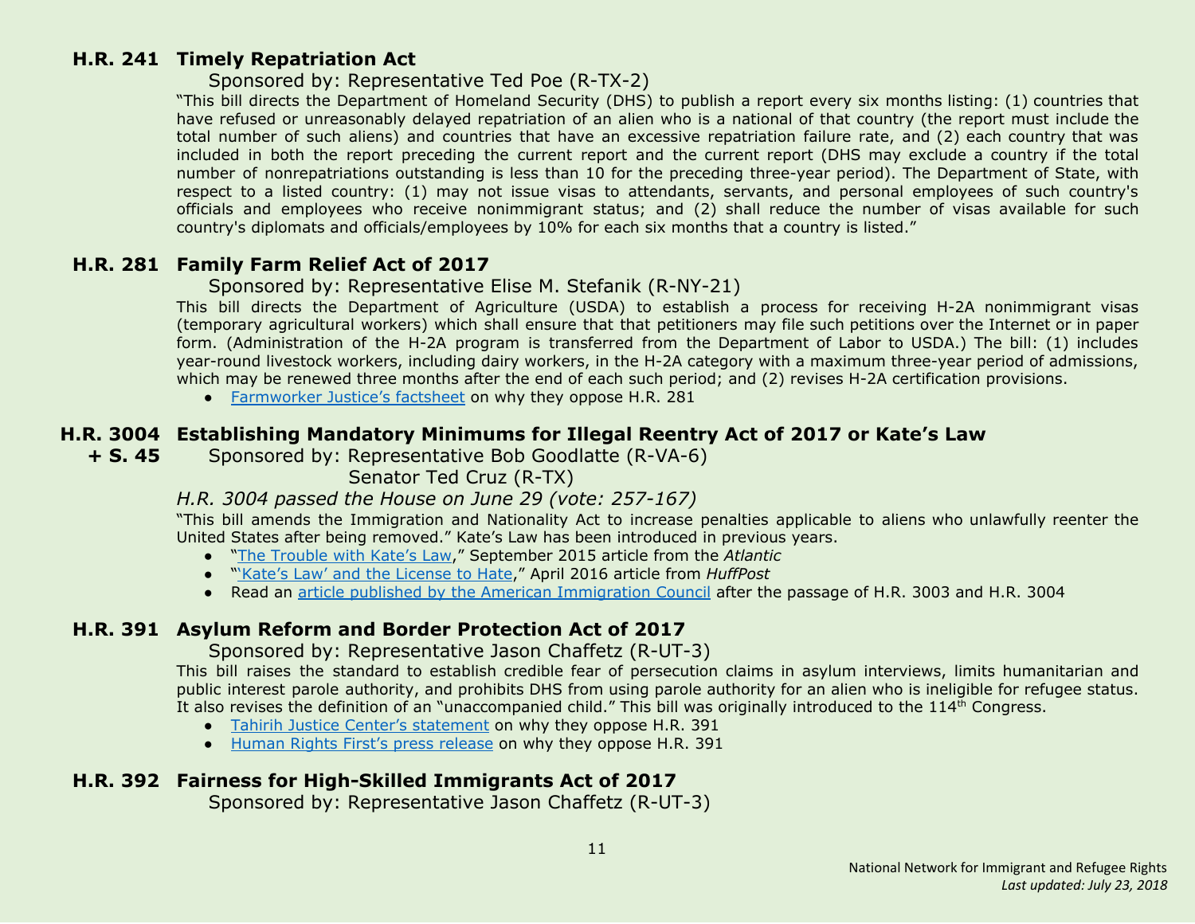### H.R. 241 Timely Repatriation Act

Sponsored by: Representative Ted Poe (R-TX-2)

"This bill directs the Department of Homeland Security (DHS) to publish a report every six months listing: (1) countries that have refused or unreasonably delayed repatriation of an alien who is a national of that country (the report must include the total number of such aliens) and countries that have an excessive repatriation failure rate, and (2) each country that was included in both the report preceding the current report and the current report (DHS may exclude a country if the total number of nonrepatriations outstanding is less than 10 for the preceding three-year period). The Department of State, with respect to a listed country: (1) may not issue visas to attendants, servants, and personal employees of such country's officials and employees who receive nonimmigrant status; and (2) shall reduce the number of visas available for such country's diplomats and officials/employees by 10% for each six months that a country is listed."

### H.R. 281 Family Farm Relief Act of 2017

Sponsored by: Representative Elise M. Stefanik (R-NY-21)

This bill directs the Department of Agriculture (USDA) to establish a process for receiving H-2A nonimmigrant visas (temporary agricultural workers) which shall ensure that that petitioners may file such petitions over the Internet or in paper form. (Administration of the H-2A program is transferred from the Department of Labor to USDA.) The bill: (1) includes year-round livestock workers, including dairy workers, in the H-2A category with a maximum three-year period of admissions, which may be renewed three months after the end of each such period; and (2) revises H-2A certification provisions.

- Farmworker Justice's factsheet on why they oppose H.R. 281

### H.R. 3004 + S. 45 Establishing Mandatory Minimums for Illegal Reentry Act of 2017 or Kate's Law

Sponsored by: Representative Bob Goodlatte (R-VA-6)
Senator Ted Cruz (R-TX)

*H.R. 3004 passed the House on June 29 (vote: 257-167)*

"This bill amends the Immigration and Nationality Act to increase penalties applicable to aliens who unlawfully reenter the United States after being removed." Kate's Law has been introduced in previous years.

- "The Trouble with Kate's Law," September 2015 article from the *Atlantic*
- "'Kate's Law' and the License to Hate," April 2016 article from *HuffPost*
- Read an article published by the American Immigration Council after the passage of H.R. 3003 and H.R. 3004

### H.R. 391 Asylum Reform and Border Protection Act of 2017

Sponsored by: Representative Jason Chaffetz (R-UT-3)

This bill raises the standard to establish credible fear of persecution claims in asylum interviews, limits humanitarian and public interest parole authority, and prohibits DHS from using parole authority for an alien who is ineligible for refugee status. It also revises the definition of an "unaccompanied child." This bill was originally introduced to the 114th Congress.

- Tahirih Justice Center's statement on why they oppose H.R. 391
- Human Rights First's press release on why they oppose H.R. 391

### H.R. 392 Fairness for High-Skilled Immigrants Act of 2017

Sponsored by: Representative Jason Chaffetz (R-UT-3)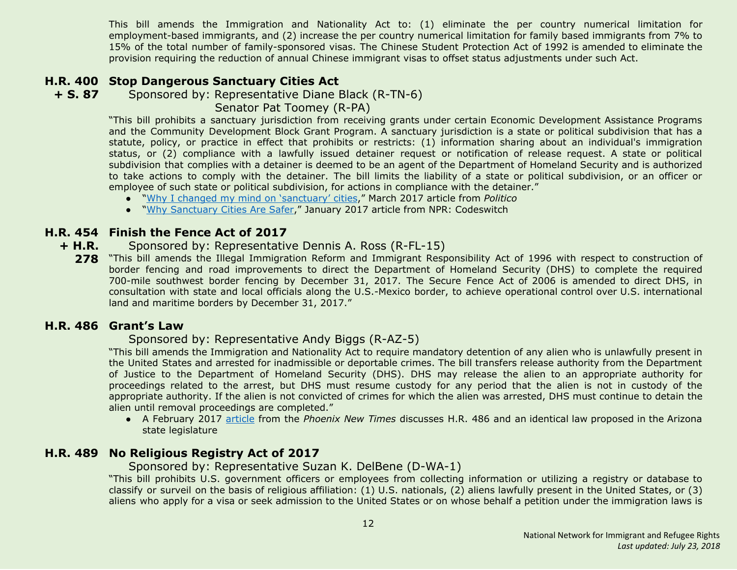This bill amends the Immigration and Nationality Act to: (1) eliminate the per country numerical limitation for employment-based immigrants, and (2) increase the per country numerical limitation for family based immigrants from 7% to 15% of the total number of family-sponsored visas. The Chinese Student Protection Act of 1992 is amended to eliminate the provision requiring the reduction of annual Chinese immigrant visas to offset status adjustments under such Act.

### H.R. 400 + S. 87 Stop Dangerous Sanctuary Cities Act

Sponsored by: Representative Diane Black (R-TN-6)
Senator Pat Toomey (R-PA)

"This bill prohibits a sanctuary jurisdiction from receiving grants under certain Economic Development Assistance Programs and the Community Development Block Grant Program. A sanctuary jurisdiction is a state or political subdivision that has a statute, policy, or practice in effect that prohibits or restricts: (1) information sharing about an individual's immigration status, or (2) compliance with a lawfully issued detainer request or notification of release request. A state or political subdivision that complies with a detainer is deemed to be an agent of the Department of Homeland Security and is authorized to take actions to comply with the detainer. The bill limits the liability of a state or political subdivision, or an officer or employee of such state or political subdivision, for actions in compliance with the detainer."

- "Why I changed my mind on 'sanctuary' cities," March 2017 article from *Politico*
- "Why Sanctuary Cities Are Safer," January 2017 article from NPR: Codeswitch

### H.R. 454 + H.R. 278 Finish the Fence Act of 2017

Sponsored by: Representative Dennis A. Ross (R-FL-15)

"This bill amends the Illegal Immigration Reform and Immigrant Responsibility Act of 1996 with respect to construction of border fencing and road improvements to direct the Department of Homeland Security (DHS) to complete the required 700-mile southwest border fencing by December 31, 2017. The Secure Fence Act of 2006 is amended to direct DHS, in consultation with state and local officials along the U.S.-Mexico border, to achieve operational control over U.S. international land and maritime borders by December 31, 2017."

### H.R. 486 Grant's Law

Sponsored by: Representative Andy Biggs (R-AZ-5)

"This bill amends the Immigration and Nationality Act to require mandatory detention of any alien who is unlawfully present in the United States and arrested for inadmissible or deportable crimes. The bill transfers release authority from the Department of Justice to the Department of Homeland Security (DHS). DHS may release the alien to an appropriate authority for proceedings related to the arrest, but DHS must resume custody for any period that the alien is not in custody of the appropriate authority. If the alien is not convicted of crimes for which the alien was arrested, DHS must continue to detain the alien until removal proceedings are completed."

- A February 2017 article from the *Phoenix New Times* discusses H.R. 486 and an identical law proposed in the Arizona state legislature

### H.R. 489 No Religious Registry Act of 2017

Sponsored by: Representative Suzan K. DelBene (D-WA-1)

"This bill prohibits U.S. government officers or employees from collecting information or utilizing a registry or database to classify or surveil on the basis of religious affiliation: (1) U.S. nationals, (2) aliens lawfully present in the United States, or (3) aliens who apply for a visa or seek admission to the United States or on whose behalf a petition under the immigration laws is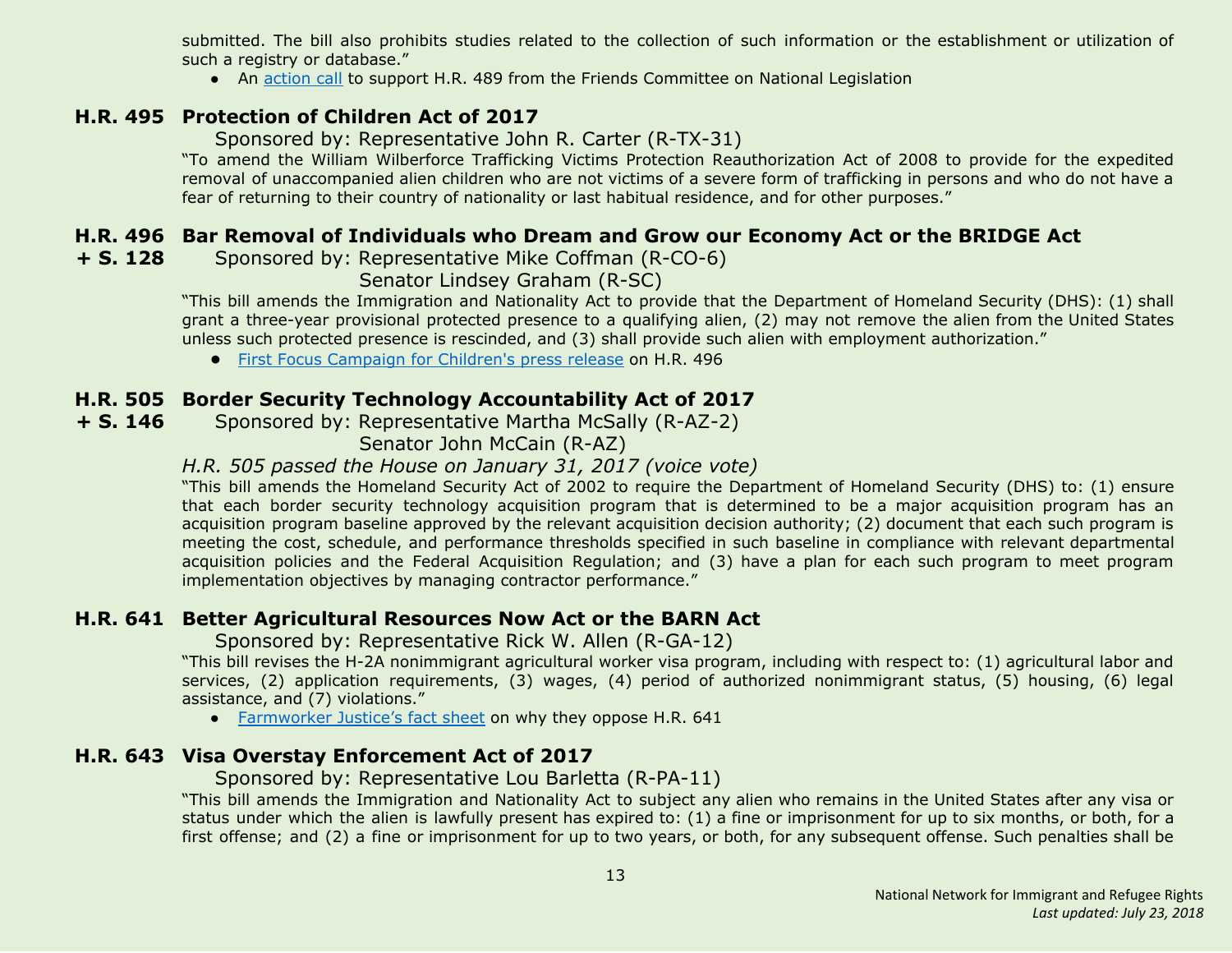submitted. The bill also prohibits studies related to the collection of such information or the establishment or utilization of such a registry or database."

- An action call to support H.R. 489 from the Friends Committee on National Legislation

### H.R. 495 Protection of Children Act of 2017

Sponsored by: Representative John R. Carter (R-TX-31)

"To amend the William Wilberforce Trafficking Victims Protection Reauthorization Act of 2008 to provide for the expedited removal of unaccompanied alien children who are not victims of a severe form of trafficking in persons and who do not have a fear of returning to their country of nationality or last habitual residence, and for other purposes."

### H.R. 496 + S. 128 Bar Removal of Individuals who Dream and Grow our Economy Act or the BRIDGE Act

Sponsored by: Representative Mike Coffman (R-CO-6)
Senator Lindsey Graham (R-SC)

"This bill amends the Immigration and Nationality Act to provide that the Department of Homeland Security (DHS): (1) shall grant a three-year provisional protected presence to a qualifying alien, (2) may not remove the alien from the United States unless such protected presence is rescinded, and (3) shall provide such alien with employment authorization."

- First Focus Campaign for Children's press release on H.R. 496

### H.R. 505 + S. 146 Border Security Technology Accountability Act of 2017

Sponsored by: Representative Martha McSally (R-AZ-2)
Senator John McCain (R-AZ)

*H.R. 505 passed the House on January 31, 2017 (voice vote)*

"This bill amends the Homeland Security Act of 2002 to require the Department of Homeland Security (DHS) to: (1) ensure that each border security technology acquisition program that is determined to be a major acquisition program has an acquisition program baseline approved by the relevant acquisition decision authority; (2) document that each such program is meeting the cost, schedule, and performance thresholds specified in such baseline in compliance with relevant departmental acquisition policies and the Federal Acquisition Regulation; and (3) have a plan for each such program to meet program implementation objectives by managing contractor performance."

### H.R. 641 Better Agricultural Resources Now Act or the BARN Act

Sponsored by: Representative Rick W. Allen (R-GA-12)

"This bill revises the H-2A nonimmigrant agricultural worker visa program, including with respect to: (1) agricultural labor and services, (2) application requirements, (3) wages, (4) period of authorized nonimmigrant status, (5) housing, (6) legal assistance, and (7) violations."

- Farmworker Justice's fact sheet on why they oppose H.R. 641

### H.R. 643 Visa Overstay Enforcement Act of 2017

Sponsored by: Representative Lou Barletta (R-PA-11)

"This bill amends the Immigration and Nationality Act to subject any alien who remains in the United States after any visa or status under which the alien is lawfully present has expired to: (1) a fine or imprisonment for up to six months, or both, for a first offense; and (2) a fine or imprisonment for up to two years, or both, for any subsequent offense. Such penalties shall be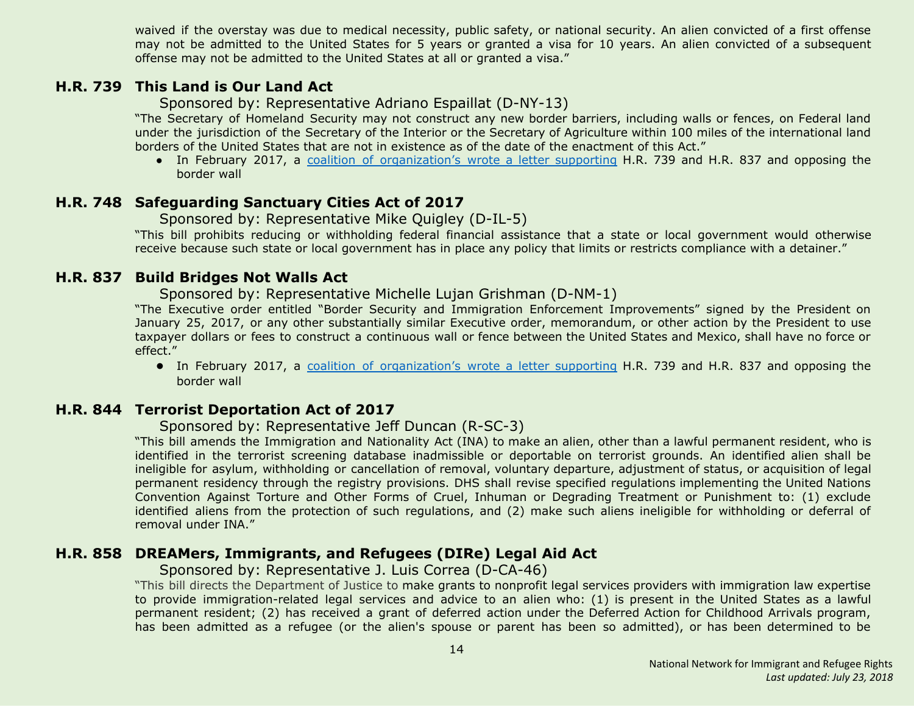waived if the overstay was due to medical necessity, public safety, or national security. An alien convicted of a first offense may not be admitted to the United States for 5 years or granted a visa for 10 years. An alien convicted of a subsequent offense may not be admitted to the United States at all or granted a visa."

### H.R. 739 This Land is Our Land Act

Sponsored by: Representative Adriano Espaillat (D-NY-13)

"The Secretary of Homeland Security may not construct any new border barriers, including walls or fences, on Federal land under the jurisdiction of the Secretary of the Interior or the Secretary of Agriculture within 100 miles of the international land borders of the United States that are not in existence as of the date of the enactment of this Act."

- In February 2017, a coalition of organization's wrote a letter supporting H.R. 739 and H.R. 837 and opposing the border wall

### H.R. 748 Safeguarding Sanctuary Cities Act of 2017

Sponsored by: Representative Mike Quigley (D-IL-5)

"This bill prohibits reducing or withholding federal financial assistance that a state or local government would otherwise receive because such state or local government has in place any policy that limits or restricts compliance with a detainer."

### H.R. 837 Build Bridges Not Walls Act

Sponsored by: Representative Michelle Lujan Grishman (D-NM-1)

"The Executive order entitled "Border Security and Immigration Enforcement Improvements" signed by the President on January 25, 2017, or any other substantially similar Executive order, memorandum, or other action by the President to use taxpayer dollars or fees to construct a continuous wall or fence between the United States and Mexico, shall have no force or effect."

- In February 2017, a coalition of organization's wrote a letter supporting H.R. 739 and H.R. 837 and opposing the border wall

### H.R. 844 Terrorist Deportation Act of 2017

Sponsored by: Representative Jeff Duncan (R-SC-3)

"This bill amends the Immigration and Nationality Act (INA) to make an alien, other than a lawful permanent resident, who is identified in the terrorist screening database inadmissible or deportable on terrorist grounds. An identified alien shall be ineligible for asylum, withholding or cancellation of removal, voluntary departure, adjustment of status, or acquisition of legal permanent residency through the registry provisions. DHS shall revise specified regulations implementing the United Nations Convention Against Torture and Other Forms of Cruel, Inhuman or Degrading Treatment or Punishment to: (1) exclude identified aliens from the protection of such regulations, and (2) make such aliens ineligible for withholding or deferral of removal under INA."

### H.R. 858 DREAMers, Immigrants, and Refugees (DIRe) Legal Aid Act

Sponsored by: Representative J. Luis Correa (D-CA-46)

"This bill directs the Department of Justice to make grants to nonprofit legal services providers with immigration law expertise to provide immigration-related legal services and advice to an alien who: (1) is present in the United States as a lawful permanent resident; (2) has received a grant of deferred action under the Deferred Action for Childhood Arrivals program, has been admitted as a refugee (or the alien's spouse or parent has been so admitted), or has been determined to be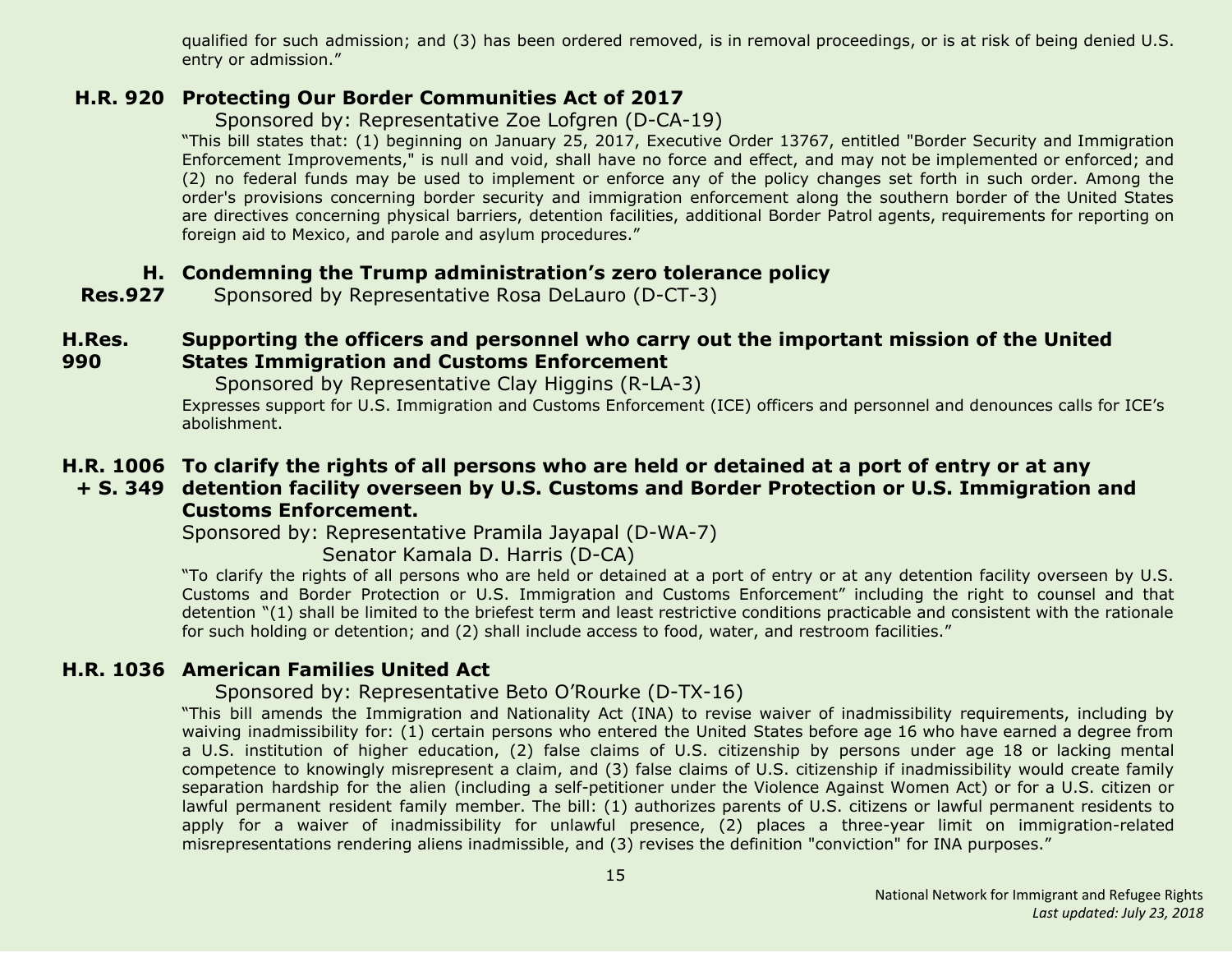qualified for such admission; and (3) has been ordered removed, is in removal proceedings, or is at risk of being denied U.S. entry or admission."

### H.R. 920 Protecting Our Border Communities Act of 2017

Sponsored by: Representative Zoe Lofgren (D-CA-19)

"This bill states that: (1) beginning on January 25, 2017, Executive Order 13767, entitled "Border Security and Immigration Enforcement Improvements," is null and void, shall have no force and effect, and may not be implemented or enforced; and (2) no federal funds may be used to implement or enforce any of the policy changes set forth in such order. Among the order's provisions concerning border security and immigration enforcement along the southern border of the United States are directives concerning physical barriers, detention facilities, additional Border Patrol agents, requirements for reporting on foreign aid to Mexico, and parole and asylum procedures."

### H. Res.927 Condemning the Trump administration's zero tolerance policy

Sponsored by Representative Rosa DeLauro (D-CT-3)

### H.Res. 990 Supporting the officers and personnel who carry out the important mission of the United States Immigration and Customs Enforcement

Sponsored by Representative Clay Higgins (R-LA-3)

Expresses support for U.S. Immigration and Customs Enforcement (ICE) officers and personnel and denounces calls for ICE's abolishment.

### H.R. 1006 + S. 349 To clarify the rights of all persons who are held or detained at a port of entry or at any detention facility overseen by U.S. Customs and Border Protection or U.S. Immigration and Customs Enforcement.

Sponsored by: Representative Pramila Jayapal (D-WA-7)
Senator Kamala D. Harris (D-CA)

"To clarify the rights of all persons who are held or detained at a port of entry or at any detention facility overseen by U.S. Customs and Border Protection or U.S. Immigration and Customs Enforcement" including the right to counsel and that detention "(1) shall be limited to the briefest term and least restrictive conditions practicable and consistent with the rationale for such holding or detention; and (2) shall include access to food, water, and restroom facilities."

### H.R. 1036 American Families United Act

Sponsored by: Representative Beto O'Rourke (D-TX-16)

"This bill amends the Immigration and Nationality Act (INA) to revise waiver of inadmissibility requirements, including by waiving inadmissibility for: (1) certain persons who entered the United States before age 16 who have earned a degree from a U.S. institution of higher education, (2) false claims of U.S. citizenship by persons under age 18 or lacking mental competence to knowingly misrepresent a claim, and (3) false claims of U.S. citizenship if inadmissibility would create family separation hardship for the alien (including a self-petitioner under the Violence Against Women Act) or for a U.S. citizen or lawful permanent resident family member. The bill: (1) authorizes parents of U.S. citizens or lawful permanent residents to apply for a waiver of inadmissibility for unlawful presence, (2) places a three-year limit on immigration-related misrepresentations rendering aliens inadmissible, and (3) revises the definition "conviction" for INA purposes."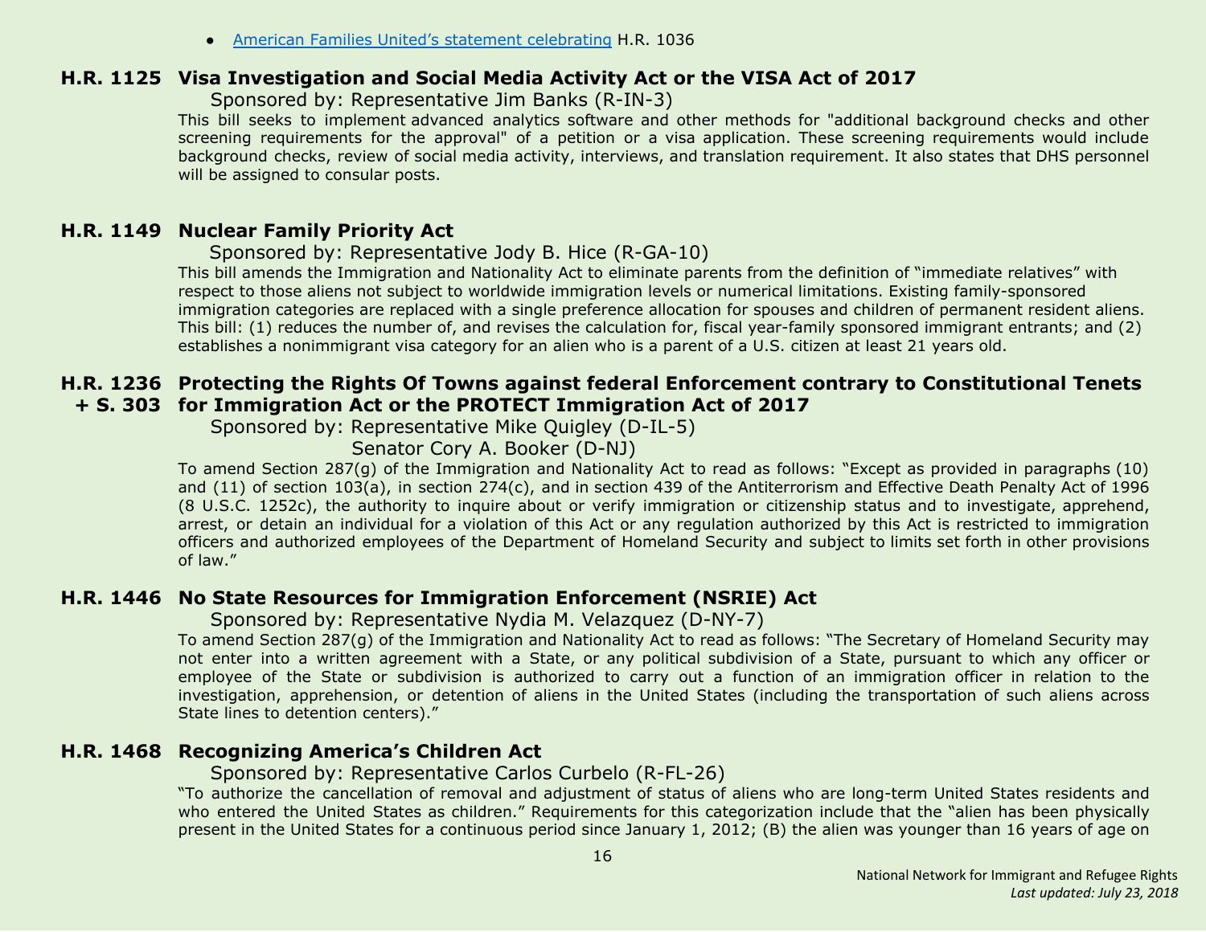- [American Families United's statement celebrating](#) H.R. 1036

## H.R. 1125 Visa Investigation and Social Media Activity Act or the VISA Act of 2017

Sponsored by: Representative Jim Banks (R-IN-3)

This bill seeks to implement advanced analytics software and other methods for "additional background checks and other screening requirements for the approval" of a petition or a visa application. These screening requirements would include background checks, review of social media activity, interviews, and translation requirement. It also states that DHS personnel will be assigned to consular posts.

## H.R. 1149 Nuclear Family Priority Act

Sponsored by: Representative Jody B. Hice (R-GA-10)

This bill amends the Immigration and Nationality Act to eliminate parents from the definition of "immediate relatives" with respect to those aliens not subject to worldwide immigration levels or numerical limitations. Existing family-sponsored immigration categories are replaced with a single preference allocation for spouses and children of permanent resident aliens. This bill: (1) reduces the number of, and revises the calculation for, fiscal year-family sponsored immigrant entrants; and (2) establishes a nonimmigrant visa category for an alien who is a parent of a U.S. citizen at least 21 years old.

## H.R. 1236 + S. 303 Protecting the Rights Of Towns against federal Enforcement contrary to Constitutional Tenets for Immigration Act or the PROTECT Immigration Act of 2017

Sponsored by: Representative Mike Quigley (D-IL-5)
Senator Cory A. Booker (D-NJ)

To amend Section 287(g) of the Immigration and Nationality Act to read as follows: "Except as provided in paragraphs (10) and (11) of section 103(a), in section 274(c), and in section 439 of the Antiterrorism and Effective Death Penalty Act of 1996 (8 U.S.C. 1252c), the authority to inquire about or verify immigration or citizenship status and to investigate, apprehend, arrest, or detain an individual for a violation of this Act or any regulation authorized by this Act is restricted to immigration officers and authorized employees of the Department of Homeland Security and subject to limits set forth in other provisions of law."

## H.R. 1446 No State Resources for Immigration Enforcement (NSRIE) Act

Sponsored by: Representative Nydia M. Velazquez (D-NY-7)

To amend Section 287(g) of the Immigration and Nationality Act to read as follows: "The Secretary of Homeland Security may not enter into a written agreement with a State, or any political subdivision of a State, pursuant to which any officer or employee of the State or subdivision is authorized to carry out a function of an immigration officer in relation to the investigation, apprehension, or detention of aliens in the United States (including the transportation of such aliens across State lines to detention centers)."

## H.R. 1468 Recognizing America's Children Act

Sponsored by: Representative Carlos Curbelo (R-FL-26)

"To authorize the cancellation of removal and adjustment of status of aliens who are long-term United States residents and who entered the United States as children." Requirements for this categorization include that the "alien has been physically present in the United States for a continuous period since January 1, 2012; (B) the alien was younger than 16 years of age on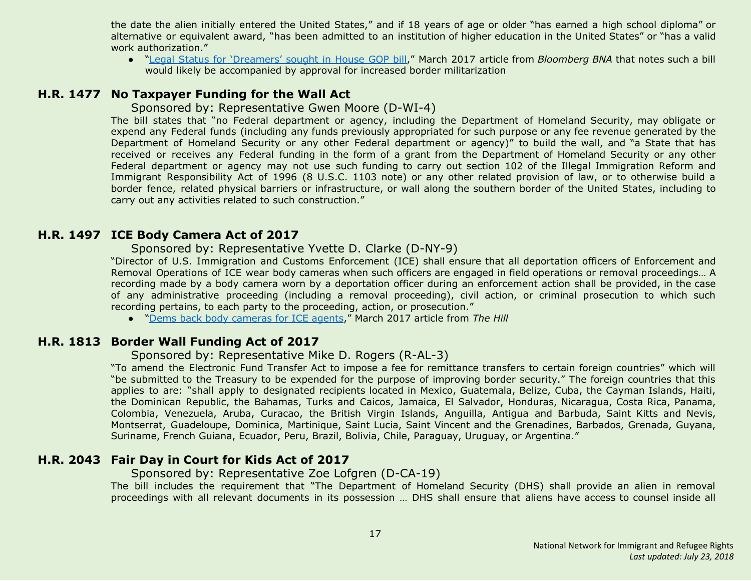the date the alien initially entered the United States," and if 18 years of age or older "has earned a high school diploma" or alternative or equivalent award, "has been admitted to an institution of higher education in the United States" or "has a valid work authorization."

- "Legal Status for 'Dreamers' sought in House GOP bill," March 2017 article from *Bloomberg BNA* that notes such a bill would likely be accompanied by approval for increased border militarization

## H.R. 1477 No Taxpayer Funding for the Wall Act

Sponsored by: Representative Gwen Moore (D-WI-4)

The bill states that "no Federal department or agency, including the Department of Homeland Security, may obligate or expend any Federal funds (including any funds previously appropriated for such purpose or any fee revenue generated by the Department of Homeland Security or any other Federal department or agency)" to build the wall, and "a State that has received or receives any Federal funding in the form of a grant from the Department of Homeland Security or any other Federal department or agency may not use such funding to carry out section 102 of the Illegal Immigration Reform and Immigrant Responsibility Act of 1996 (8 U.S.C. 1103 note) or any other related provision of law, or to otherwise build a border fence, related physical barriers or infrastructure, or wall along the southern border of the United States, including to carry out any activities related to such construction."

## H.R. 1497 ICE Body Camera Act of 2017

Sponsored by: Representative Yvette D. Clarke (D-NY-9)

"Director of U.S. Immigration and Customs Enforcement (ICE) shall ensure that all deportation officers of Enforcement and Removal Operations of ICE wear body cameras when such officers are engaged in field operations or removal proceedings… A recording made by a body camera worn by a deportation officer during an enforcement action shall be provided, in the case of any administrative proceeding (including a removal proceeding), civil action, or criminal prosecution to which such recording pertains, to each party to the proceeding, action, or prosecution."

- "Dems back body cameras for ICE agents," March 2017 article from *The Hill*

## H.R. 1813 Border Wall Funding Act of 2017

Sponsored by: Representative Mike D. Rogers (R-AL-3)

"To amend the Electronic Fund Transfer Act to impose a fee for remittance transfers to certain foreign countries" which will "be submitted to the Treasury to be expended for the purpose of improving border security." The foreign countries that this applies to are: "shall apply to designated recipients located in Mexico, Guatemala, Belize, Cuba, the Cayman Islands, Haiti, the Dominican Republic, the Bahamas, Turks and Caicos, Jamaica, El Salvador, Honduras, Nicaragua, Costa Rica, Panama, Colombia, Venezuela, Aruba, Curacao, the British Virgin Islands, Anguilla, Antigua and Barbuda, Saint Kitts and Nevis, Montserrat, Guadeloupe, Dominica, Martinique, Saint Lucia, Saint Vincent and the Grenadines, Barbados, Grenada, Guyana, Suriname, French Guiana, Ecuador, Peru, Brazil, Bolivia, Chile, Paraguay, Uruguay, or Argentina."

## H.R. 2043 Fair Day in Court for Kids Act of 2017

Sponsored by: Representative Zoe Lofgren (D-CA-19)

The bill includes the requirement that "The Department of Homeland Security (DHS) shall provide an alien in removal proceedings with all relevant documents in its possession … DHS shall ensure that aliens have access to counsel inside all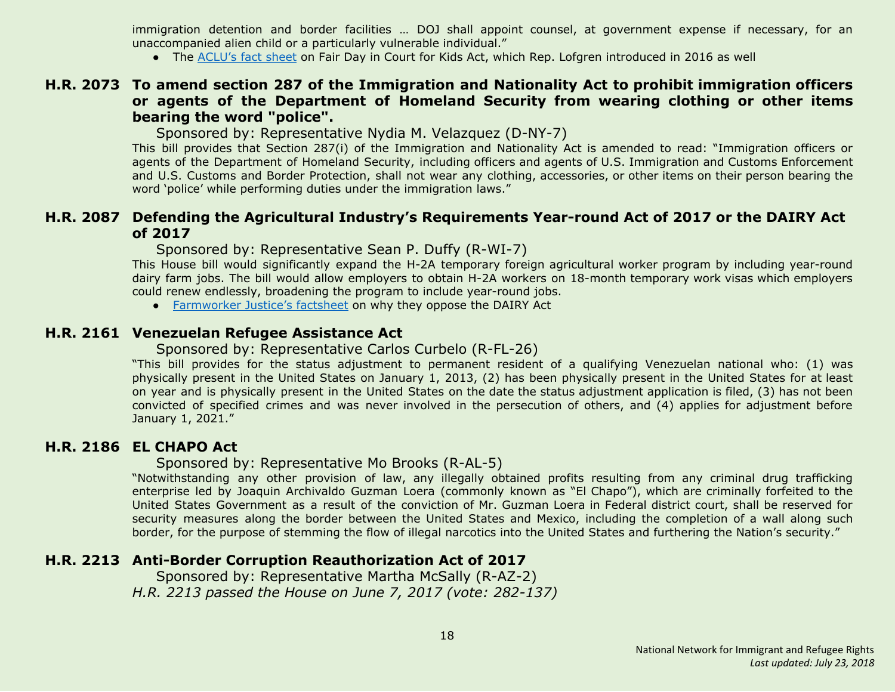immigration detention and border facilities … DOJ shall appoint counsel, at government expense if necessary, for an unaccompanied alien child or a particularly vulnerable individual."

- The ACLU's fact sheet on Fair Day in Court for Kids Act, which Rep. Lofgren introduced in 2016 as well

## H.R. 2073 To amend section 287 of the Immigration and Nationality Act to prohibit immigration officers or agents of the Department of Homeland Security from wearing clothing or other items bearing the word "police".

Sponsored by: Representative Nydia M. Velazquez (D-NY-7)

This bill provides that Section 287(i) of the Immigration and Nationality Act is amended to read: "Immigration officers or agents of the Department of Homeland Security, including officers and agents of U.S. Immigration and Customs Enforcement and U.S. Customs and Border Protection, shall not wear any clothing, accessories, or other items on their person bearing the word 'police' while performing duties under the immigration laws."

## H.R. 2087 Defending the Agricultural Industry's Requirements Year-round Act of 2017 or the DAIRY Act of 2017

Sponsored by: Representative Sean P. Duffy (R-WI-7)

This House bill would significantly expand the H-2A temporary foreign agricultural worker program by including year-round dairy farm jobs. The bill would allow employers to obtain H-2A workers on 18-month temporary work visas which employers could renew endlessly, broadening the program to include year-round jobs.

- Farmworker Justice's factsheet on why they oppose the DAIRY Act

## H.R. 2161 Venezuelan Refugee Assistance Act

Sponsored by: Representative Carlos Curbelo (R-FL-26)

"This bill provides for the status adjustment to permanent resident of a qualifying Venezuelan national who: (1) was physically present in the United States on January 1, 2013, (2) has been physically present in the United States for at least on year and is physically present in the United States on the date the status adjustment application is filed, (3) has not been convicted of specified crimes and was never involved in the persecution of others, and (4) applies for adjustment before January 1, 2021."

## H.R. 2186 EL CHAPO Act

Sponsored by: Representative Mo Brooks (R-AL-5)

"Notwithstanding any other provision of law, any illegally obtained profits resulting from any criminal drug trafficking enterprise led by Joaquin Archivaldo Guzman Loera (commonly known as "El Chapo"), which are criminally forfeited to the United States Government as a result of the conviction of Mr. Guzman Loera in Federal district court, shall be reserved for security measures along the border between the United States and Mexico, including the completion of a wall along such border, for the purpose of stemming the flow of illegal narcotics into the United States and furthering the Nation's security."

## H.R. 2213 Anti-Border Corruption Reauthorization Act of 2017

Sponsored by: Representative Martha McSally (R-AZ-2)

*H.R. 2213 passed the House on June 7, 2017 (vote: 282-137)*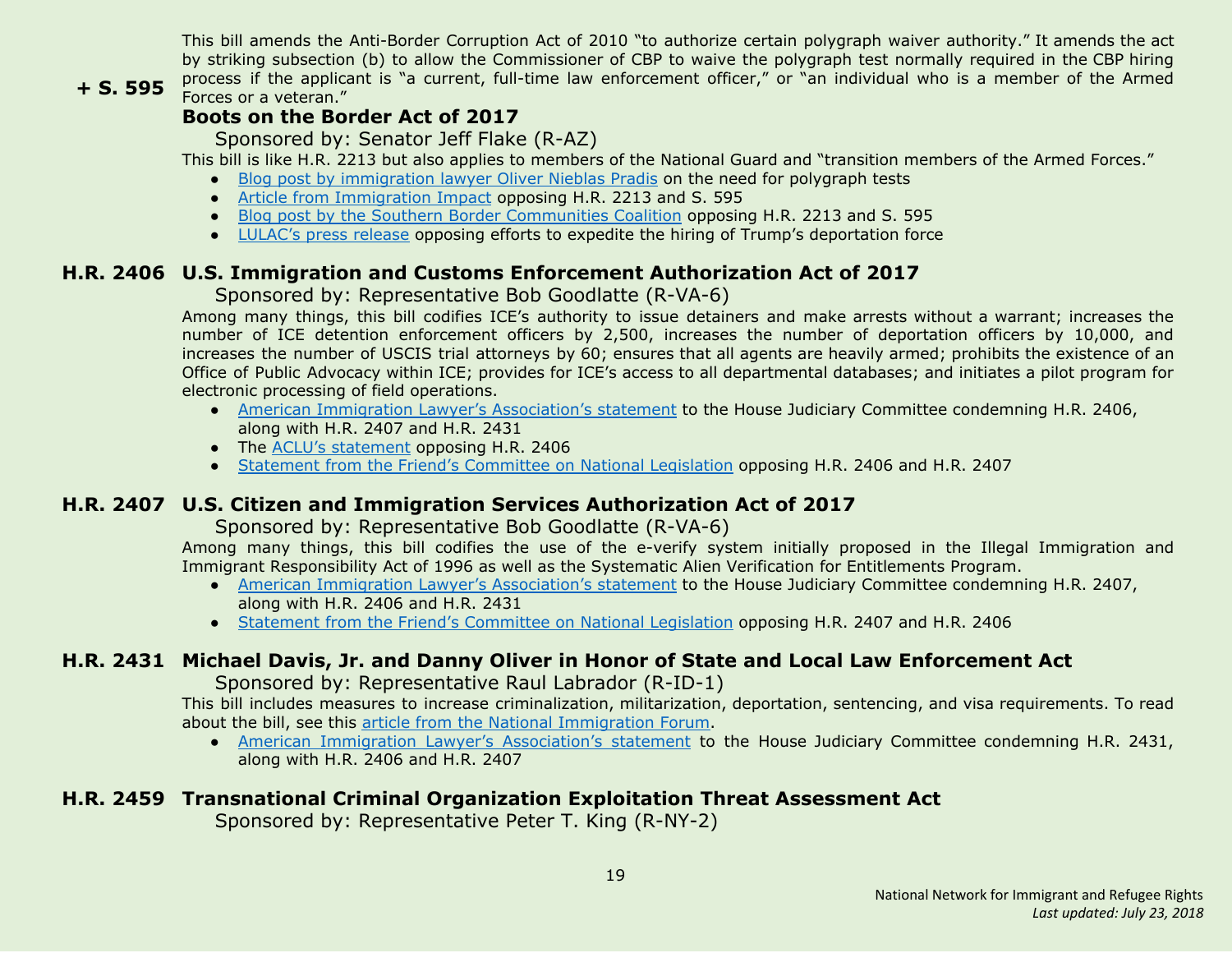This bill amends the Anti-Border Corruption Act of 2010 "to authorize certain polygraph waiver authority." It amends the act by striking subsection (b) to allow the Commissioner of CBP to waive the polygraph test normally required in the CBP hiring process if the applicant is "a current, full-time law enforcement officer," or "an individual who is a member of the Armed Forces or a veteran."

## + S. 595 Boots on the Border Act of 2017

Sponsored by: Senator Jeff Flake (R-AZ)

This bill is like H.R. 2213 but also applies to members of the National Guard and "transition members of the Armed Forces."

- Blog post by immigration lawyer Oliver Nieblas Pradis on the need for polygraph tests
- Article from Immigration Impact opposing H.R. 2213 and S. 595
- Blog post by the Southern Border Communities Coalition opposing H.R. 2213 and S. 595
- LULAC's press release opposing efforts to expedite the hiring of Trump's deportation force

## H.R. 2406 U.S. Immigration and Customs Enforcement Authorization Act of 2017

Sponsored by: Representative Bob Goodlatte (R-VA-6)

Among many things, this bill codifies ICE's authority to issue detainers and make arrests without a warrant; increases the number of ICE detention enforcement officers by 2,500, increases the number of deportation officers by 10,000, and increases the number of USCIS trial attorneys by 60; ensures that all agents are heavily armed; prohibits the existence of an Office of Public Advocacy within ICE; provides for ICE's access to all departmental databases; and initiates a pilot program for electronic processing of field operations.

- American Immigration Lawyer's Association's statement to the House Judiciary Committee condemning H.R. 2406, along with H.R. 2407 and H.R. 2431
- The ACLU's statement opposing H.R. 2406
- Statement from the Friend's Committee on National Legislation opposing H.R. 2406 and H.R. 2407

## H.R. 2407 U.S. Citizen and Immigration Services Authorization Act of 2017

Sponsored by: Representative Bob Goodlatte (R-VA-6)

Among many things, this bill codifies the use of the e-verify system initially proposed in the Illegal Immigration and Immigrant Responsibility Act of 1996 as well as the Systematic Alien Verification for Entitlements Program.

- American Immigration Lawyer's Association's statement to the House Judiciary Committee condemning H.R. 2407, along with H.R. 2406 and H.R. 2431
- Statement from the Friend's Committee on National Legislation opposing H.R. 2407 and H.R. 2406

## H.R. 2431 Michael Davis, Jr. and Danny Oliver in Honor of State and Local Law Enforcement Act

Sponsored by: Representative Raul Labrador (R-ID-1)

This bill includes measures to increase criminalization, militarization, deportation, sentencing, and visa requirements. To read about the bill, see this article from the National Immigration Forum.

- American Immigration Lawyer's Association's statement to the House Judiciary Committee condemning H.R. 2431, along with H.R. 2406 and H.R. 2407

## H.R. 2459 Transnational Criminal Organization Exploitation Threat Assessment Act

Sponsored by: Representative Peter T. King (R-NY-2)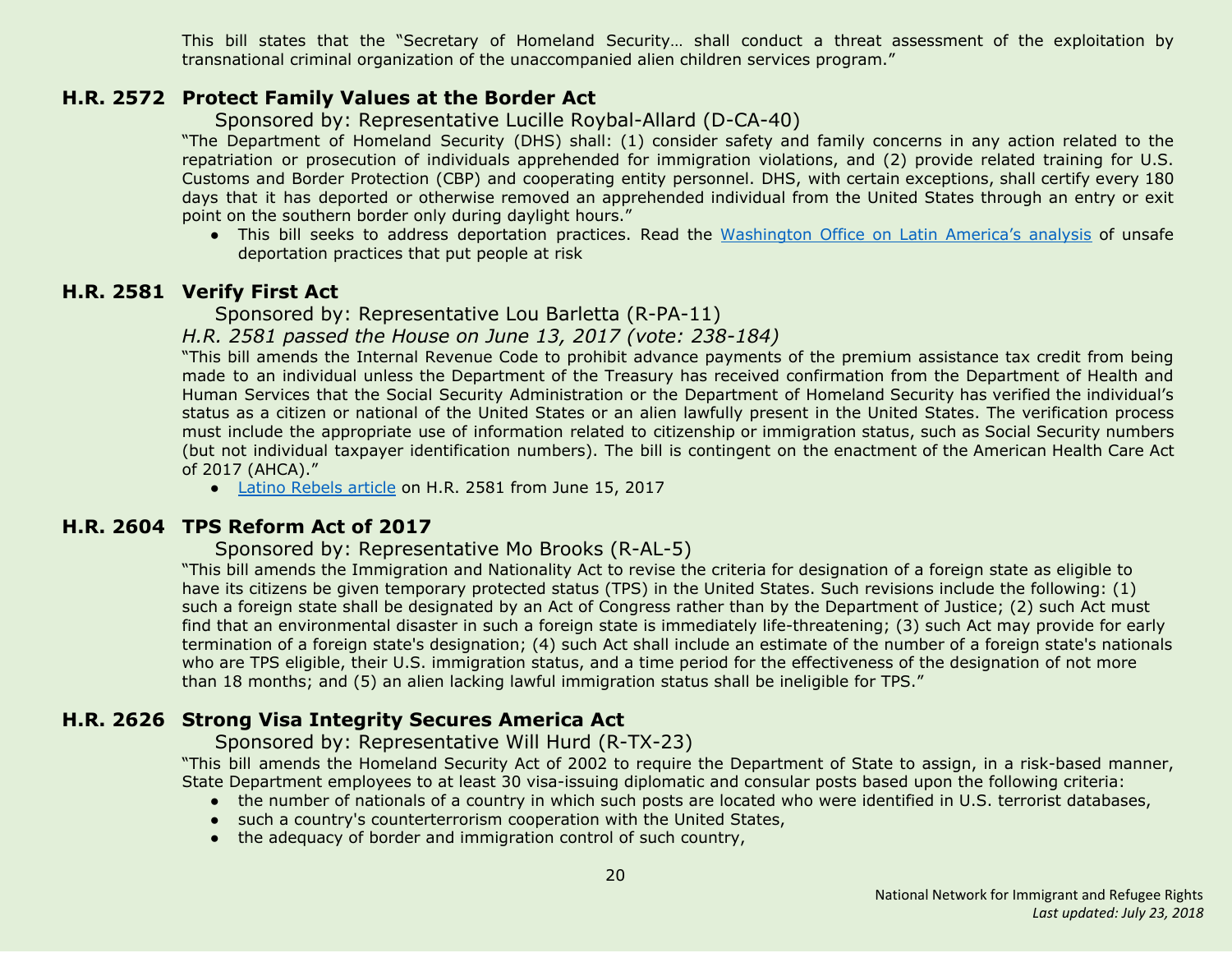This bill states that the "Secretary of Homeland Security… shall conduct a threat assessment of the exploitation by transnational criminal organization of the unaccompanied alien children services program."

### H.R. 2572 Protect Family Values at the Border Act

Sponsored by: Representative Lucille Roybal-Allard (D-CA-40)

"The Department of Homeland Security (DHS) shall: (1) consider safety and family concerns in any action related to the repatriation or prosecution of individuals apprehended for immigration violations, and (2) provide related training for U.S. Customs and Border Protection (CBP) and cooperating entity personnel. DHS, with certain exceptions, shall certify every 180 days that it has deported or otherwise removed an apprehended individual from the United States through an entry or exit point on the southern border only during daylight hours."

- This bill seeks to address deportation practices. Read the Washington Office on Latin America's analysis of unsafe deportation practices that put people at risk

### H.R. 2581 Verify First Act

Sponsored by: Representative Lou Barletta (R-PA-11)

*H.R. 2581 passed the House on June 13, 2017 (vote: 238-184)*

"This bill amends the Internal Revenue Code to prohibit advance payments of the premium assistance tax credit from being made to an individual unless the Department of the Treasury has received confirmation from the Department of Health and Human Services that the Social Security Administration or the Department of Homeland Security has verified the individual's status as a citizen or national of the United States or an alien lawfully present in the United States. The verification process must include the appropriate use of information related to citizenship or immigration status, such as Social Security numbers (but not individual taxpayer identification numbers). The bill is contingent on the enactment of the American Health Care Act of 2017 (AHCA)."

- Latino Rebels article on H.R. 2581 from June 15, 2017

### H.R. 2604 TPS Reform Act of 2017

Sponsored by: Representative Mo Brooks (R-AL-5)

"This bill amends the Immigration and Nationality Act to revise the criteria for designation of a foreign state as eligible to have its citizens be given temporary protected status (TPS) in the United States. Such revisions include the following: (1) such a foreign state shall be designated by an Act of Congress rather than by the Department of Justice; (2) such Act must find that an environmental disaster in such a foreign state is immediately life-threatening; (3) such Act may provide for early termination of a foreign state's designation; (4) such Act shall include an estimate of the number of a foreign state's nationals who are TPS eligible, their U.S. immigration status, and a time period for the effectiveness of the designation of not more than 18 months; and (5) an alien lacking lawful immigration status shall be ineligible for TPS."

### H.R. 2626 Strong Visa Integrity Secures America Act

Sponsored by: Representative Will Hurd (R-TX-23)

"This bill amends the Homeland Security Act of 2002 to require the Department of State to assign, in a risk-based manner, State Department employees to at least 30 visa-issuing diplomatic and consular posts based upon the following criteria:

- the number of nationals of a country in which such posts are located who were identified in U.S. terrorist databases,
- such a country's counterterrorism cooperation with the United States,
- the adequacy of border and immigration control of such country,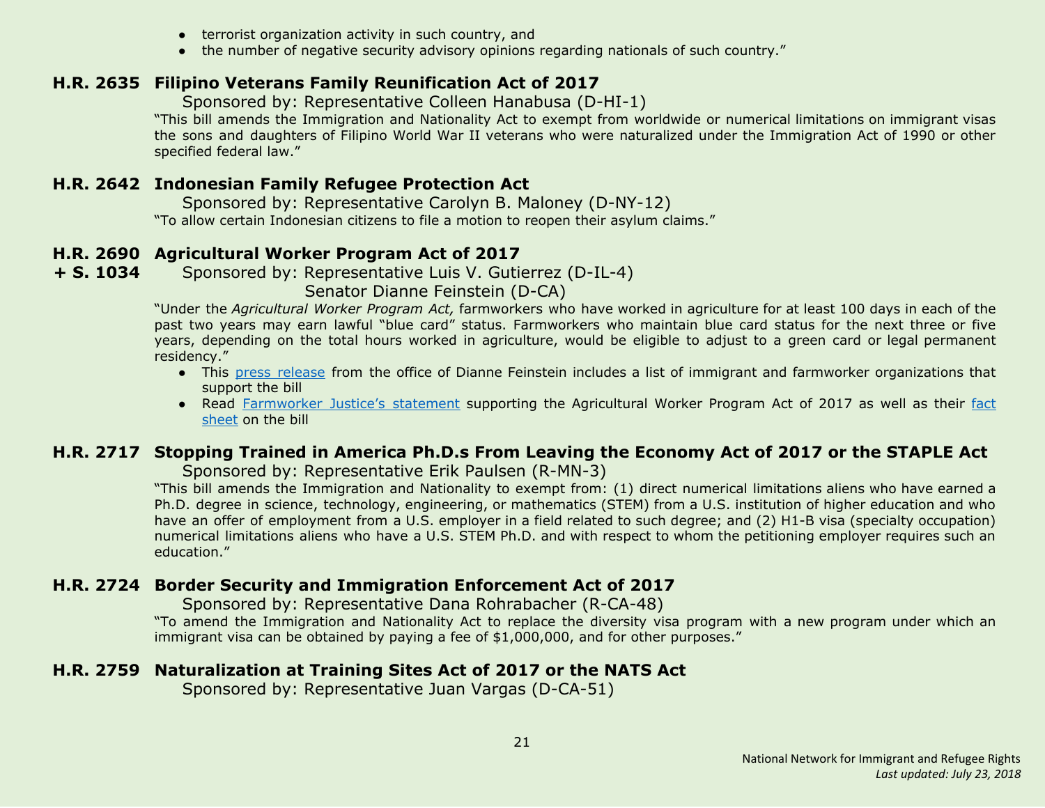- terrorist organization activity in such country, and
- the number of negative security advisory opinions regarding nationals of such country."

### H.R. 2635 Filipino Veterans Family Reunification Act of 2017

Sponsored by: Representative Colleen Hanabusa (D-HI-1)

"This bill amends the Immigration and Nationality Act to exempt from worldwide or numerical limitations on immigrant visas the sons and daughters of Filipino World War II veterans who were naturalized under the Immigration Act of 1990 or other specified federal law."

### H.R. 2642 Indonesian Family Refugee Protection Act

Sponsored by: Representative Carolyn B. Maloney (D-NY-12)

"To allow certain Indonesian citizens to file a motion to reopen their asylum claims."

### H.R. 2690 + S. 1034 Agricultural Worker Program Act of 2017

Sponsored by: Representative Luis V. Gutierrez (D-IL-4)
Senator Dianne Feinstein (D-CA)

"Under the *Agricultural Worker Program Act,* farmworkers who have worked in agriculture for at least 100 days in each of the past two years may earn lawful "blue card" status. Farmworkers who maintain blue card status for the next three or five years, depending on the total hours worked in agriculture, would be eligible to adjust to a green card or legal permanent residency."

- This press release from the office of Dianne Feinstein includes a list of immigrant and farmworker organizations that support the bill
- Read Farmworker Justice's statement supporting the Agricultural Worker Program Act of 2017 as well as their fact sheet on the bill

### H.R. 2717 Stopping Trained in America Ph.D.s From Leaving the Economy Act of 2017 or the STAPLE Act

Sponsored by: Representative Erik Paulsen (R-MN-3)

"This bill amends the Immigration and Nationality to exempt from: (1) direct numerical limitations aliens who have earned a Ph.D. degree in science, technology, engineering, or mathematics (STEM) from a U.S. institution of higher education and who have an offer of employment from a U.S. employer in a field related to such degree; and (2) H1-B visa (specialty occupation) numerical limitations aliens who have a U.S. STEM Ph.D. and with respect to whom the petitioning employer requires such an education."

### H.R. 2724 Border Security and Immigration Enforcement Act of 2017

Sponsored by: Representative Dana Rohrabacher (R-CA-48)

"To amend the Immigration and Nationality Act to replace the diversity visa program with a new program under which an immigrant visa can be obtained by paying a fee of $1,000,000, and for other purposes."

### H.R. 2759 Naturalization at Training Sites Act of 2017 or the NATS Act

Sponsored by: Representative Juan Vargas (D-CA-51)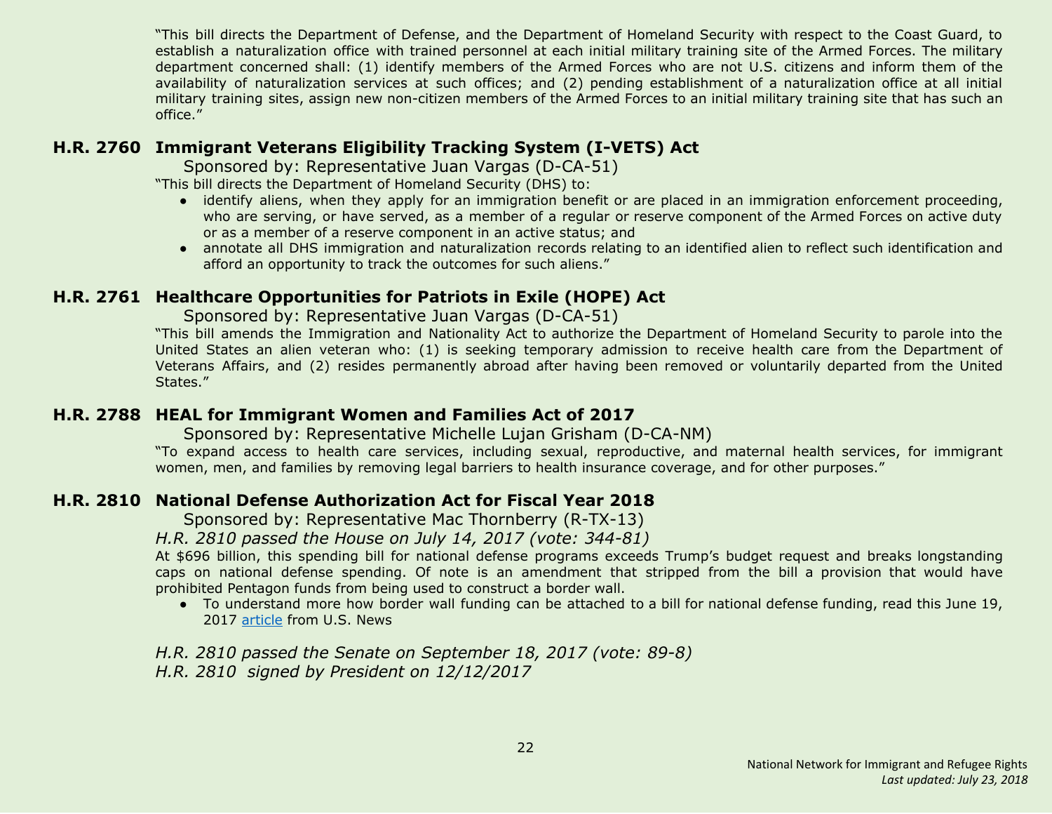"This bill directs the Department of Defense, and the Department of Homeland Security with respect to the Coast Guard, to establish a naturalization office with trained personnel at each initial military training site of the Armed Forces. The military department concerned shall: (1) identify members of the Armed Forces who are not U.S. citizens and inform them of the availability of naturalization services at such offices; and (2) pending establishment of a naturalization office at all initial military training sites, assign new non-citizen members of the Armed Forces to an initial military training site that has such an office."

## H.R. 2760 Immigrant Veterans Eligibility Tracking System (I-VETS) Act

Sponsored by: Representative Juan Vargas (D-CA-51)

"This bill directs the Department of Homeland Security (DHS) to:

- identify aliens, when they apply for an immigration benefit or are placed in an immigration enforcement proceeding, who are serving, or have served, as a member of a regular or reserve component of the Armed Forces on active duty or as a member of a reserve component in an active status; and
- annotate all DHS immigration and naturalization records relating to an identified alien to reflect such identification and afford an opportunity to track the outcomes for such aliens."

## H.R. 2761 Healthcare Opportunities for Patriots in Exile (HOPE) Act

Sponsored by: Representative Juan Vargas (D-CA-51)

"This bill amends the Immigration and Nationality Act to authorize the Department of Homeland Security to parole into the United States an alien veteran who: (1) is seeking temporary admission to receive health care from the Department of Veterans Affairs, and (2) resides permanently abroad after having been removed or voluntarily departed from the United States."

## H.R. 2788 HEAL for Immigrant Women and Families Act of 2017

Sponsored by: Representative Michelle Lujan Grisham (D-CA-NM)

"To expand access to health care services, including sexual, reproductive, and maternal health services, for immigrant women, men, and families by removing legal barriers to health insurance coverage, and for other purposes."

## H.R. 2810 National Defense Authorization Act for Fiscal Year 2018

Sponsored by: Representative Mac Thornberry (R-TX-13)

*H.R. 2810 passed the House on July 14, 2017 (vote: 344-81)*

At $696 billion, this spending bill for national defense programs exceeds Trump's budget request and breaks longstanding caps on national defense spending. Of note is an amendment that stripped from the bill a provision that would have prohibited Pentagon funds from being used to construct a border wall.

- To understand more how border wall funding can be attached to a bill for national defense funding, read this June 19, 2017 article from U.S. News

*H.R. 2810 passed the Senate on September 18, 2017 (vote: 89-8)*

*H.R. 2810 signed by President on 12/12/2017*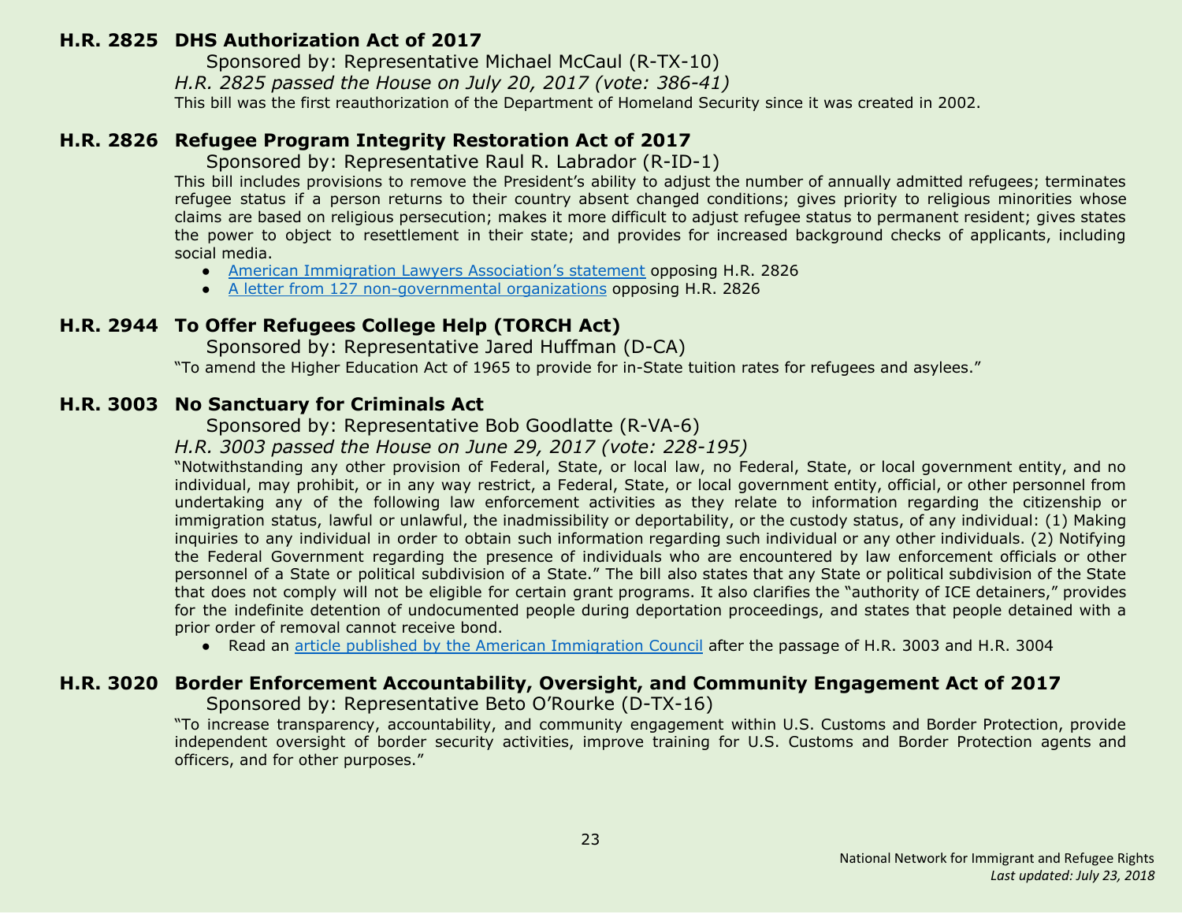### H.R. 2825 DHS Authorization Act of 2017

Sponsored by: Representative Michael McCaul (R-TX-10)

*H.R. 2825 passed the House on July 20, 2017 (vote: 386-41)*

This bill was the first reauthorization of the Department of Homeland Security since it was created in 2002.

### H.R. 2826 Refugee Program Integrity Restoration Act of 2017

Sponsored by: Representative Raul R. Labrador (R-ID-1)

This bill includes provisions to remove the President's ability to adjust the number of annually admitted refugees; terminates refugee status if a person returns to their country absent changed conditions; gives priority to religious minorities whose claims are based on religious persecution; makes it more difficult to adjust refugee status to permanent resident; gives states the power to object to resettlement in their state; and provides for increased background checks of applicants, including social media.

- American Immigration Lawyers Association's statement opposing H.R. 2826
- A letter from 127 non-governmental organizations opposing H.R. 2826

### H.R. 2944 To Offer Refugees College Help (TORCH Act)

Sponsored by: Representative Jared Huffman (D-CA)

"To amend the Higher Education Act of 1965 to provide for in-State tuition rates for refugees and asylees."

### H.R. 3003 No Sanctuary for Criminals Act

Sponsored by: Representative Bob Goodlatte (R-VA-6)

*H.R. 3003 passed the House on June 29, 2017 (vote: 228-195)*

"Notwithstanding any other provision of Federal, State, or local law, no Federal, State, or local government entity, and no individual, may prohibit, or in any way restrict, a Federal, State, or local government entity, official, or other personnel from undertaking any of the following law enforcement activities as they relate to information regarding the citizenship or immigration status, lawful or unlawful, the inadmissibility or deportability, or the custody status, of any individual: (1) Making inquiries to any individual in order to obtain such information regarding such individual or any other individuals. (2) Notifying the Federal Government regarding the presence of individuals who are encountered by law enforcement officials or other personnel of a State or political subdivision of a State." The bill also states that any State or political subdivision of the State that does not comply will not be eligible for certain grant programs. It also clarifies the "authority of ICE detainers," provides for the indefinite detention of undocumented people during deportation proceedings, and states that people detained with a prior order of removal cannot receive bond.

- Read an article published by the American Immigration Council after the passage of H.R. 3003 and H.R. 3004

### H.R. 3020 Border Enforcement Accountability, Oversight, and Community Engagement Act of 2017

Sponsored by: Representative Beto O'Rourke (D-TX-16)

"To increase transparency, accountability, and community engagement within U.S. Customs and Border Protection, provide independent oversight of border security activities, improve training for U.S. Customs and Border Protection agents and officers, and for other purposes."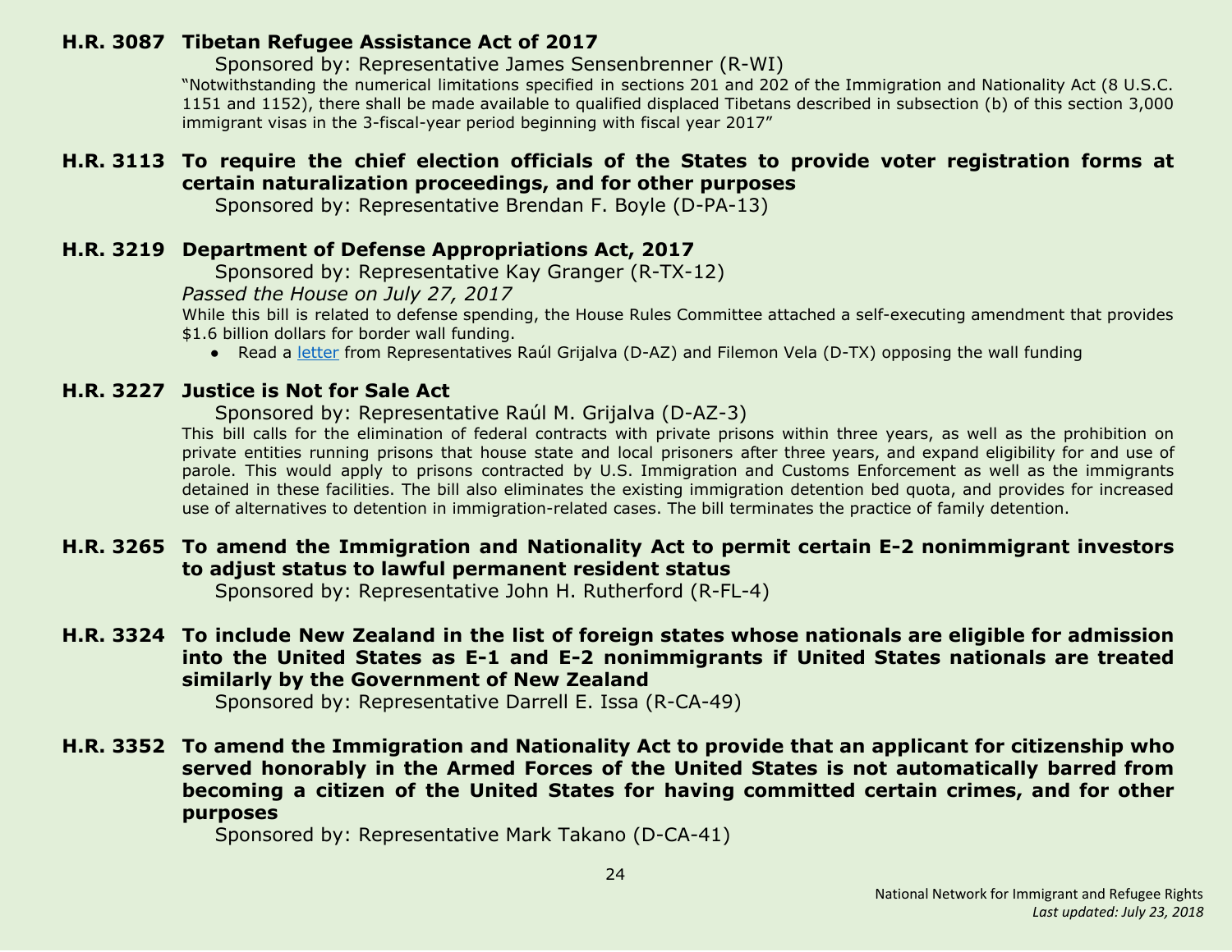**H.R. 3087 Tibetan Refugee Assistance Act of 2017**

Sponsored by: Representative James Sensenbrenner (R-WI)

"Notwithstanding the numerical limitations specified in sections 201 and 202 of the Immigration and Nationality Act (8 U.S.C. 1151 and 1152), there shall be made available to qualified displaced Tibetans described in subsection (b) of this section 3,000 immigrant visas in the 3-fiscal-year period beginning with fiscal year 2017"

**H.R. 3113 To require the chief election officials of the States to provide voter registration forms at certain naturalization proceedings, and for other purposes**

Sponsored by: Representative Brendan F. Boyle (D-PA-13)

**H.R. 3219 Department of Defense Appropriations Act, 2017**

Sponsored by: Representative Kay Granger (R-TX-12)

*Passed the House on July 27, 2017*

While this bill is related to defense spending, the House Rules Committee attached a self-executing amendment that provides $1.6 billion dollars for border wall funding.

- Read a letter from Representatives Raúl Grijalva (D-AZ) and Filemon Vela (D-TX) opposing the wall funding

**H.R. 3227 Justice is Not for Sale Act**

Sponsored by: Representative Raúl M. Grijalva (D-AZ-3)

This bill calls for the elimination of federal contracts with private prisons within three years, as well as the prohibition on private entities running prisons that house state and local prisoners after three years, and expand eligibility for and use of parole. This would apply to prisons contracted by U.S. Immigration and Customs Enforcement as well as the immigrants detained in these facilities. The bill also eliminates the existing immigration detention bed quota, and provides for increased use of alternatives to detention in immigration-related cases. The bill terminates the practice of family detention.

**H.R. 3265 To amend the Immigration and Nationality Act to permit certain E-2 nonimmigrant investors to adjust status to lawful permanent resident status**

Sponsored by: Representative John H. Rutherford (R-FL-4)

**H.R. 3324 To include New Zealand in the list of foreign states whose nationals are eligible for admission into the United States as E-1 and E-2 nonimmigrants if United States nationals are treated similarly by the Government of New Zealand**

Sponsored by: Representative Darrell E. Issa (R-CA-49)

**H.R. 3352 To amend the Immigration and Nationality Act to provide that an applicant for citizenship who served honorably in the Armed Forces of the United States is not automatically barred from becoming a citizen of the United States for having committed certain crimes, and for other purposes**

Sponsored by: Representative Mark Takano (D-CA-41)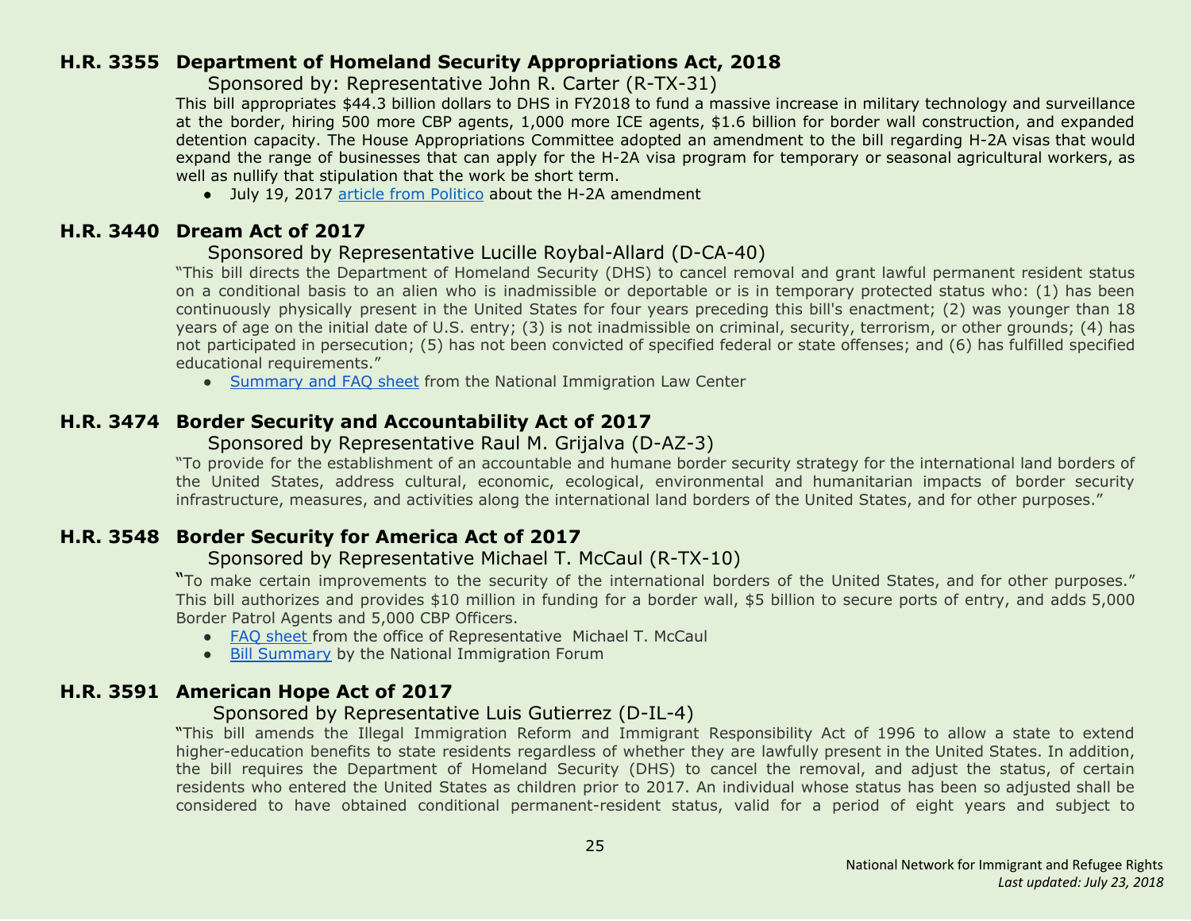## H.R. 3355 Department of Homeland Security Appropriations Act, 2018

Sponsored by: Representative John R. Carter (R-TX-31)

This bill appropriates $44.3 billion dollars to DHS in FY2018 to fund a massive increase in military technology and surveillance at the border, hiring 500 more CBP agents, 1,000 more ICE agents, $1.6 billion for border wall construction, and expanded detention capacity. The House Appropriations Committee adopted an amendment to the bill regarding H-2A visas that would expand the range of businesses that can apply for the H-2A visa program for temporary or seasonal agricultural workers, as well as nullify that stipulation that the work be short term.

- July 19, 2017 article from Politico about the H-2A amendment

## H.R. 3440 Dream Act of 2017

Sponsored by Representative Lucille Roybal-Allard (D-CA-40)

"This bill directs the Department of Homeland Security (DHS) to cancel removal and grant lawful permanent resident status on a conditional basis to an alien who is inadmissible or deportable or is in temporary protected status who: (1) has been continuously physically present in the United States for four years preceding this bill's enactment; (2) was younger than 18 years of age on the initial date of U.S. entry; (3) is not inadmissible on criminal, security, terrorism, or other grounds; (4) has not participated in persecution; (5) has not been convicted of specified federal or state offenses; and (6) has fulfilled specified educational requirements."

- Summary and FAQ sheet from the National Immigration Law Center

## H.R. 3474 Border Security and Accountability Act of 2017

Sponsored by Representative Raul M. Grijalva (D-AZ-3)

"To provide for the establishment of an accountable and humane border security strategy for the international land borders of the United States, address cultural, economic, ecological, environmental and humanitarian impacts of border security infrastructure, measures, and activities along the international land borders of the United States, and for other purposes."

## H.R. 3548 Border Security for America Act of 2017

Sponsored by Representative Michael T. McCaul (R-TX-10)

"To make certain improvements to the security of the international borders of the United States, and for other purposes." This bill authorizes and provides $10 million in funding for a border wall, $5 billion to secure ports of entry, and adds 5,000 Border Patrol Agents and 5,000 CBP Officers.

- FAQ sheet from the office of Representative Michael T. McCaul
- Bill Summary by the National Immigration Forum

## H.R. 3591 American Hope Act of 2017

Sponsored by Representative Luis Gutierrez (D-IL-4)

"This bill amends the Illegal Immigration Reform and Immigrant Responsibility Act of 1996 to allow a state to extend higher-education benefits to state residents regardless of whether they are lawfully present in the United States. In addition, the bill requires the Department of Homeland Security (DHS) to cancel the removal, and adjust the status, of certain residents who entered the United States as children prior to 2017. An individual whose status has been so adjusted shall be considered to have obtained conditional permanent-resident status, valid for a period of eight years and subject to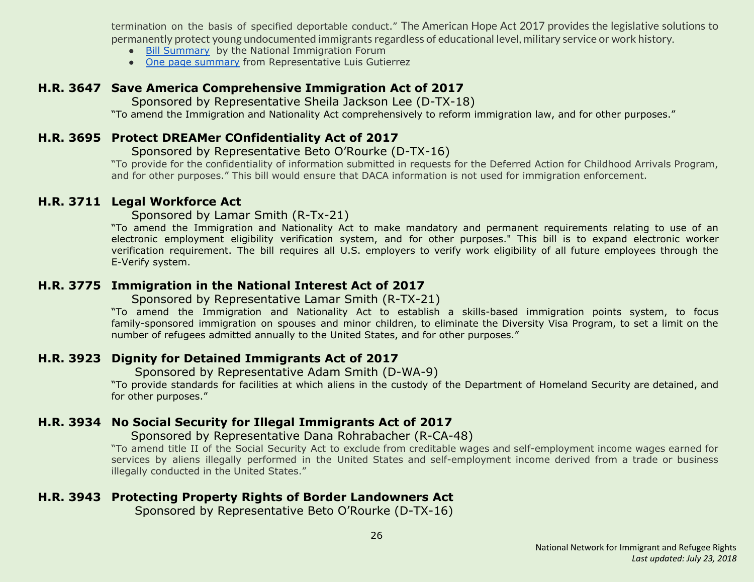termination on the basis of specified deportable conduct." The American Hope Act 2017 provides the legislative solutions to permanently protect young undocumented immigrants regardless of educational level, military service or work history.

- Bill Summary by the National Immigration Forum
- One page summary from Representative Luis Gutierrez

### H.R. 3647 Save America Comprehensive Immigration Act of 2017

Sponsored by Representative Sheila Jackson Lee (D-TX-18)

"To amend the Immigration and Nationality Act comprehensively to reform immigration law, and for other purposes."

### H.R. 3695 Protect DREAMer COnfidentiality Act of 2017

Sponsored by Representative Beto O'Rourke (D-TX-16)

"To provide for the confidentiality of information submitted in requests for the Deferred Action for Childhood Arrivals Program, and for other purposes." This bill would ensure that DACA information is not used for immigration enforcement.

### H.R. 3711 Legal Workforce Act

Sponsored by Lamar Smith (R-Tx-21)

"To amend the Immigration and Nationality Act to make mandatory and permanent requirements relating to use of an electronic employment eligibility verification system, and for other purposes." This bill is to expand electronic worker verification requirement. The bill requires all U.S. employers to verify work eligibility of all future employees through the E-Verify system.

### H.R. 3775 Immigration in the National Interest Act of 2017

Sponsored by Representative Lamar Smith (R-TX-21)

"To amend the Immigration and Nationality Act to establish a skills-based immigration points system, to focus family-sponsored immigration on spouses and minor children, to eliminate the Diversity Visa Program, to set a limit on the number of refugees admitted annually to the United States, and for other purposes."

### H.R. 3923 Dignity for Detained Immigrants Act of 2017

Sponsored by Representative Adam Smith (D-WA-9)

"To provide standards for facilities at which aliens in the custody of the Department of Homeland Security are detained, and for other purposes."

### H.R. 3934 No Social Security for Illegal Immigrants Act of 2017

Sponsored by Representative Dana Rohrabacher (R-CA-48)

"To amend title II of the Social Security Act to exclude from creditable wages and self-employment income wages earned for services by aliens illegally performed in the United States and self-employment income derived from a trade or business illegally conducted in the United States."

### H.R. 3943 Protecting Property Rights of Border Landowners Act

Sponsored by Representative Beto O'Rourke (D-TX-16)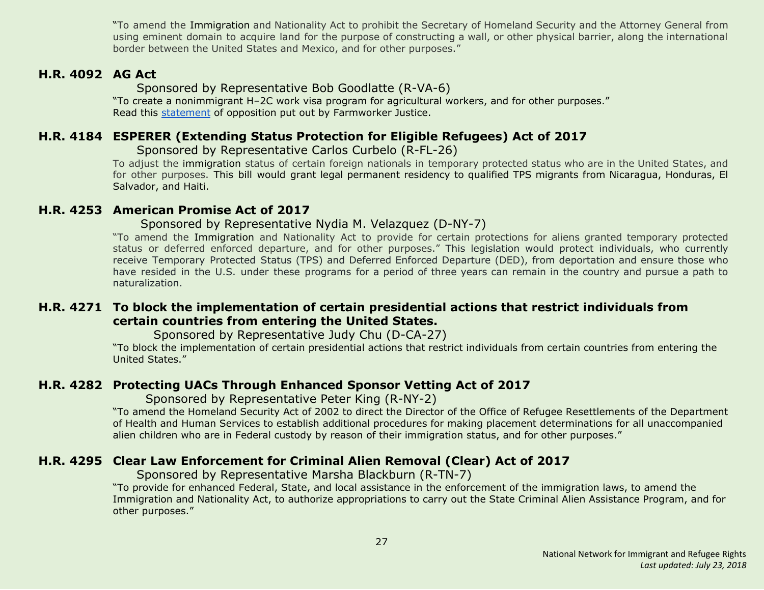"To amend the Immigration and Nationality Act to prohibit the Secretary of Homeland Security and the Attorney General from using eminent domain to acquire land for the purpose of constructing a wall, or other physical barrier, along the international border between the United States and Mexico, and for other purposes."

### H.R. 4092 AG Act

Sponsored by Representative Bob Goodlatte (R-VA-6)

"To create a nonimmigrant H–2C work visa program for agricultural workers, and for other purposes."
Read this statement of opposition put out by Farmworker Justice.

### H.R. 4184 ESPERER (Extending Status Protection for Eligible Refugees) Act of 2017

Sponsored by Representative Carlos Curbelo (R-FL-26)

To adjust the immigration status of certain foreign nationals in temporary protected status who are in the United States, and for other purposes. This bill would grant legal permanent residency to qualified TPS migrants from Nicaragua, Honduras, El Salvador, and Haiti.

### H.R. 4253 American Promise Act of 2017

Sponsored by Representative Nydia M. Velazquez (D-NY-7)

"To amend the Immigration and Nationality Act to provide for certain protections for aliens granted temporary protected status or deferred enforced departure, and for other purposes." This legislation would protect individuals, who currently receive Temporary Protected Status (TPS) and Deferred Enforced Departure (DED), from deportation and ensure those who have resided in the U.S. under these programs for a period of three years can remain in the country and pursue a path to naturalization.

### H.R. 4271 To block the implementation of certain presidential actions that restrict individuals from certain countries from entering the United States.

Sponsored by Representative Judy Chu (D-CA-27)

"To block the implementation of certain presidential actions that restrict individuals from certain countries from entering the United States."

### H.R. 4282 Protecting UACs Through Enhanced Sponsor Vetting Act of 2017

Sponsored by Representative Peter King (R-NY-2)

"To amend the Homeland Security Act of 2002 to direct the Director of the Office of Refugee Resettlements of the Department of Health and Human Services to establish additional procedures for making placement determinations for all unaccompanied alien children who are in Federal custody by reason of their immigration status, and for other purposes."

### H.R. 4295 Clear Law Enforcement for Criminal Alien Removal (Clear) Act of 2017

Sponsored by Representative Marsha Blackburn (R-TN-7)

"To provide for enhanced Federal, State, and local assistance in the enforcement of the immigration laws, to amend the Immigration and Nationality Act, to authorize appropriations to carry out the State Criminal Alien Assistance Program, and for other purposes."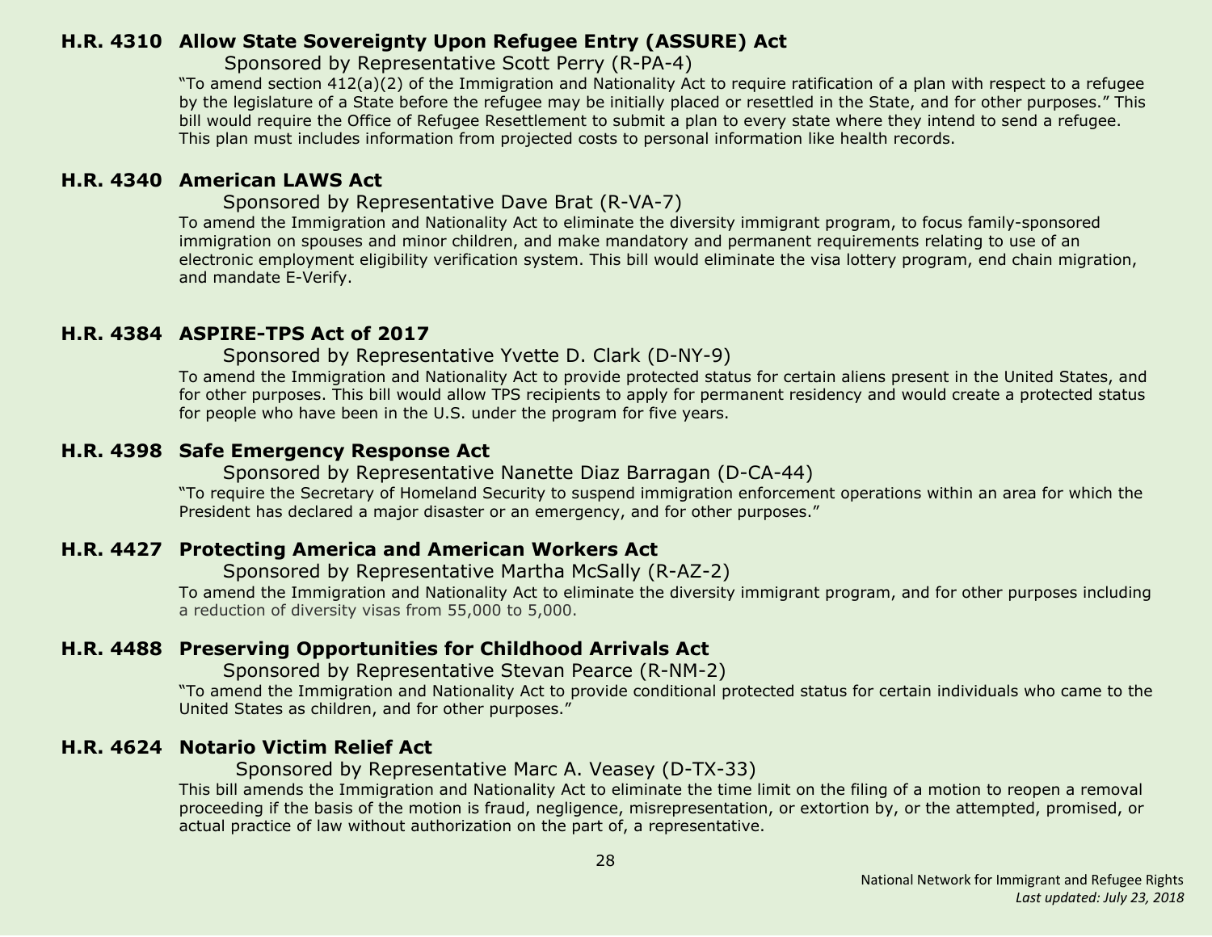### H.R. 4310 Allow State Sovereignty Upon Refugee Entry (ASSURE) Act

Sponsored by Representative Scott Perry (R-PA-4)

"To amend section 412(a)(2) of the Immigration and Nationality Act to require ratification of a plan with respect to a refugee by the legislature of a State before the refugee may be initially placed or resettled in the State, and for other purposes." This bill would require the Office of Refugee Resettlement to submit a plan to every state where they intend to send a refugee. This plan must includes information from projected costs to personal information like health records.

### H.R. 4340 American LAWS Act

Sponsored by Representative Dave Brat (R-VA-7)

To amend the Immigration and Nationality Act to eliminate the diversity immigrant program, to focus family-sponsored immigration on spouses and minor children, and make mandatory and permanent requirements relating to use of an electronic employment eligibility verification system. This bill would eliminate the visa lottery program, end chain migration, and mandate E-Verify.

### H.R. 4384 ASPIRE-TPS Act of 2017

Sponsored by Representative Yvette D. Clark (D-NY-9)

To amend the Immigration and Nationality Act to provide protected status for certain aliens present in the United States, and for other purposes. This bill would allow TPS recipients to apply for permanent residency and would create a protected status for people who have been in the U.S. under the program for five years.

### H.R. 4398 Safe Emergency Response Act

Sponsored by Representative Nanette Diaz Barragan (D-CA-44)

"To require the Secretary of Homeland Security to suspend immigration enforcement operations within an area for which the President has declared a major disaster or an emergency, and for other purposes."

### H.R. 4427 Protecting America and American Workers Act

Sponsored by Representative Martha McSally (R-AZ-2)

To amend the Immigration and Nationality Act to eliminate the diversity immigrant program, and for other purposes including a reduction of diversity visas from 55,000 to 5,000.

### H.R. 4488 Preserving Opportunities for Childhood Arrivals Act

Sponsored by Representative Stevan Pearce (R-NM-2)

"To amend the Immigration and Nationality Act to provide conditional protected status for certain individuals who came to the United States as children, and for other purposes."

### H.R. 4624 Notario Victim Relief Act

Sponsored by Representative Marc A. Veasey (D-TX-33)

This bill amends the Immigration and Nationality Act to eliminate the time limit on the filing of a motion to reopen a removal proceeding if the basis of the motion is fraud, negligence, misrepresentation, or extortion by, or the attempted, promised, or actual practice of law without authorization on the part of, a representative.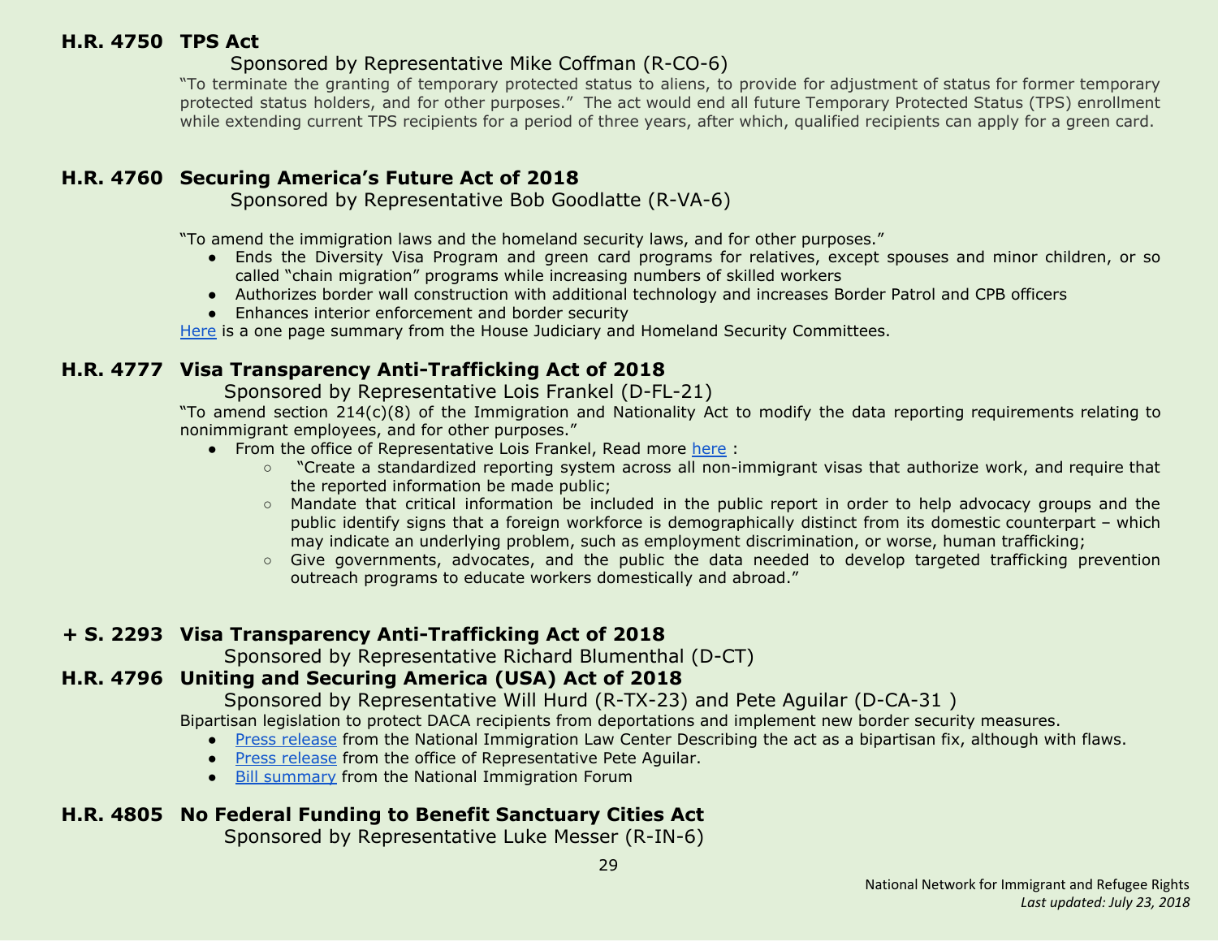### H.R. 4750 TPS Act

Sponsored by Representative Mike Coffman (R-CO-6)

"To terminate the granting of temporary protected status to aliens, to provide for adjustment of status for former temporary protected status holders, and for other purposes." The act would end all future Temporary Protected Status (TPS) enrollment while extending current TPS recipients for a period of three years, after which, qualified recipients can apply for a green card.

### H.R. 4760 Securing America's Future Act of 2018

Sponsored by Representative Bob Goodlatte (R-VA-6)

"To amend the immigration laws and the homeland security laws, and for other purposes."

- Ends the Diversity Visa Program and green card programs for relatives, except spouses and minor children, or so called "chain migration" programs while increasing numbers of skilled workers
- Authorizes border wall construction with additional technology and increases Border Patrol and CPB officers
- Enhances interior enforcement and border security

Here is a one page summary from the House Judiciary and Homeland Security Committees.

### H.R. 4777 Visa Transparency Anti-Trafficking Act of 2018

Sponsored by Representative Lois Frankel (D-FL-21)

"To amend section 214(c)(8) of the Immigration and Nationality Act to modify the data reporting requirements relating to nonimmigrant employees, and for other purposes."

- From the office of Representative Lois Frankel, Read more here :
  - "Create a standardized reporting system across all non-immigrant visas that authorize work, and require that the reported information be made public;
  - Mandate that critical information be included in the public report in order to help advocacy groups and the public identify signs that a foreign workforce is demographically distinct from its domestic counterpart – which may indicate an underlying problem, such as employment discrimination, or worse, human trafficking;
  - Give governments, advocates, and the public the data needed to develop targeted trafficking prevention outreach programs to educate workers domestically and abroad."

### + S. 2293 Visa Transparency Anti-Trafficking Act of 2018

Sponsored by Representative Richard Blumenthal (D-CT)

### H.R. 4796 Uniting and Securing America (USA) Act of 2018

Sponsored by Representative Will Hurd (R-TX-23) and Pete Aguilar (D-CA-31 )

Bipartisan legislation to protect DACA recipients from deportations and implement new border security measures.

- Press release from the National Immigration Law Center Describing the act as a bipartisan fix, although with flaws.
- Press release from the office of Representative Pete Aguilar.
- Bill summary from the National Immigration Forum

### H.R. 4805 No Federal Funding to Benefit Sanctuary Cities Act

Sponsored by Representative Luke Messer (R-IN-6)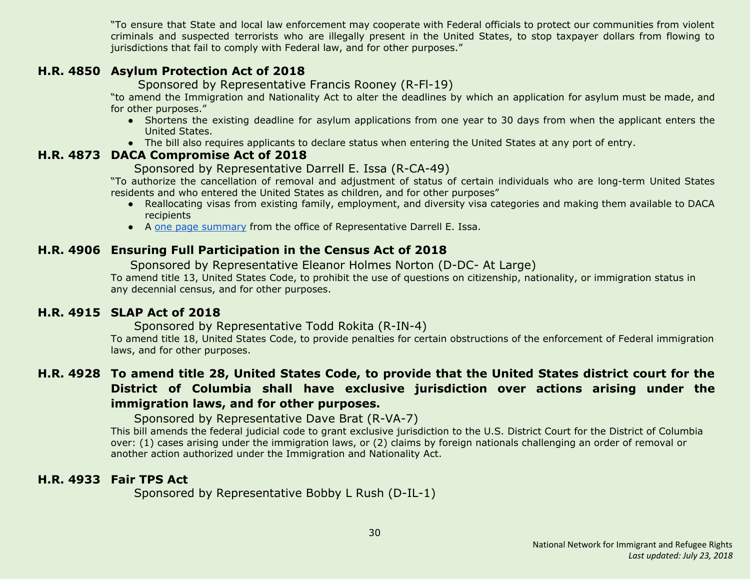"To ensure that State and local law enforcement may cooperate with Federal officials to protect our communities from violent criminals and suspected terrorists who are illegally present in the United States, to stop taxpayer dollars from flowing to jurisdictions that fail to comply with Federal law, and for other purposes."

### H.R. 4850 Asylum Protection Act of 2018

Sponsored by Representative Francis Rooney (R-Fl-19)

"to amend the Immigration and Nationality Act to alter the deadlines by which an application for asylum must be made, and for other purposes."

- Shortens the existing deadline for asylum applications from one year to 30 days from when the applicant enters the United States.
- The bill also requires applicants to declare status when entering the United States at any port of entry.

### H.R. 4873 DACA Compromise Act of 2018

Sponsored by Representative Darrell E. Issa (R-CA-49)

"To authorize the cancellation of removal and adjustment of status of certain individuals who are long-term United States residents and who entered the United States as children, and for other purposes"

- Reallocating visas from existing family, employment, and diversity visa categories and making them available to DACA recipients
- A one page summary from the office of Representative Darrell E. Issa.

### H.R. 4906 Ensuring Full Participation in the Census Act of 2018

Sponsored by Representative Eleanor Holmes Norton (D-DC- At Large)

To amend title 13, United States Code, to prohibit the use of questions on citizenship, nationality, or immigration status in any decennial census, and for other purposes.

### H.R. 4915 SLAP Act of 2018

Sponsored by Representative Todd Rokita (R-IN-4)

To amend title 18, United States Code, to provide penalties for certain obstructions of the enforcement of Federal immigration laws, and for other purposes.

### H.R. 4928 To amend title 28, United States Code, to provide that the United States district court for the District of Columbia shall have exclusive jurisdiction over actions arising under the immigration laws, and for other purposes.

Sponsored by Representative Dave Brat (R-VA-7)

This bill amends the federal judicial code to grant exclusive jurisdiction to the U.S. District Court for the District of Columbia over: (1) cases arising under the immigration laws, or (2) claims by foreign nationals challenging an order of removal or another action authorized under the Immigration and Nationality Act.

### H.R. 4933 Fair TPS Act

Sponsored by Representative Bobby L Rush (D-IL-1)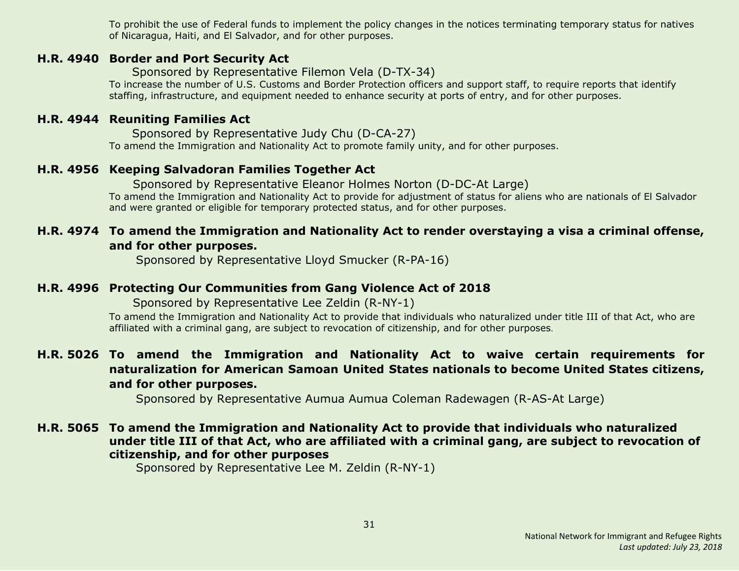To prohibit the use of Federal funds to implement the policy changes in the notices terminating temporary status for natives of Nicaragua, Haiti, and El Salvador, and for other purposes.

### H.R. 4940 Border and Port Security Act

Sponsored by Representative Filemon Vela (D-TX-34)

To increase the number of U.S. Customs and Border Protection officers and support staff, to require reports that identify staffing, infrastructure, and equipment needed to enhance security at ports of entry, and for other purposes.

### H.R. 4944 Reuniting Families Act

Sponsored by Representative Judy Chu (D-CA-27)

To amend the Immigration and Nationality Act to promote family unity, and for other purposes.

### H.R. 4956 Keeping Salvadoran Families Together Act

Sponsored by Representative Eleanor Holmes Norton (D-DC-At Large)

To amend the Immigration and Nationality Act to provide for adjustment of status for aliens who are nationals of El Salvador and were granted or eligible for temporary protected status, and for other purposes.

### H.R. 4974 To amend the Immigration and Nationality Act to render overstaying a visa a criminal offense, and for other purposes.

Sponsored by Representative Lloyd Smucker (R-PA-16)

### H.R. 4996 Protecting Our Communities from Gang Violence Act of 2018

Sponsored by Representative Lee Zeldin (R-NY-1)

To amend the Immigration and Nationality Act to provide that individuals who naturalized under title III of that Act, who are affiliated with a criminal gang, are subject to revocation of citizenship, and for other purposes.

### H.R. 5026 To amend the Immigration and Nationality Act to waive certain requirements for naturalization for American Samoan United States nationals to become United States citizens, and for other purposes.

Sponsored by Representative Aumua Aumua Coleman Radewagen (R-AS-At Large)

### H.R. 5065 To amend the Immigration and Nationality Act to provide that individuals who naturalized under title III of that Act, who are affiliated with a criminal gang, are subject to revocation of citizenship, and for other purposes

Sponsored by Representative Lee M. Zeldin (R-NY-1)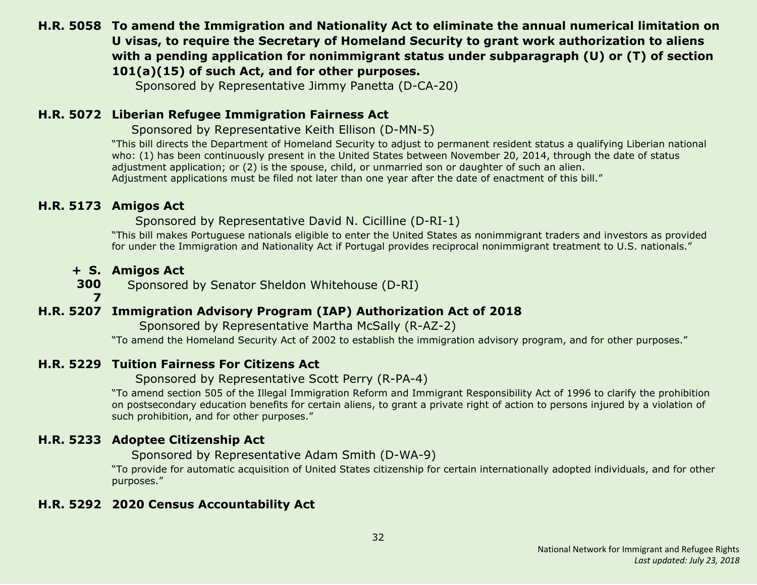**H.R. 5058 To amend the Immigration and Nationality Act to eliminate the annual numerical limitation on U visas, to require the Secretary of Homeland Security to grant work authorization to aliens with a pending application for nonimmigrant status under subparagraph (U) or (T) of section 101(a)(15) of such Act, and for other purposes.**

Sponsored by Representative Jimmy Panetta (D-CA-20)

**H.R. 5072 Liberian Refugee Immigration Fairness Act**

Sponsored by Representative Keith Ellison (D-MN-5)

"This bill directs the Department of Homeland Security to adjust to permanent resident status a qualifying Liberian national who: (1) has been continuously present in the United States between November 20, 2014, through the date of status adjustment application; or (2) is the spouse, child, or unmarried son or daughter of such an alien. Adjustment applications must be filed not later than one year after the date of enactment of this bill."

**H.R. 5173 Amigos Act**

Sponsored by Representative David N. Cicilline (D-RI-1)

"This bill makes Portuguese nationals eligible to enter the United States as nonimmigrant traders and investors as provided for under the Immigration and Nationality Act if Portugal provides reciprocal nonimmigrant treatment to U.S. nationals."

**+ S. 3007 Amigos Act**

Sponsored by Senator Sheldon Whitehouse (D-RI)

**H.R. 5207 Immigration Advisory Program (IAP) Authorization Act of 2018**

Sponsored by Representative Martha McSally (R-AZ-2)

"To amend the Homeland Security Act of 2002 to establish the immigration advisory program, and for other purposes."

**H.R. 5229 Tuition Fairness For Citizens Act**

Sponsored by Representative Scott Perry (R-PA-4)

"To amend section 505 of the Illegal Immigration Reform and Immigrant Responsibility Act of 1996 to clarify the prohibition on postsecondary education benefits for certain aliens, to grant a private right of action to persons injured by a violation of such prohibition, and for other purposes."

**H.R. 5233 Adoptee Citizenship Act**

Sponsored by Representative Adam Smith (D-WA-9)

"To provide for automatic acquisition of United States citizenship for certain internationally adopted individuals, and for other purposes."

**H.R. 5292 2020 Census Accountability Act**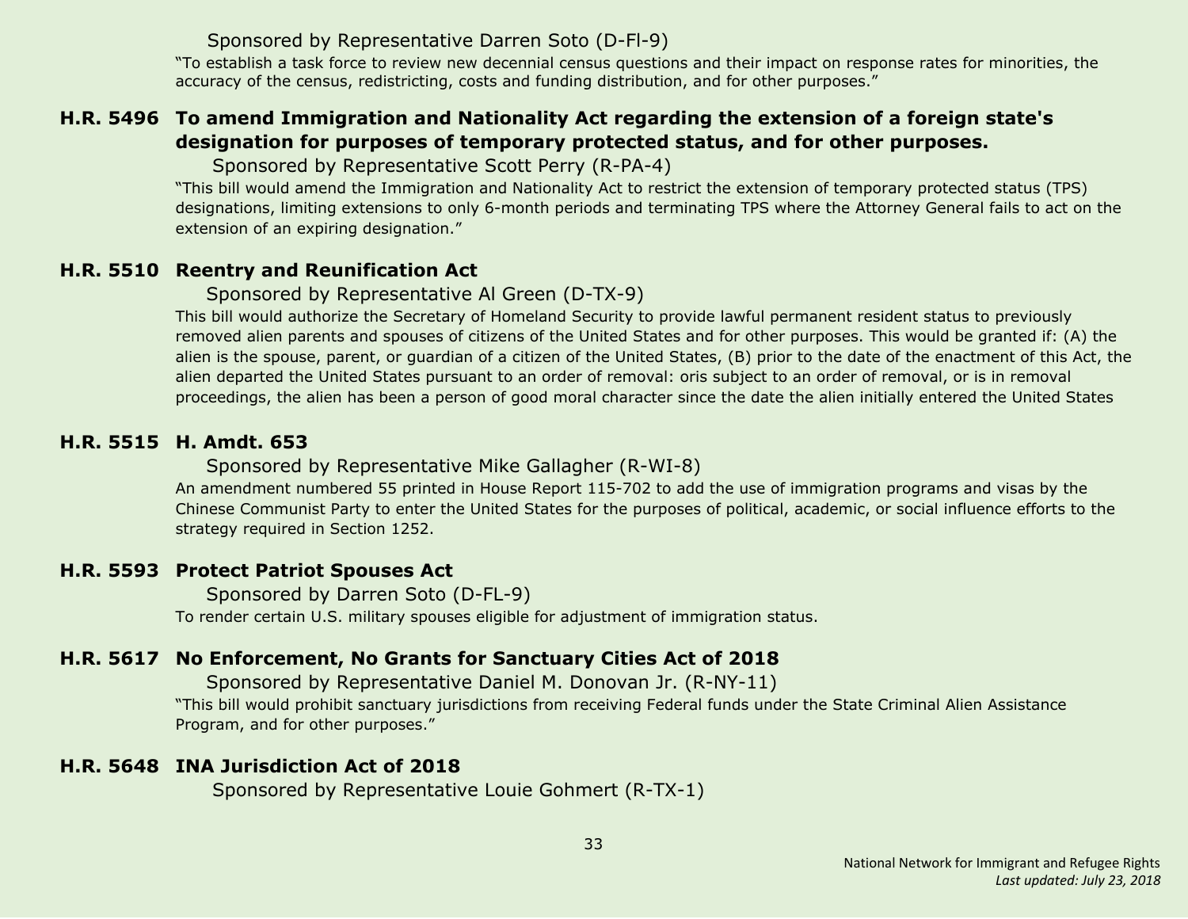Sponsored by Representative Darren Soto (D-Fl-9)

"To establish a task force to review new decennial census questions and their impact on response rates for minorities, the accuracy of the census, redistricting, costs and funding distribution, and for other purposes."

### H.R. 5496 To amend Immigration and Nationality Act regarding the extension of a foreign state's designation for purposes of temporary protected status, and for other purposes.

Sponsored by Representative Scott Perry (R-PA-4)

"This bill would amend the Immigration and Nationality Act to restrict the extension of temporary protected status (TPS) designations, limiting extensions to only 6-month periods and terminating TPS where the Attorney General fails to act on the extension of an expiring designation."

### H.R. 5510 Reentry and Reunification Act

Sponsored by Representative Al Green (D-TX-9)

This bill would authorize the Secretary of Homeland Security to provide lawful permanent resident status to previously removed alien parents and spouses of citizens of the United States and for other purposes. This would be granted if: (A) the alien is the spouse, parent, or guardian of a citizen of the United States, (B) prior to the date of the enactment of this Act, the alien departed the United States pursuant to an order of removal: oris subject to an order of removal, or is in removal proceedings, the alien has been a person of good moral character since the date the alien initially entered the United States

### H.R. 5515 H. Amdt. 653

Sponsored by Representative Mike Gallagher (R-WI-8)

An amendment numbered 55 printed in House Report 115-702 to add the use of immigration programs and visas by the Chinese Communist Party to enter the United States for the purposes of political, academic, or social influence efforts to the strategy required in Section 1252.

### H.R. 5593 Protect Patriot Spouses Act

Sponsored by Darren Soto (D-FL-9)

To render certain U.S. military spouses eligible for adjustment of immigration status.

### H.R. 5617 No Enforcement, No Grants for Sanctuary Cities Act of 2018

Sponsored by Representative Daniel M. Donovan Jr. (R-NY-11)

"This bill would prohibit sanctuary jurisdictions from receiving Federal funds under the State Criminal Alien Assistance Program, and for other purposes."

### H.R. 5648 INA Jurisdiction Act of 2018

Sponsored by Representative Louie Gohmert (R-TX-1)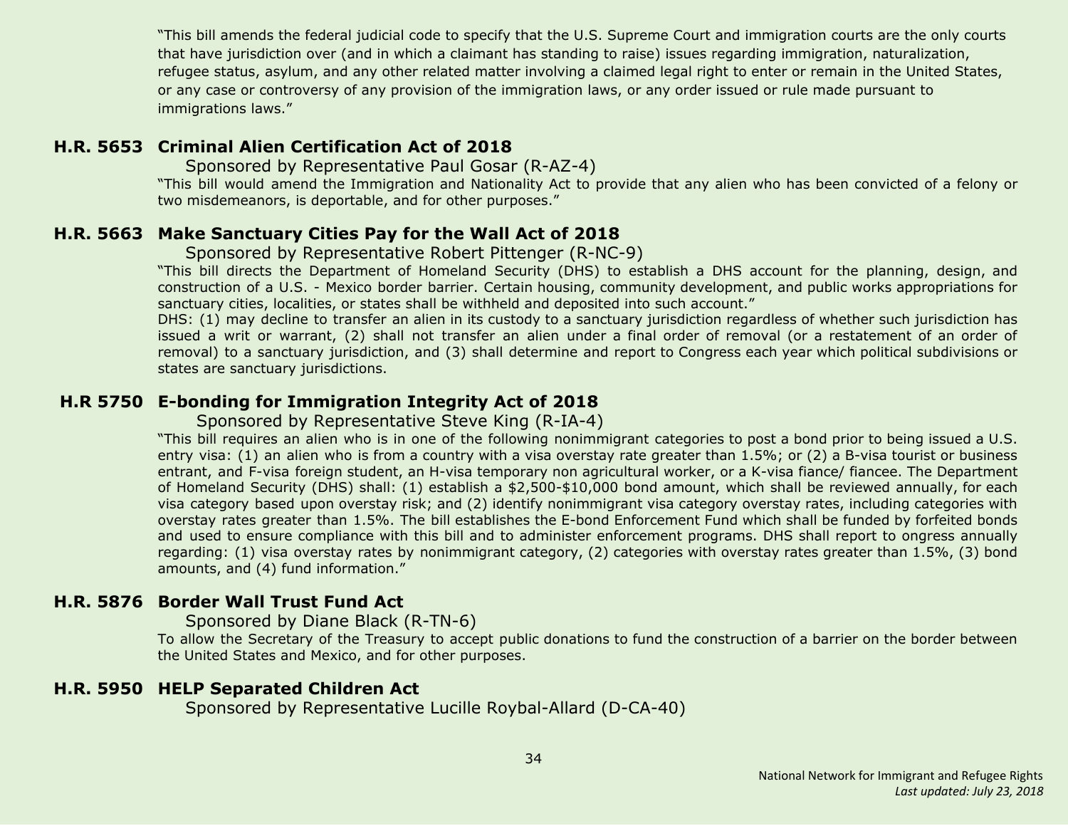"This bill amends the federal judicial code to specify that the U.S. Supreme Court and immigration courts are the only courts that have jurisdiction over (and in which a claimant has standing to raise) issues regarding immigration, naturalization, refugee status, asylum, and any other related matter involving a claimed legal right to enter or remain in the United States, or any case or controversy of any provision of the immigration laws, or any order issued or rule made pursuant to immigrations laws."

### H.R. 5653 Criminal Alien Certification Act of 2018

Sponsored by Representative Paul Gosar (R-AZ-4)

"This bill would amend the Immigration and Nationality Act to provide that any alien who has been convicted of a felony or two misdemeanors, is deportable, and for other purposes."

### H.R. 5663 Make Sanctuary Cities Pay for the Wall Act of 2018

Sponsored by Representative Robert Pittenger (R-NC-9)

"This bill directs the Department of Homeland Security (DHS) to establish a DHS account for the planning, design, and construction of a U.S. - Mexico border barrier. Certain housing, community development, and public works appropriations for sanctuary cities, localities, or states shall be withheld and deposited into such account."

DHS: (1) may decline to transfer an alien in its custody to a sanctuary jurisdiction regardless of whether such jurisdiction has issued a writ or warrant, (2) shall not transfer an alien under a final order of removal (or a restatement of an order of removal) to a sanctuary jurisdiction, and (3) shall determine and report to Congress each year which political subdivisions or states are sanctuary jurisdictions.

### H.R 5750 E-bonding for Immigration Integrity Act of 2018

Sponsored by Representative Steve King (R-IA-4)

"This bill requires an alien who is in one of the following nonimmigrant categories to post a bond prior to being issued a U.S. entry visa: (1) an alien who is from a country with a visa overstay rate greater than 1.5%; or (2) a B-visa tourist or business entrant, and F-visa foreign student, an H-visa temporary non agricultural worker, or a K-visa fiance/ fiancee. The Department of Homeland Security (DHS) shall: (1) establish a $2,500-$10,000 bond amount, which shall be reviewed annually, for each visa category based upon overstay risk; and (2) identify nonimmigrant visa category overstay rates, including categories with overstay rates greater than 1.5%. The bill establishes the E-bond Enforcement Fund which shall be funded by forfeited bonds and used to ensure compliance with this bill and to administer enforcement programs. DHS shall report to ongress annually regarding: (1) visa overstay rates by nonimmigrant category, (2) categories with overstay rates greater than 1.5%, (3) bond amounts, and (4) fund information."

### H.R. 5876 Border Wall Trust Fund Act

Sponsored by Diane Black (R-TN-6)

To allow the Secretary of the Treasury to accept public donations to fund the construction of a barrier on the border between the United States and Mexico, and for other purposes.

### H.R. 5950 HELP Separated Children Act

Sponsored by Representative Lucille Roybal-Allard (D-CA-40)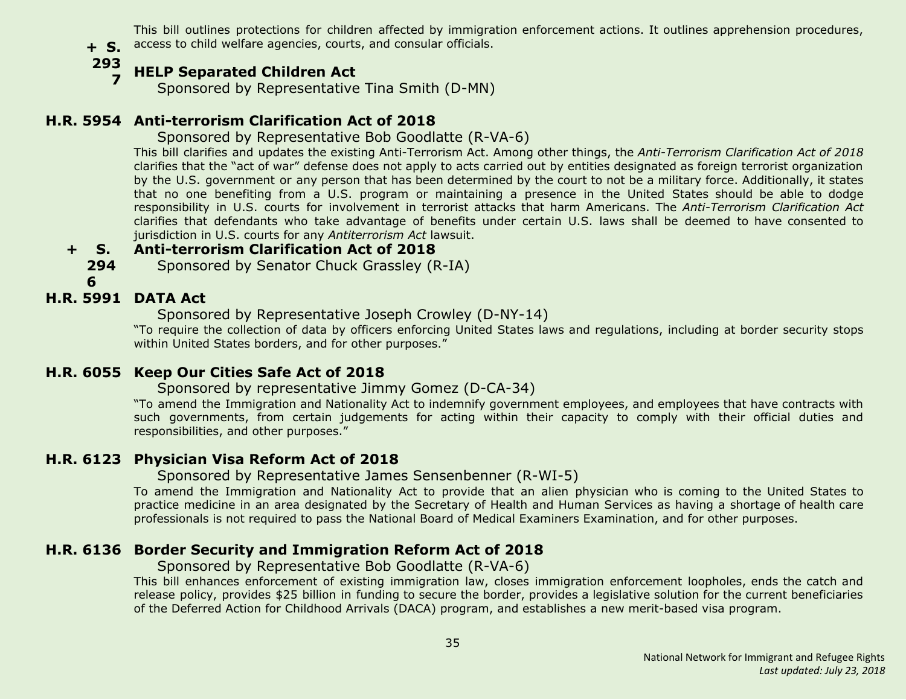This bill outlines protections for children affected by immigration enforcement actions. It outlines apprehension procedures, access to child welfare agencies, courts, and consular officials.

**+ S. 2937** **HELP Separated Children Act**

Sponsored by Representative Tina Smith (D-MN)

**H.R. 5954** **Anti-terrorism Clarification Act of 2018**

Sponsored by Representative Bob Goodlatte (R-VA-6)

This bill clarifies and updates the existing Anti-Terrorism Act. Among other things, the *Anti-Terrorism Clarification Act of 2018* clarifies that the "act of war" defense does not apply to acts carried out by entities designated as foreign terrorist organization by the U.S. government or any person that has been determined by the court to not be a military force. Additionally, it states that no one benefiting from a U.S. program or maintaining a presence in the United States should be able to dodge responsibility in U.S. courts for involvement in terrorist attacks that harm Americans. The *Anti-Terrorism Clarification Act* clarifies that defendants who take advantage of benefits under certain U.S. laws shall be deemed to have consented to jurisdiction in U.S. courts for any *Antiterrorism Act* lawsuit.

**+ S. 2946** **Anti-terrorism Clarification Act of 2018**

Sponsored by Senator Chuck Grassley (R-IA)

**H.R. 5991** **DATA Act**

Sponsored by Representative Joseph Crowley (D-NY-14)

"To require the collection of data by officers enforcing United States laws and regulations, including at border security stops within United States borders, and for other purposes."

**H.R. 6055** **Keep Our Cities Safe Act of 2018**

Sponsored by representative Jimmy Gomez (D-CA-34)

"To amend the Immigration and Nationality Act to indemnify government employees, and employees that have contracts with such governments, from certain judgements for acting within their capacity to comply with their official duties and responsibilities, and other purposes."

**H.R. 6123** **Physician Visa Reform Act of 2018**

Sponsored by Representative James Sensenbenner (R-WI-5)

To amend the Immigration and Nationality Act to provide that an alien physician who is coming to the United States to practice medicine in an area designated by the Secretary of Health and Human Services as having a shortage of health care professionals is not required to pass the National Board of Medical Examiners Examination, and for other purposes.

**H.R. 6136** **Border Security and Immigration Reform Act of 2018**

Sponsored by Representative Bob Goodlatte (R-VA-6)

This bill enhances enforcement of existing immigration law, closes immigration enforcement loopholes, ends the catch and release policy, provides $25 billion in funding to secure the border, provides a legislative solution for the current beneficiaries of the Deferred Action for Childhood Arrivals (DACA) program, and establishes a new merit-based visa program.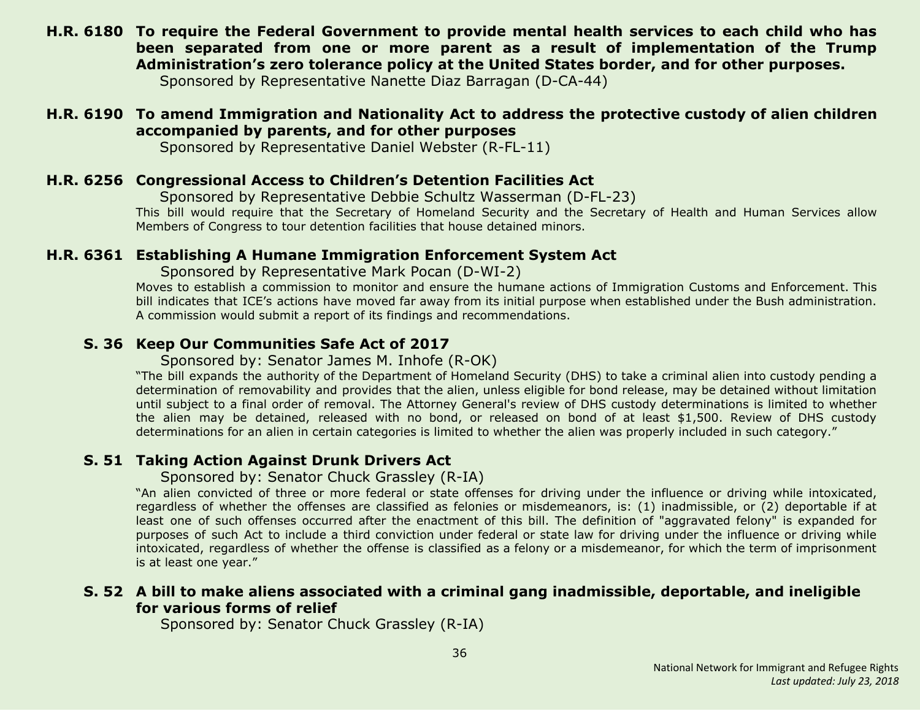**H.R. 6180 To require the Federal Government to provide mental health services to each child who has been separated from one or more parent as a result of implementation of the Trump Administration's zero tolerance policy at the United States border, and for other purposes.**

Sponsored by Representative Nanette Diaz Barragan (D-CA-44)

**H.R. 6190 To amend Immigration and Nationality Act to address the protective custody of alien children accompanied by parents, and for other purposes**

Sponsored by Representative Daniel Webster (R-FL-11)

**H.R. 6256 Congressional Access to Children's Detention Facilities Act**

Sponsored by Representative Debbie Schultz Wasserman (D-FL-23)

This bill would require that the Secretary of Homeland Security and the Secretary of Health and Human Services allow Members of Congress to tour detention facilities that house detained minors.

**H.R. 6361 Establishing A Humane Immigration Enforcement System Act**

Sponsored by Representative Mark Pocan (D-WI-2)

Moves to establish a commission to monitor and ensure the humane actions of Immigration Customs and Enforcement. This bill indicates that ICE's actions have moved far away from its initial purpose when established under the Bush administration. A commission would submit a report of its findings and recommendations.

**S. 36 Keep Our Communities Safe Act of 2017**

Sponsored by: Senator James M. Inhofe (R-OK)

"The bill expands the authority of the Department of Homeland Security (DHS) to take a criminal alien into custody pending a determination of removability and provides that the alien, unless eligible for bond release, may be detained without limitation until subject to a final order of removal. The Attorney General's review of DHS custody determinations is limited to whether the alien may be detained, released with no bond, or released on bond of at least $1,500. Review of DHS custody determinations for an alien in certain categories is limited to whether the alien was properly included in such category."

**S. 51 Taking Action Against Drunk Drivers Act**

Sponsored by: Senator Chuck Grassley (R-IA)

"An alien convicted of three or more federal or state offenses for driving under the influence or driving while intoxicated, regardless of whether the offenses are classified as felonies or misdemeanors, is: (1) inadmissible, or (2) deportable if at least one of such offenses occurred after the enactment of this bill. The definition of "aggravated felony" is expanded for purposes of such Act to include a third conviction under federal or state law for driving under the influence or driving while intoxicated, regardless of whether the offense is classified as a felony or a misdemeanor, for which the term of imprisonment is at least one year."

**S. 52 A bill to make aliens associated with a criminal gang inadmissible, deportable, and ineligible for various forms of relief**

Sponsored by: Senator Chuck Grassley (R-IA)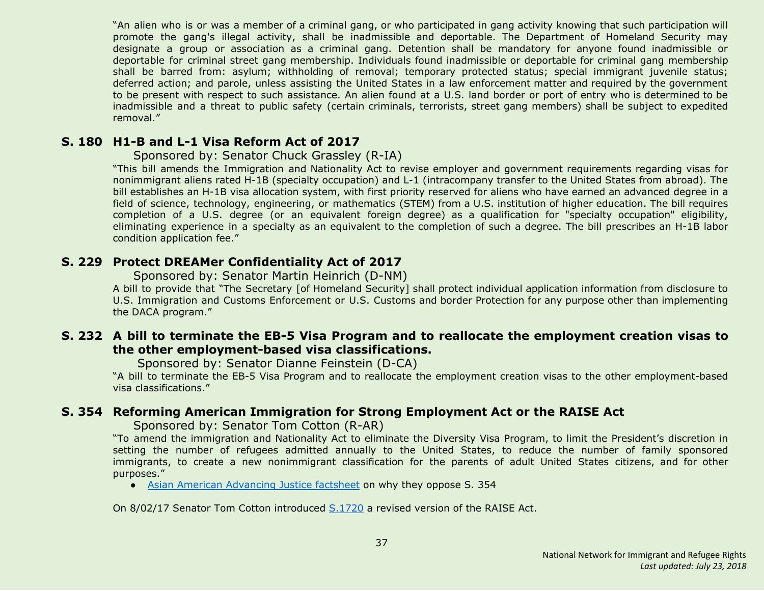"An alien who is or was a member of a criminal gang, or who participated in gang activity knowing that such participation will promote the gang's illegal activity, shall be inadmissible and deportable. The Department of Homeland Security may designate a group or association as a criminal gang. Detention shall be mandatory for anyone found inadmissible or deportable for criminal street gang membership. Individuals found inadmissible or deportable for criminal gang membership shall be barred from: asylum; withholding of removal; temporary protected status; special immigrant juvenile status; deferred action; and parole, unless assisting the United States in a law enforcement matter and required by the government to be present with respect to such assistance. An alien found at a U.S. land border or port of entry who is determined to be inadmissible and a threat to public safety (certain criminals, terrorists, street gang members) shall be subject to expedited removal."

### S. 180 H1-B and L-1 Visa Reform Act of 2017

Sponsored by: Senator Chuck Grassley (R-IA)

"This bill amends the Immigration and Nationality Act to revise employer and government requirements regarding visas for nonimmigrant aliens rated H-1B (specialty occupation) and L-1 (intracompany transfer to the United States from abroad). The bill establishes an H-1B visa allocation system, with first priority reserved for aliens who have earned an advanced degree in a field of science, technology, engineering, or mathematics (STEM) from a U.S. institution of higher education. The bill requires completion of a U.S. degree (or an equivalent foreign degree) as a qualification for "specialty occupation" eligibility, eliminating experience in a specialty as an equivalent to the completion of such a degree. The bill prescribes an H-1B labor condition application fee."

### S. 229 Protect DREAMer Confidentiality Act of 2017

Sponsored by: Senator Martin Heinrich (D-NM)

A bill to provide that "The Secretary [of Homeland Security] shall protect individual application information from disclosure to U.S. Immigration and Customs Enforcement or U.S. Customs and border Protection for any purpose other than implementing the DACA program."

### S. 232 A bill to terminate the EB-5 Visa Program and to reallocate the employment creation visas to the other employment-based visa classifications.

Sponsored by: Senator Dianne Feinstein (D-CA)

"A bill to terminate the EB-5 Visa Program and to reallocate the employment creation visas to the other employment-based visa classifications."

### S. 354 Reforming American Immigration for Strong Employment Act or the RAISE Act

Sponsored by: Senator Tom Cotton (R-AR)

"To amend the immigration and Nationality Act to eliminate the Diversity Visa Program, to limit the President's discretion in setting the number of refugees admitted annually to the United States, to reduce the number of family sponsored immigrants, to create a new nonimmigrant classification for the parents of adult United States citizens, and for other purposes."

- Asian American Advancing Justice factsheet on why they oppose S. 354

On 8/02/17 Senator Tom Cotton introduced S.1720 a revised version of the RAISE Act.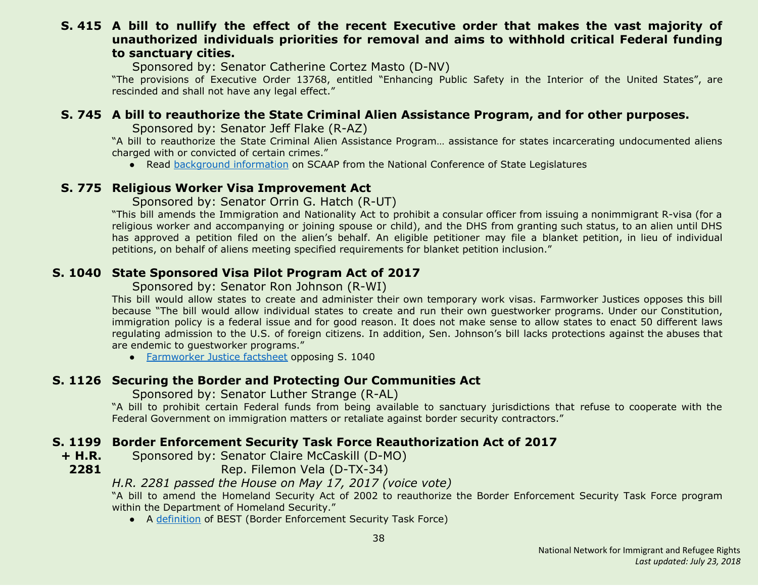**S. 415 A bill to nullify the effect of the recent Executive order that makes the vast majority of unauthorized individuals priorities for removal and aims to withhold critical Federal funding to sanctuary cities.**

Sponsored by: Senator Catherine Cortez Masto (D-NV)

"The provisions of Executive Order 13768, entitled "Enhancing Public Safety in the Interior of the United States", are rescinded and shall not have any legal effect."

**S. 745 A bill to reauthorize the State Criminal Alien Assistance Program, and for other purposes.**

Sponsored by: Senator Jeff Flake (R-AZ)

"A bill to reauthorize the State Criminal Alien Assistance Program… assistance for states incarcerating undocumented aliens charged with or convicted of certain crimes."

- Read background information on SCAAP from the National Conference of State Legislatures

**S. 775 Religious Worker Visa Improvement Act**

Sponsored by: Senator Orrin G. Hatch (R-UT)

"This bill amends the Immigration and Nationality Act to prohibit a consular officer from issuing a nonimmigrant R-visa (for a religious worker and accompanying or joining spouse or child), and the DHS from granting such status, to an alien until DHS has approved a petition filed on the alien's behalf. An eligible petitioner may file a blanket petition, in lieu of individual petitions, on behalf of aliens meeting specified requirements for blanket petition inclusion."

**S. 1040 State Sponsored Visa Pilot Program Act of 2017**

Sponsored by: Senator Ron Johnson (R-WI)

This bill would allow states to create and administer their own temporary work visas. Farmworker Justices opposes this bill because "The bill would allow individual states to create and run their own guestworker programs. Under our Constitution, immigration policy is a federal issue and for good reason. It does not make sense to allow states to enact 50 different laws regulating admission to the U.S. of foreign citizens. In addition, Sen. Johnson's bill lacks protections against the abuses that are endemic to guestworker programs."

- Farmworker Justice factsheet opposing S. 1040

**S. 1126 Securing the Border and Protecting Our Communities Act**

Sponsored by: Senator Luther Strange (R-AL)

"A bill to prohibit certain Federal funds from being available to sanctuary jurisdictions that refuse to cooperate with the Federal Government on immigration matters or retaliate against border security contractors."

**S. 1199 + H.R. 2281 Border Enforcement Security Task Force Reauthorization Act of 2017**

Sponsored by: Senator Claire McCaskill (D-MO)
Rep. Filemon Vela (D-TX-34)

*H.R. 2281 passed the House on May 17, 2017 (voice vote)*

"A bill to amend the Homeland Security Act of 2002 to reauthorize the Border Enforcement Security Task Force program within the Department of Homeland Security."

- A definition of BEST (Border Enforcement Security Task Force)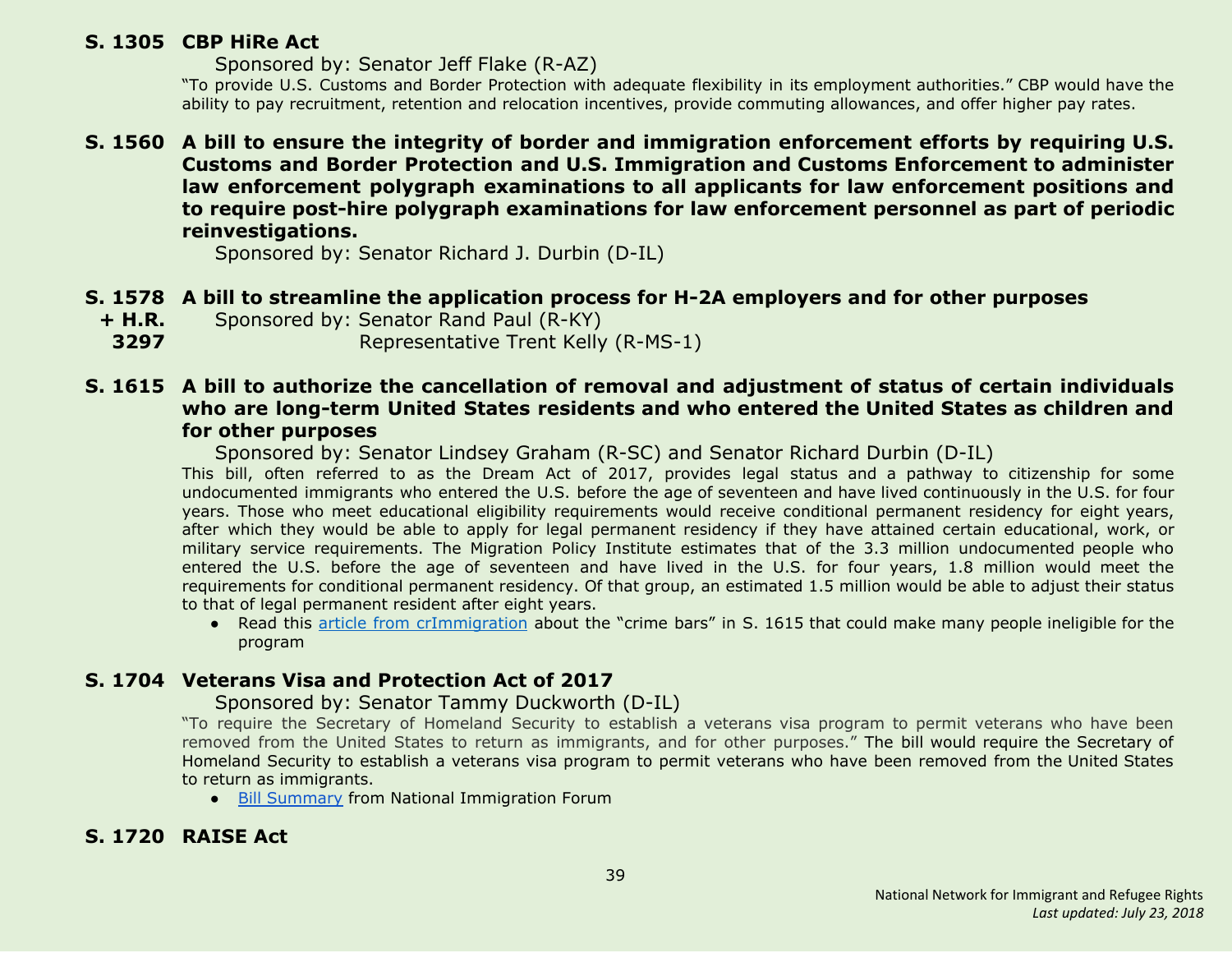**S. 1305 CBP HiRe Act**

Sponsored by: Senator Jeff Flake (R-AZ)

"To provide U.S. Customs and Border Protection with adequate flexibility in its employment authorities." CBP would have the ability to pay recruitment, retention and relocation incentives, provide commuting allowances, and offer higher pay rates.

**S. 1560 A bill to ensure the integrity of border and immigration enforcement efforts by requiring U.S. Customs and Border Protection and U.S. Immigration and Customs Enforcement to administer law enforcement polygraph examinations to all applicants for law enforcement positions and to require post-hire polygraph examinations for law enforcement personnel as part of periodic reinvestigations.**

Sponsored by: Senator Richard J. Durbin (D-IL)

**S. 1578 + H.R. 3297 A bill to streamline the application process for H-2A employers and for other purposes**

Sponsored by: Senator Rand Paul (R-KY)
Representative Trent Kelly (R-MS-1)

**S. 1615 A bill to authorize the cancellation of removal and adjustment of status of certain individuals who are long-term United States residents and who entered the United States as children and for other purposes**

Sponsored by: Senator Lindsey Graham (R-SC) and Senator Richard Durbin (D-IL)

This bill, often referred to as the Dream Act of 2017, provides legal status and a pathway to citizenship for some undocumented immigrants who entered the U.S. before the age of seventeen and have lived continuously in the U.S. for four years. Those who meet educational eligibility requirements would receive conditional permanent residency for eight years, after which they would be able to apply for legal permanent residency if they have attained certain educational, work, or military service requirements. The Migration Policy Institute estimates that of the 3.3 million undocumented people who entered the U.S. before the age of seventeen and have lived in the U.S. for four years, 1.8 million would meet the requirements for conditional permanent residency. Of that group, an estimated 1.5 million would be able to adjust their status to that of legal permanent resident after eight years.

- Read this article from crImmigration about the "crime bars" in S. 1615 that could make many people ineligible for the program

**S. 1704 Veterans Visa and Protection Act of 2017**

Sponsored by: Senator Tammy Duckworth (D-IL)

"To require the Secretary of Homeland Security to establish a veterans visa program to permit veterans who have been removed from the United States to return as immigrants, and for other purposes." The bill would require the Secretary of Homeland Security to establish a veterans visa program to permit veterans who have been removed from the United States to return as immigrants.

- Bill Summary from National Immigration Forum

**S. 1720 RAISE Act**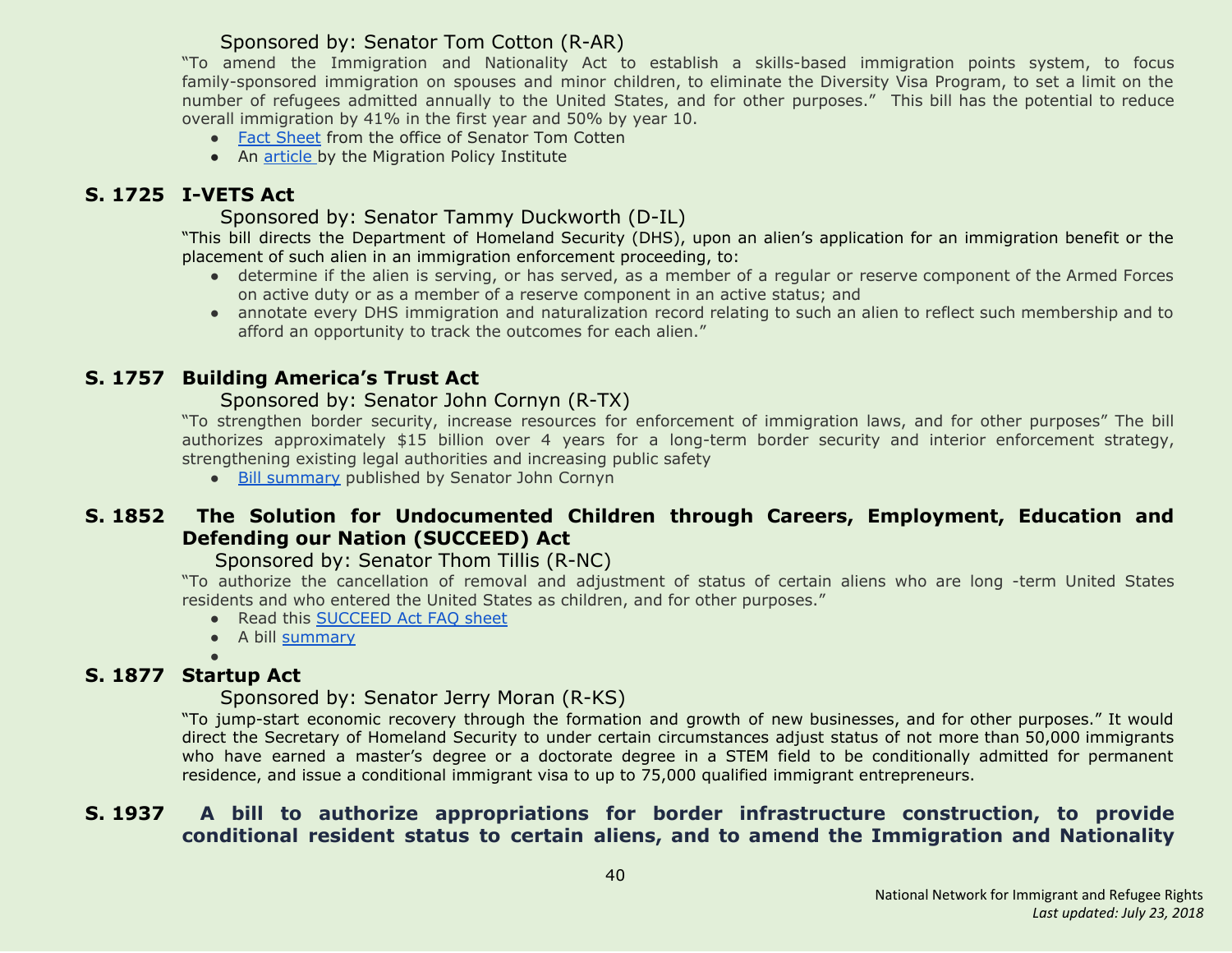Sponsored by: Senator Tom Cotton (R-AR)

"To amend the Immigration and Nationality Act to establish a skills-based immigration points system, to focus family-sponsored immigration on spouses and minor children, to eliminate the Diversity Visa Program, to set a limit on the number of refugees admitted annually to the United States, and for other purposes." This bill has the potential to reduce overall immigration by 41% in the first year and 50% by year 10.

- Fact Sheet from the office of Senator Tom Cotten
- An article by the Migration Policy Institute

### S. 1725 I-VETS Act

Sponsored by: Senator Tammy Duckworth (D-IL)

"This bill directs the Department of Homeland Security (DHS), upon an alien's application for an immigration benefit or the placement of such alien in an immigration enforcement proceeding, to:

- determine if the alien is serving, or has served, as a member of a regular or reserve component of the Armed Forces on active duty or as a member of a reserve component in an active status; and
- annotate every DHS immigration and naturalization record relating to such an alien to reflect such membership and to afford an opportunity to track the outcomes for each alien."

### S. 1757 Building America's Trust Act

Sponsored by: Senator John Cornyn (R-TX)

"To strengthen border security, increase resources for enforcement of immigration laws, and for other purposes" The bill authorizes approximately $15 billion over 4 years for a long-term border security and interior enforcement strategy, strengthening existing legal authorities and increasing public safety

- Bill summary published by Senator John Cornyn

### S. 1852 The Solution for Undocumented Children through Careers, Employment, Education and Defending our Nation (SUCCEED) Act

Sponsored by: Senator Thom Tillis (R-NC)

"To authorize the cancellation of removal and adjustment of status of certain aliens who are long -term United States residents and who entered the United States as children, and for other purposes."

- Read this SUCCEED Act FAQ sheet
- A bill summary

### S. 1877 Startup Act

Sponsored by: Senator Jerry Moran (R-KS)

"To jump-start economic recovery through the formation and growth of new businesses, and for other purposes." It would direct the Secretary of Homeland Security to under certain circumstances adjust status of not more than 50,000 immigrants who have earned a master's degree or a doctorate degree in a STEM field to be conditionally admitted for permanent residence, and issue a conditional immigrant visa to up to 75,000 qualified immigrant entrepreneurs.

### S. 1937 A bill to authorize appropriations for border infrastructure construction, to provide conditional resident status to certain aliens, and to amend the Immigration and Nationality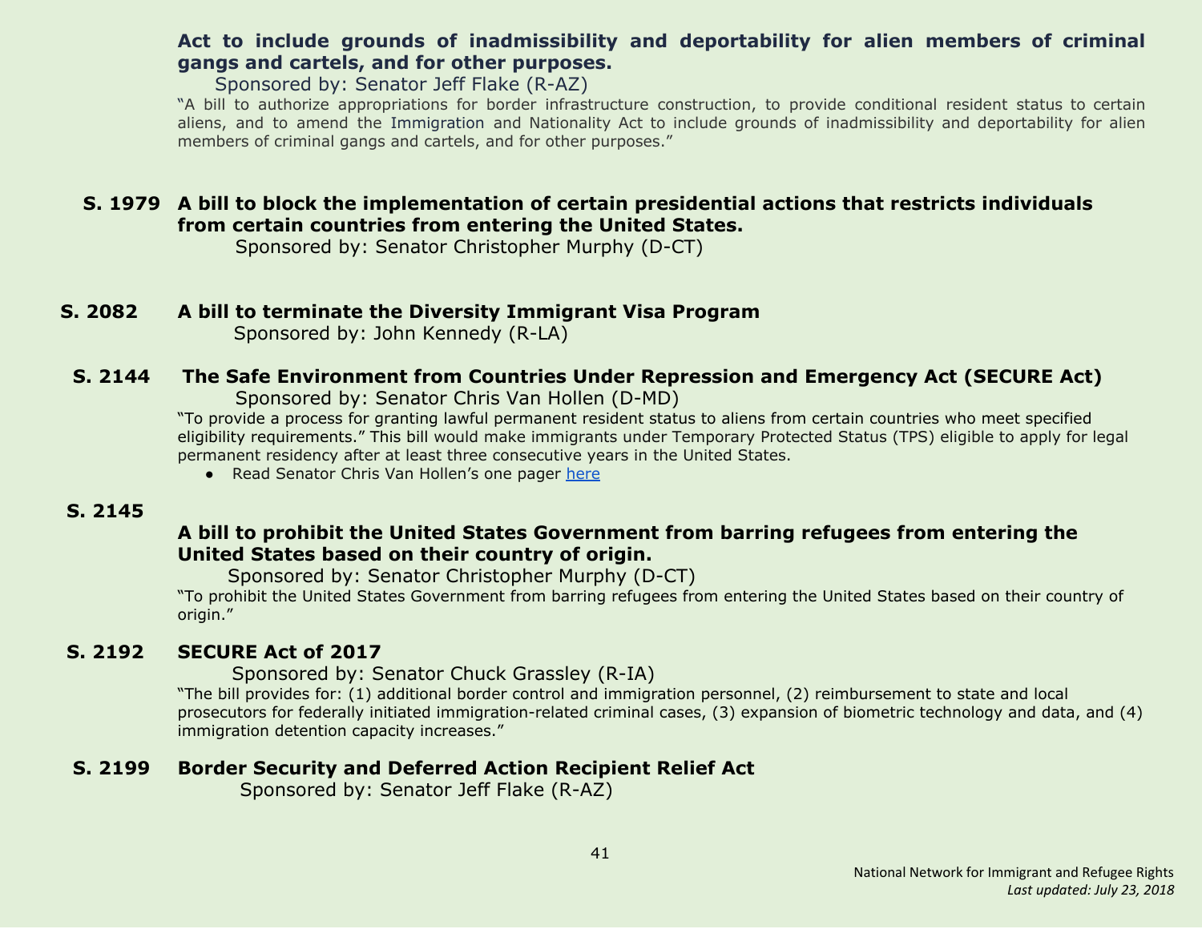**Act to include grounds of inadmissibility and deportability for alien members of criminal gangs and cartels, and for other purposes.**

Sponsored by: Senator Jeff Flake (R-AZ)

"A bill to authorize appropriations for border infrastructure construction, to provide conditional resident status to certain aliens, and to amend the Immigration and Nationality Act to include grounds of inadmissibility and deportability for alien members of criminal gangs and cartels, and for other purposes."

**S. 1979 A bill to block the implementation of certain presidential actions that restricts individuals from certain countries from entering the United States.**

Sponsored by: Senator Christopher Murphy (D-CT)

**S. 2082 A bill to terminate the Diversity Immigrant Visa Program**

Sponsored by: John Kennedy (R-LA)

**S. 2144 The Safe Environment from Countries Under Repression and Emergency Act (SECURE Act)**

Sponsored by: Senator Chris Van Hollen (D-MD)

"To provide a process for granting lawful permanent resident status to aliens from certain countries who meet specified eligibility requirements." This bill would make immigrants under Temporary Protected Status (TPS) eligible to apply for legal permanent residency after at least three consecutive years in the United States.

- Read Senator Chris Van Hollen's one pager here

**S. 2145**

**A bill to prohibit the United States Government from barring refugees from entering the United States based on their country of origin.**

Sponsored by: Senator Christopher Murphy (D-CT)

"To prohibit the United States Government from barring refugees from entering the United States based on their country of origin."

**S. 2192 SECURE Act of 2017**

Sponsored by: Senator Chuck Grassley (R-IA)

"The bill provides for: (1) additional border control and immigration personnel, (2) reimbursement to state and local prosecutors for federally initiated immigration-related criminal cases, (3) expansion of biometric technology and data, and (4) immigration detention capacity increases."

**S. 2199 Border Security and Deferred Action Recipient Relief Act**

Sponsored by: Senator Jeff Flake (R-AZ)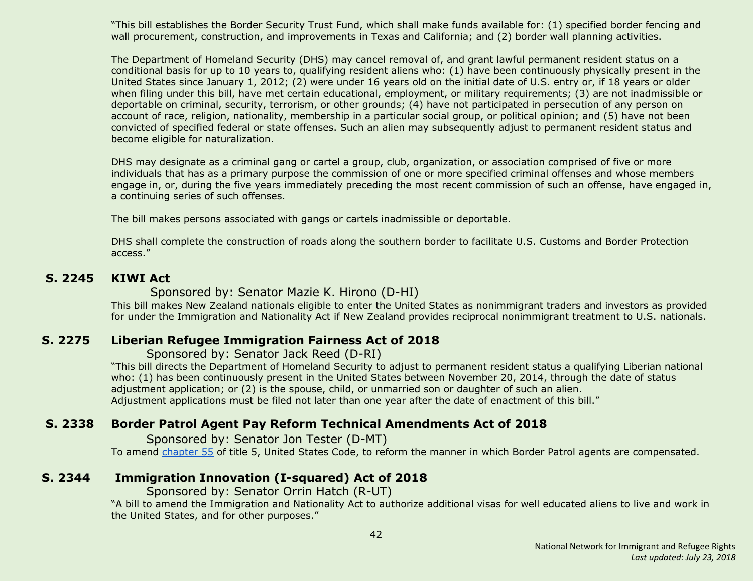"This bill establishes the Border Security Trust Fund, which shall make funds available for: (1) specified border fencing and wall procurement, construction, and improvements in Texas and California; and (2) border wall planning activities.

The Department of Homeland Security (DHS) may cancel removal of, and grant lawful permanent resident status on a conditional basis for up to 10 years to, qualifying resident aliens who: (1) have been continuously physically present in the United States since January 1, 2012; (2) were under 16 years old on the initial date of U.S. entry or, if 18 years or older when filing under this bill, have met certain educational, employment, or military requirements; (3) are not inadmissible or deportable on criminal, security, terrorism, or other grounds; (4) have not participated in persecution of any person on account of race, religion, nationality, membership in a particular social group, or political opinion; and (5) have not been convicted of specified federal or state offenses. Such an alien may subsequently adjust to permanent resident status and become eligible for naturalization.

DHS may designate as a criminal gang or cartel a group, club, organization, or association comprised of five or more individuals that has as a primary purpose the commission of one or more specified criminal offenses and whose members engage in, or, during the five years immediately preceding the most recent commission of such an offense, have engaged in, a continuing series of such offenses.

The bill makes persons associated with gangs or cartels inadmissible or deportable.

DHS shall complete the construction of roads along the southern border to facilitate U.S. Customs and Border Protection access."

### S. 2245 KIWI Act

Sponsored by: Senator Mazie K. Hirono (D-HI)

This bill makes New Zealand nationals eligible to enter the United States as nonimmigrant traders and investors as provided for under the Immigration and Nationality Act if New Zealand provides reciprocal nonimmigrant treatment to U.S. nationals.

### S. 2275 Liberian Refugee Immigration Fairness Act of 2018

Sponsored by: Senator Jack Reed (D-RI)

"This bill directs the Department of Homeland Security to adjust to permanent resident status a qualifying Liberian national who: (1) has been continuously present in the United States between November 20, 2014, through the date of status adjustment application; or (2) is the spouse, child, or unmarried son or daughter of such an alien.
Adjustment applications must be filed not later than one year after the date of enactment of this bill."

### S. 2338 Border Patrol Agent Pay Reform Technical Amendments Act of 2018

Sponsored by: Senator Jon Tester (D-MT)

To amend chapter 55 of title 5, United States Code, to reform the manner in which Border Patrol agents are compensated.

### S. 2344 Immigration Innovation (I-squared) Act of 2018

Sponsored by: Senator Orrin Hatch (R-UT)

"A bill to amend the Immigration and Nationality Act to authorize additional visas for well educated aliens to live and work in the United States, and for other purposes."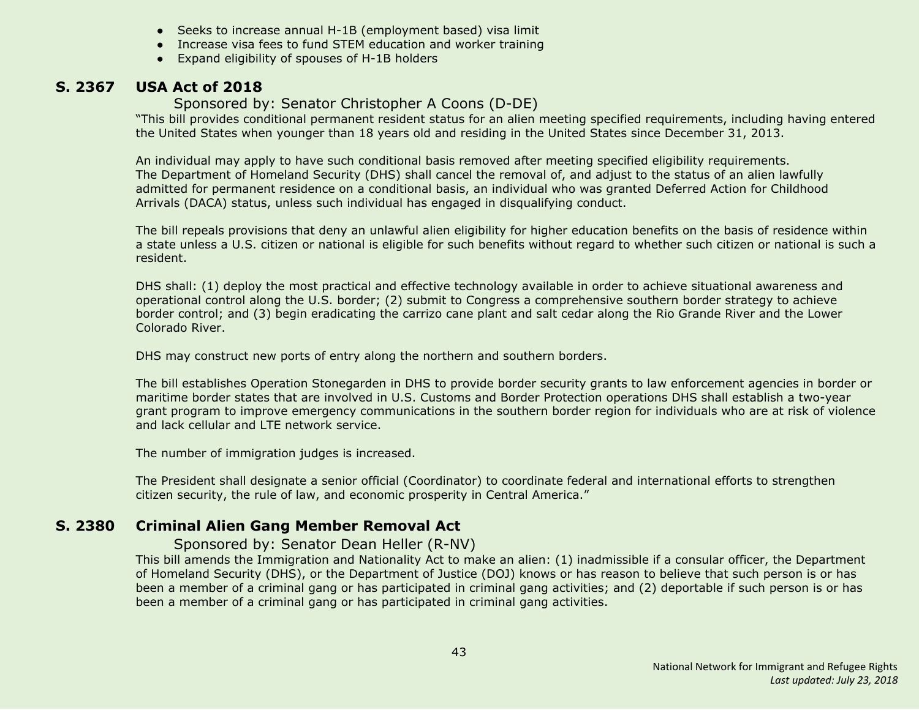- Seeks to increase annual H-1B (employment based) visa limit
- Increase visa fees to fund STEM education and worker training
- Expand eligibility of spouses of H-1B holders

## S. 2367 USA Act of 2018

Sponsored by: Senator Christopher A Coons (D-DE)

"This bill provides conditional permanent resident status for an alien meeting specified requirements, including having entered the United States when younger than 18 years old and residing in the United States since December 31, 2013.

An individual may apply to have such conditional basis removed after meeting specified eligibility requirements. The Department of Homeland Security (DHS) shall cancel the removal of, and adjust to the status of an alien lawfully admitted for permanent residence on a conditional basis, an individual who was granted Deferred Action for Childhood Arrivals (DACA) status, unless such individual has engaged in disqualifying conduct.

The bill repeals provisions that deny an unlawful alien eligibility for higher education benefits on the basis of residence within a state unless a U.S. citizen or national is eligible for such benefits without regard to whether such citizen or national is such a resident.

DHS shall: (1) deploy the most practical and effective technology available in order to achieve situational awareness and operational control along the U.S. border; (2) submit to Congress a comprehensive southern border strategy to achieve border control; and (3) begin eradicating the carrizo cane plant and salt cedar along the Rio Grande River and the Lower Colorado River.

DHS may construct new ports of entry along the northern and southern borders.

The bill establishes Operation Stonegarden in DHS to provide border security grants to law enforcement agencies in border or maritime border states that are involved in U.S. Customs and Border Protection operations DHS shall establish a two-year grant program to improve emergency communications in the southern border region for individuals who are at risk of violence and lack cellular and LTE network service.

The number of immigration judges is increased.

The President shall designate a senior official (Coordinator) to coordinate federal and international efforts to strengthen citizen security, the rule of law, and economic prosperity in Central America."

## S. 2380 Criminal Alien Gang Member Removal Act

Sponsored by: Senator Dean Heller (R-NV)

This bill amends the Immigration and Nationality Act to make an alien: (1) inadmissible if a consular officer, the Department of Homeland Security (DHS), or the Department of Justice (DOJ) knows or has reason to believe that such person is or has been a member of a criminal gang or has participated in criminal gang activities; and (2) deportable if such person is or has been a member of a criminal gang or has participated in criminal gang activities.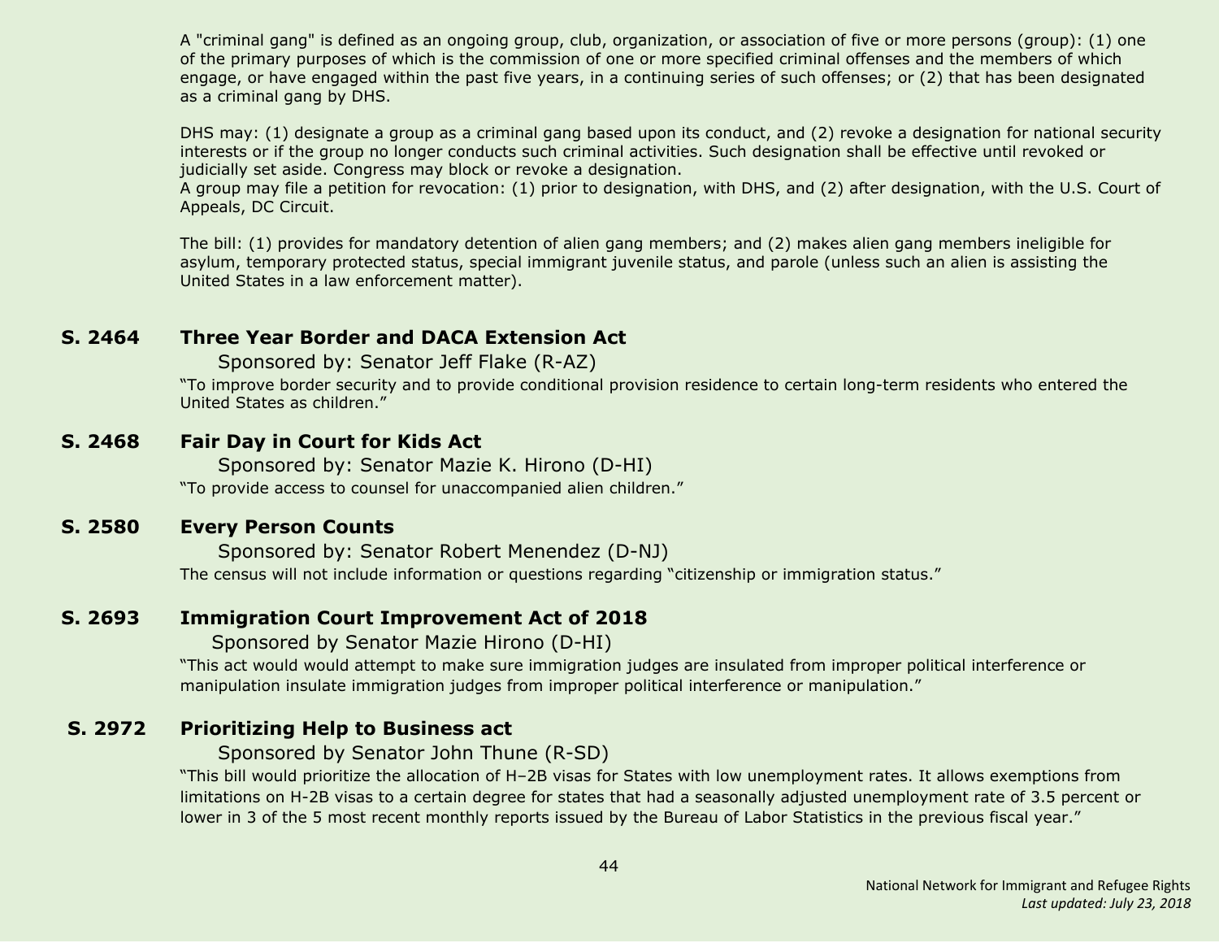A "criminal gang" is defined as an ongoing group, club, organization, or association of five or more persons (group): (1) one of the primary purposes of which is the commission of one or more specified criminal offenses and the members of which engage, or have engaged within the past five years, in a continuing series of such offenses; or (2) that has been designated as a criminal gang by DHS.

DHS may: (1) designate a group as a criminal gang based upon its conduct, and (2) revoke a designation for national security interests or if the group no longer conducts such criminal activities. Such designation shall be effective until revoked or judicially set aside. Congress may block or revoke a designation.
A group may file a petition for revocation: (1) prior to designation, with DHS, and (2) after designation, with the U.S. Court of Appeals, DC Circuit.

The bill: (1) provides for mandatory detention of alien gang members; and (2) makes alien gang members ineligible for asylum, temporary protected status, special immigrant juvenile status, and parole (unless such an alien is assisting the United States in a law enforcement matter).

## S. 2464 Three Year Border and DACA Extension Act

Sponsored by: Senator Jeff Flake (R-AZ)

"To improve border security and to provide conditional provision residence to certain long-term residents who entered the United States as children."

## S. 2468 Fair Day in Court for Kids Act

Sponsored by: Senator Mazie K. Hirono (D-HI)

"To provide access to counsel for unaccompanied alien children."

## S. 2580 Every Person Counts

Sponsored by: Senator Robert Menendez (D-NJ)

The census will not include information or questions regarding "citizenship or immigration status."

## S. 2693 Immigration Court Improvement Act of 2018

Sponsored by Senator Mazie Hirono (D-HI)

"This act would would attempt to make sure immigration judges are insulated from improper political interference or manipulation insulate immigration judges from improper political interference or manipulation."

## S. 2972 Prioritizing Help to Business act

Sponsored by Senator John Thune (R-SD)

"This bill would prioritize the allocation of H–2B visas for States with low unemployment rates. It allows exemptions from limitations on H-2B visas to a certain degree for states that had a seasonally adjusted unemployment rate of 3.5 percent or lower in 3 of the 5 most recent monthly reports issued by the Bureau of Labor Statistics in the previous fiscal year."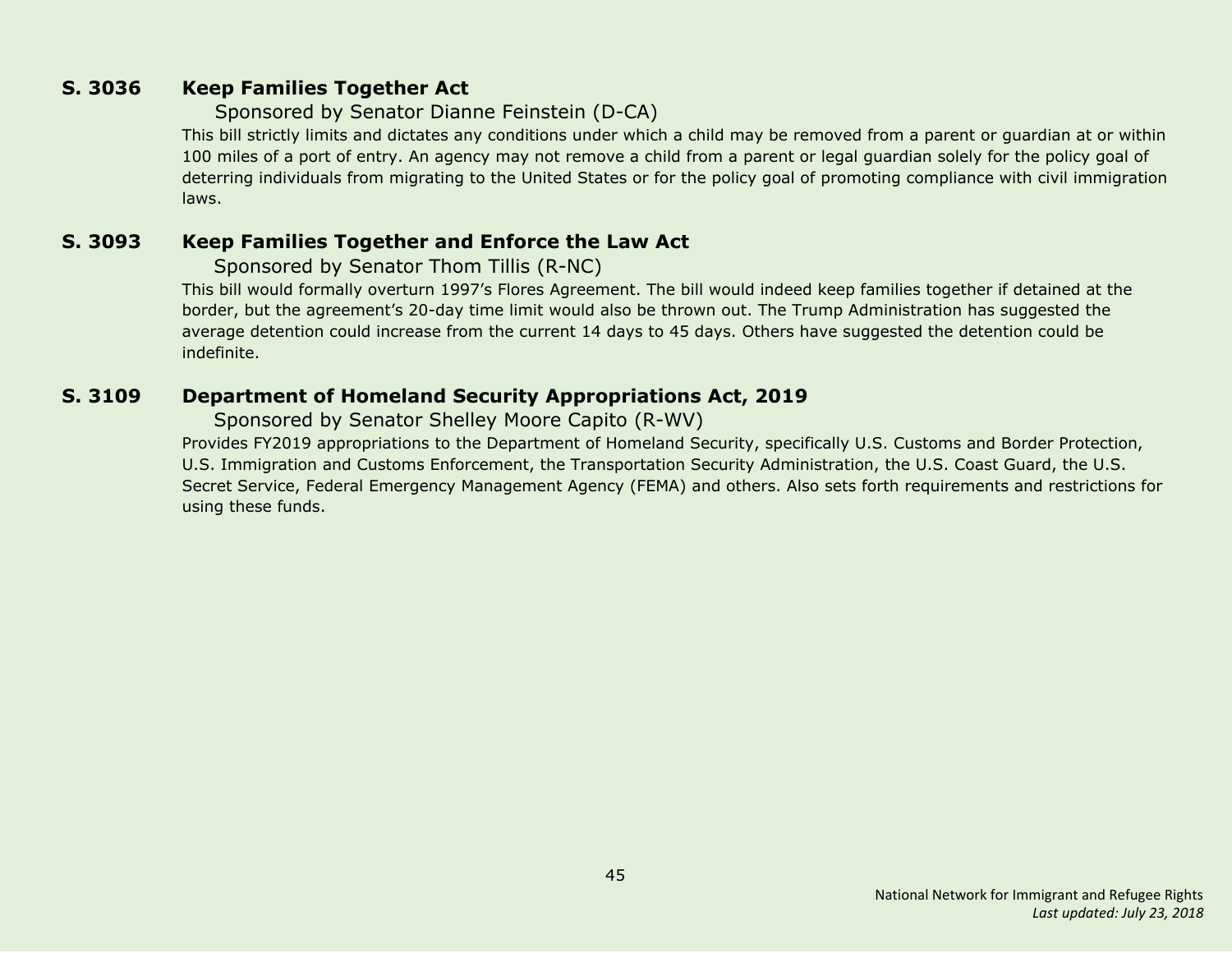### S. 3036 Keep Families Together Act

Sponsored by Senator Dianne Feinstein (D-CA)

This bill strictly limits and dictates any conditions under which a child may be removed from a parent or guardian at or within 100 miles of a port of entry. An agency may not remove a child from a parent or legal guardian solely for the policy goal of deterring individuals from migrating to the United States or for the policy goal of promoting compliance with civil immigration laws.

### S. 3093 Keep Families Together and Enforce the Law Act

Sponsored by Senator Thom Tillis (R-NC)

This bill would formally overturn 1997's Flores Agreement. The bill would indeed keep families together if detained at the border, but the agreement's 20-day time limit would also be thrown out. The Trump Administration has suggested the average detention could increase from the current 14 days to 45 days. Others have suggested the detention could be indefinite.

### S. 3109 Department of Homeland Security Appropriations Act, 2019

Sponsored by Senator Shelley Moore Capito (R-WV)

Provides FY2019 appropriations to the Department of Homeland Security, specifically U.S. Customs and Border Protection, U.S. Immigration and Customs Enforcement, the Transportation Security Administration, the U.S. Coast Guard, the U.S. Secret Service, Federal Emergency Management Agency (FEMA) and others. Also sets forth requirements and restrictions for using these funds.